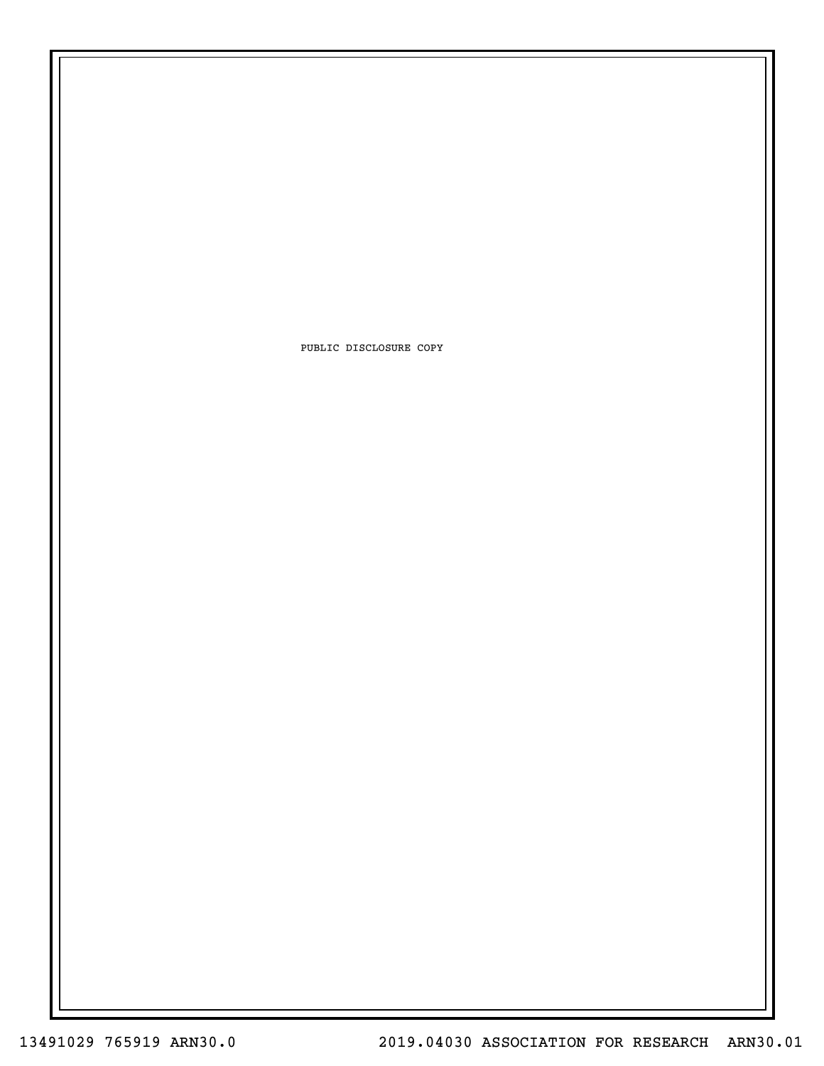PUBLIC DISCLOSURE COPY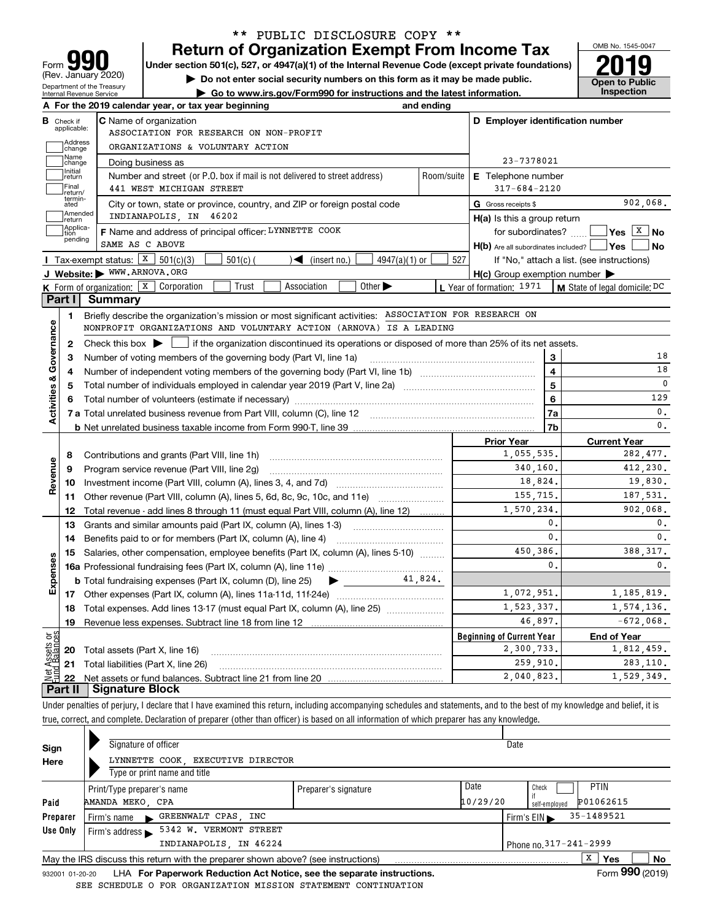** PUBLIC DISCLOSURE COPY **

# Form 990 — Return of Organization Exempt From Income Tax (2019)

(Rev. January 2020)
Department of the Treasury
Internal Revenue Service

Under section 501(c), 527, or 4947(a)(1) of the Internal Revenue Code (except private foundations)

▶ Do not enter social security numbers on this form as it may be made public.

▶ Go to www.irs.gov/Form990 for instructions and the latest information.

OMB No. 1545-0047

**Open to Public Inspection**

**A** For the 2019 calendar year, or tax year beginning and ending

**B** Check if applicable: Address change / Name change / Initial return / Final return/terminated / Amended return / Application pending

**C** Name of organization: ASSOCIATION FOR RESEARCH ON NON-PROFIT ORGANIZATIONS & VOLUNTARY ACTION

Doing business as

Number and street (or P.O. box if mail is not delivered to street address): 441 WEST MICHIGAN STREET | Room/suite

City or town, state or province, country, and ZIP or foreign postal code: INDIANAPOLIS, IN 46202

**D** Employer identification number: 23-7378021

**E** Telephone number: 317-684-2120

**G** Gross receipts $ 902,068.

**F** Name and address of principal officer: LYNNETTE COOK
SAME AS C ABOVE

**H(a)** Is this a group return for subordinates? ☐ Yes ☒ No

**H(b)** Are all subordinates included? ☐ Yes ☐ No
If "No," attach a list. (see instructions)

**H(c)** Group exemption number ▶

**I** Tax-exempt status: ☒ 501(c)(3) ☐ 501(c) ( ) ◀ (insert no.) ☐ 4947(a)(1) or ☐ 527

**J** Website: ▶ WWW.ARNOVA.ORG

**K** Form of organization: ☒ Corporation ☐ Trust ☐ Association ☐ Other ▶

**L** Year of formation: 1971

**M** State of legal domicile: DC

## Part I Summary

**Activities & Governance**

1 Briefly describe the organization's mission or most significant activities: ASSOCIATION FOR RESEARCH ON NONPROFIT ORGANIZATIONS AND VOLUNTARY ACTION (ARNOVA) IS A LEADING

2 Check this box ▶ ☐ if the organization discontinued its operations or disposed of more than 25% of its net assets.

| | | | |
|---|---|---|---|
| 3 | Number of voting members of the governing body (Part VI, line 1a) | 3 | 18 |
| 4 | Number of independent voting members of the governing body (Part VI, line 1b) | 4 | 18 |
| 5 | Total number of individuals employed in calendar year 2019 (Part V, line 2a) | 5 | 0 |
| 6 | Total number of volunteers (estimate if necessary) | 6 | 129 |
| 7a | Total unrelated business revenue from Part VIII, column (C), line 12 | 7a | 0. |
| b | Net unrelated business taxable income from Form 990-T, line 39 | 7b | 0. |

| | | | Prior Year | Current Year |
|---|---|---|---|---|
| **Revenue** | 8 | Contributions and grants (Part VIII, line 1h) | 1,055,535. | 282,477. |
| | 9 | Program service revenue (Part VIII, line 2g) | 340,160. | 412,230. |
| | 10 | Investment income (Part VIII, column (A), lines 3, 4, and 7d) | 18,824. | 19,830. |
| | 11 | Other revenue (Part VIII, column (A), lines 5, 6d, 8c, 9c, 10c, and 11e) | 155,715. | 187,531. |
| | 12 | Total revenue - add lines 8 through 11 (must equal Part VIII, column (A), line 12) | 1,570,234. | 902,068. |
| **Expenses** | 13 | Grants and similar amounts paid (Part IX, column (A), lines 1-3) | 0. | 0. |
| | 14 | Benefits paid to or for members (Part IX, column (A), line 4) | 0. | 0. |
| | 15 | Salaries, other compensation, employee benefits (Part IX, column (A), lines 5-10) | 450,386. | 388,317. |
| | 16a | Professional fundraising fees (Part IX, column (A), line 11e) | 0. | 0. |
| | b | Total fundraising expenses (Part IX, column (D), line 25) ▶ 41,824. | | |
| | 17 | Other expenses (Part IX, column (A), lines 11a-11d, 11f-24e) | 1,072,951. | 1,185,819. |
| | 18 | Total expenses. Add lines 13-17 (must equal Part IX, column (A), line 25) | 1,523,337. | 1,574,136. |
| | 19 | Revenue less expenses. Subtract line 18 from line 12 | 46,897. | -672,068. |

| | | | Beginning of Current Year | End of Year |
|---|---|---|---|---|
| **Net Assets or Fund Balances** | 20 | Total assets (Part X, line 16) | 2,300,733. | 1,812,459. |
| | 21 | Total liabilities (Part X, line 26) | 259,910. | 283,110. |
| | 22 | Net assets or fund balances. Subtract line 21 from line 20 | 2,040,823. | 1,529,349. |

## Part II Signature Block

Under penalties of perjury, I declare that I have examined this return, including accompanying schedules and statements, and to the best of my knowledge and belief, it is true, correct, and complete. Declaration of preparer (other than officer) is based on all information of which preparer has any knowledge.

**Sign Here**

Signature of officer | Date

LYNNETTE COOK, EXECUTIVE DIRECTOR
Type or print name and title

**Paid Preparer Use Only**

| Print/Type preparer's name | Preparer's signature | Date | Check if self-employed | PTIN |
|---|---|---|---|---|
| AMANDA MEKO, CPA | | 10/29/20 | ☐ | P01062615 |

Firm's name ▶ GREENWALT CPAS, INC | Firm's EIN ▶ 35-1489521

Firm's address ▶ 5342 W. VERMONT STREET, INDIANAPOLIS, IN 46224 | Phone no. 317-241-2999

May the IRS discuss this return with the preparer shown above? (see instructions) ☒ Yes ☐ No

932001 01-20-20 LHA For Paperwork Reduction Act Notice, see the separate instructions. Form **990** (2019)

SEE SCHEDULE O FOR ORGANIZATION MISSION STATEMENT CONTINUATION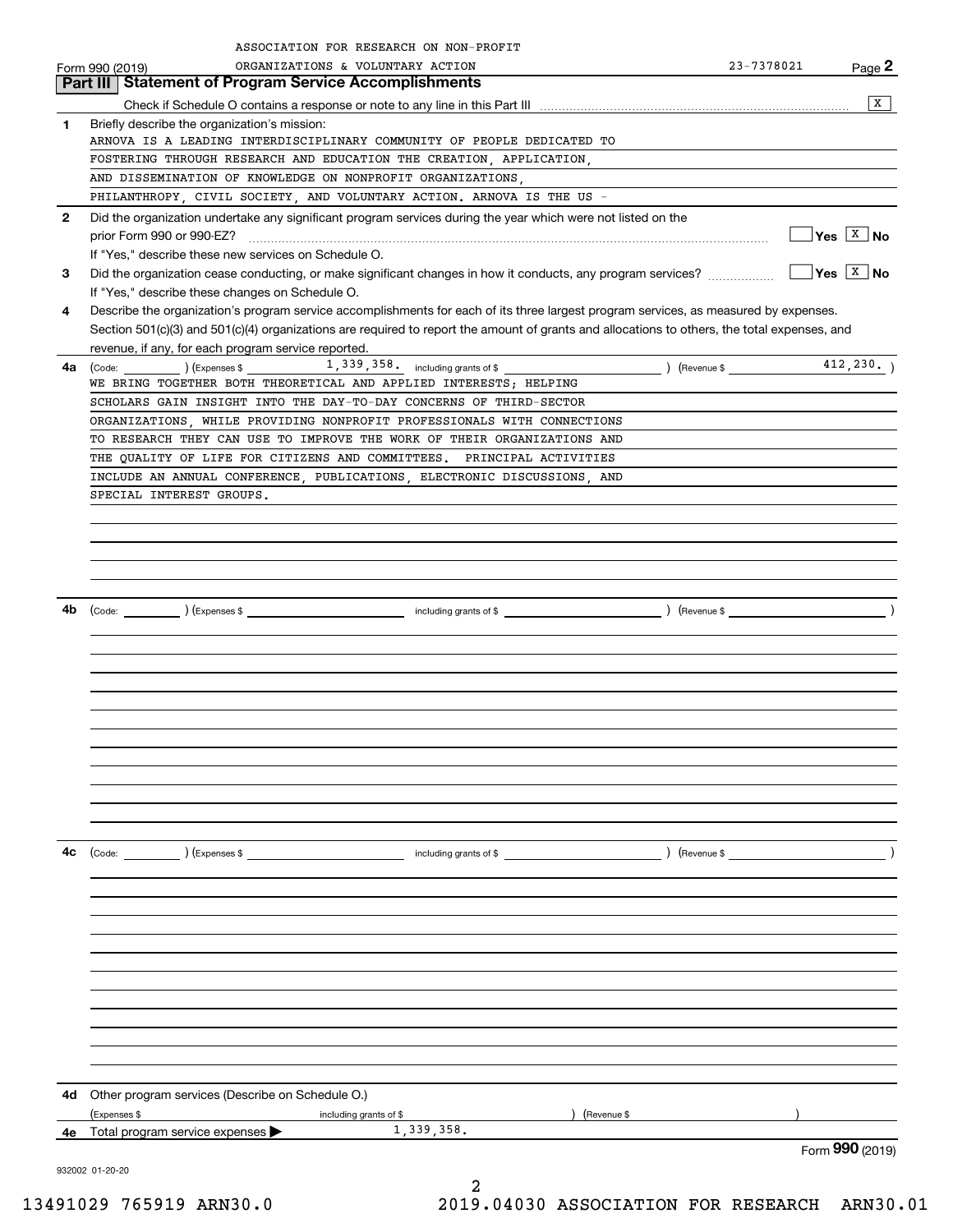ASSOCIATION FOR RESEARCH ON NON-PROFIT ORGANIZATIONS & VOLUNTARY ACTION 23-7378021

Form 990 (2019)

## Part III Statement of Program Service Accomplishments

Check if Schedule O contains a response or note to any line in this Part III .......... [X]

**1** Briefly describe the organization's mission:

ARNOVA IS A LEADING INTERDISCIPLINARY COMMUNITY OF PEOPLE DEDICATED TO FOSTERING THROUGH RESEARCH AND EDUCATION THE CREATION, APPLICATION, AND DISSEMINATION OF KNOWLEDGE ON NONPROFIT ORGANIZATIONS, PHILANTHROPY, CIVIL SOCIETY, AND VOLUNTARY ACTION. ARNOVA IS THE US -

**2** Did the organization undertake any significant program services during the year which were not listed on the prior Form 990 or 990-EZ? .......... [ ] Yes [X] No

If "Yes," describe these new services on Schedule O.

**3** Did the organization cease conducting, or make significant changes in how it conducts, any program services? .......... [ ] Yes [X] No

If "Yes," describe these changes on Schedule O.

**4** Describe the organization's program service accomplishments for each of its three largest program services, as measured by expenses. Section 501(c)(3) and 501(c)(4) organizations are required to report the amount of grants and allocations to others, the total expenses, and revenue, if any, for each program service reported.

**4a** (Code: ) (Expenses $ 1,339,358. including grants of $ ) (Revenue $ 412,230. )

WE BRING TOGETHER BOTH THEORETICAL AND APPLIED INTERESTS; HELPING SCHOLARS GAIN INSIGHT INTO THE DAY-TO-DAY CONCERNS OF THIRD-SECTOR ORGANIZATIONS, WHILE PROVIDING NONPROFIT PROFESSIONALS WITH CONNECTIONS TO RESEARCH THEY CAN USE TO IMPROVE THE WORK OF THEIR ORGANIZATIONS AND THE QUALITY OF LIFE FOR CITIZENS AND COMMITTEES. PRINCIPAL ACTIVITIES INCLUDE AN ANNUAL CONFERENCE, PUBLICATIONS, ELECTRONIC DISCUSSIONS, AND SPECIAL INTEREST GROUPS.

**4b** (Code: ) (Expenses $ including grants of $ ) (Revenue $ )

**4c** (Code: ) (Expenses $ including grants of $ ) (Revenue $ )

**4d** Other program services (Describe on Schedule O.)

(Expenses $ including grants of $ ) (Revenue $ )

**4e** Total program service expenses ▶ 1,339,358.

Form **990** (2019)

932002 01-20-20

13491029 765919 ARN30.0 2019.04030 ASSOCIATION FOR RESEARCH ARN30.01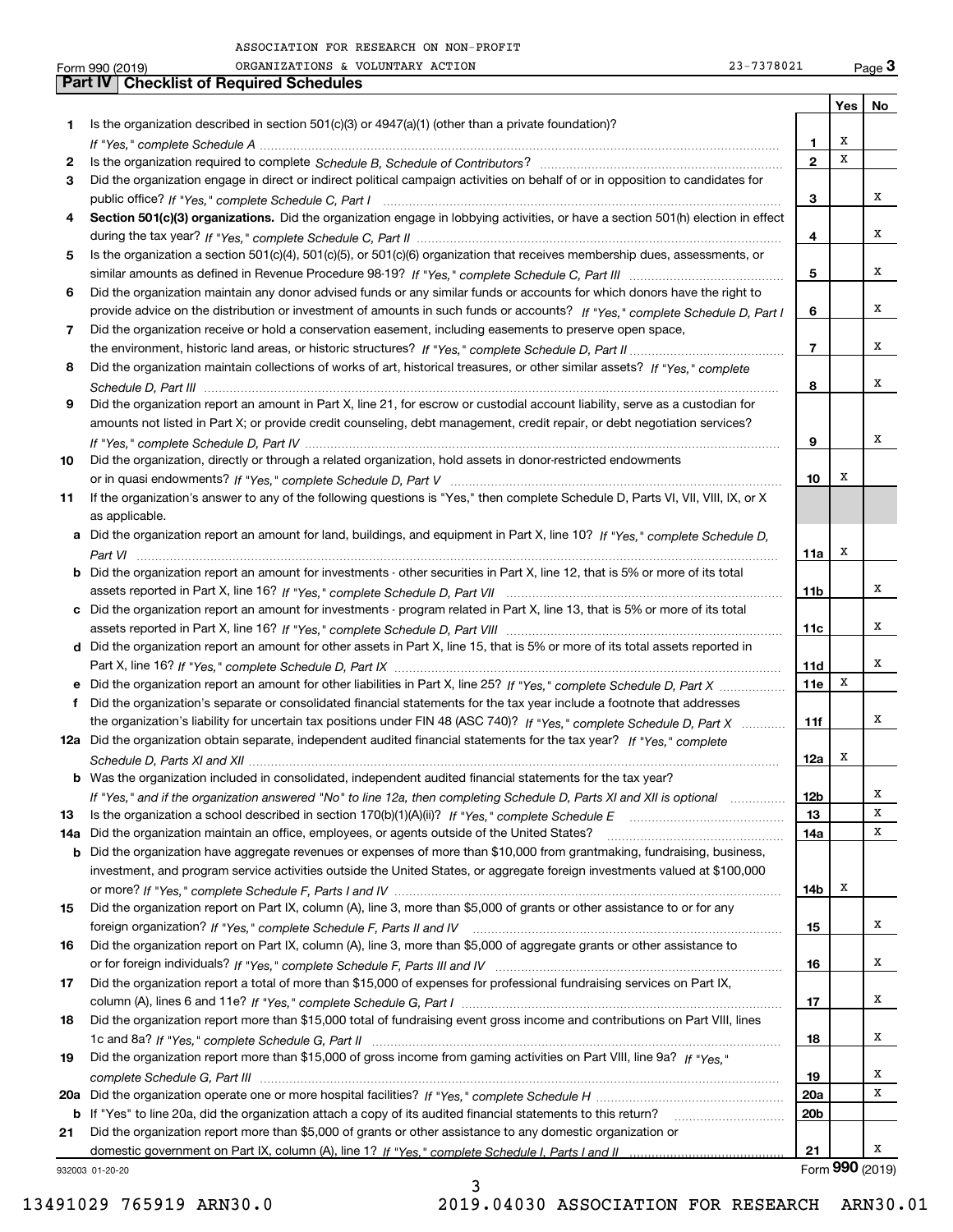ASSOCIATION FOR RESEARCH ON NON-PROFIT ORGANIZATIONS & VOLUNTARY ACTION 23-7378021

Form 990 (2019)

## Part IV Checklist of Required Schedules

| | | | Yes | No |
|---|---|---|---|---|
| 1 | Is the organization described in section 501(c)(3) or 4947(a)(1) (other than a private foundation)? *If "Yes," complete Schedule A* | 1 | X | |
| 2 | Is the organization required to complete *Schedule B, Schedule of Contributors*? | 2 | X | |
| 3 | Did the organization engage in direct or indirect political campaign activities on behalf of or in opposition to candidates for public office? *If "Yes," complete Schedule C, Part I* | 3 | | X |
| 4 | **Section 501(c)(3) organizations.** Did the organization engage in lobbying activities, or have a section 501(h) election in effect during the tax year? *If "Yes," complete Schedule C, Part II* | 4 | | X |
| 5 | Is the organization a section 501(c)(4), 501(c)(5), or 501(c)(6) organization that receives membership dues, assessments, or similar amounts as defined in Revenue Procedure 98-19? *If "Yes," complete Schedule C, Part III* | 5 | | X |
| 6 | Did the organization maintain any donor advised funds or any similar funds or accounts for which donors have the right to provide advice on the distribution or investment of amounts in such funds or accounts? *If "Yes," complete Schedule D, Part I* | 6 | | X |
| 7 | Did the organization receive or hold a conservation easement, including easements to preserve open space, the environment, historic land areas, or historic structures? *If "Yes," complete Schedule D, Part II* | 7 | | X |
| 8 | Did the organization maintain collections of works of art, historical treasures, or other similar assets? *If "Yes," complete Schedule D, Part III* | 8 | | X |
| 9 | Did the organization report an amount in Part X, line 21, for escrow or custodial account liability, serve as a custodian for amounts not listed in Part X; or provide credit counseling, debt management, credit repair, or debt negotiation services? *If "Yes," complete Schedule D, Part IV* | 9 | | X |
| 10 | Did the organization, directly or through a related organization, hold assets in donor-restricted endowments or in quasi endowments? *If "Yes," complete Schedule D, Part V* | 10 | X | |
| 11 | If the organization's answer to any of the following questions is "Yes," then complete Schedule D, Parts VI, VII, VIII, IX, or X as applicable. | | | |
| a | Did the organization report an amount for land, buildings, and equipment in Part X, line 10? *If "Yes," complete Schedule D, Part VI* | 11a | X | |
| b | Did the organization report an amount for investments - other securities in Part X, line 12, that is 5% or more of its total assets reported in Part X, line 16? *If "Yes," complete Schedule D, Part VII* | 11b | | X |
| c | Did the organization report an amount for investments - program related in Part X, line 13, that is 5% or more of its total assets reported in Part X, line 16? *If "Yes," complete Schedule D, Part VIII* | 11c | | X |
| d | Did the organization report an amount for other assets in Part X, line 15, that is 5% or more of its total assets reported in Part X, line 16? *If "Yes," complete Schedule D, Part IX* | 11d | | X |
| e | Did the organization report an amount for other liabilities in Part X, line 25? *If "Yes," complete Schedule D, Part X* | 11e | X | |
| f | Did the organization's separate or consolidated financial statements for the tax year include a footnote that addresses the organization's liability for uncertain tax positions under FIN 48 (ASC 740)? *If "Yes," complete Schedule D, Part X* | 11f | | X |
| 12a | Did the organization obtain separate, independent audited financial statements for the tax year? *If "Yes," complete Schedule D, Parts XI and XII* | 12a | X | |
| b | Was the organization included in consolidated, independent audited financial statements for the tax year? *If "Yes," and if the organization answered "No" to line 12a, then completing Schedule D, Parts XI and XII is optional* | 12b | | X |
| 13 | Is the organization a school described in section 170(b)(1)(A)(ii)? *If "Yes," complete Schedule E* | 13 | | X |
| 14a | Did the organization maintain an office, employees, or agents outside of the United States? | 14a | | X |
| b | Did the organization have aggregate revenues or expenses of more than $10,000 from grantmaking, fundraising, business, investment, and program service activities outside the United States, or aggregate foreign investments valued at $100,000 or more? *If "Yes," complete Schedule F, Parts I and IV* | 14b | X | |
| 15 | Did the organization report on Part IX, column (A), line 3, more than $5,000 of grants or other assistance to or for any foreign organization? *If "Yes," complete Schedule F, Parts II and IV* | 15 | | X |
| 16 | Did the organization report on Part IX, column (A), line 3, more than $5,000 of aggregate grants or other assistance to or for foreign individuals? *If "Yes," complete Schedule F, Parts III and IV* | 16 | | X |
| 17 | Did the organization report a total of more than $15,000 of expenses for professional fundraising services on Part IX, column (A), lines 6 and 11e? *If "Yes," complete Schedule G, Part I* | 17 | | X |
| 18 | Did the organization report more than $15,000 total of fundraising event gross income and contributions on Part VIII, lines 1c and 8a? *If "Yes," complete Schedule G, Part II* | 18 | | X |
| 19 | Did the organization report more than $15,000 of gross income from gaming activities on Part VIII, line 9a? *If "Yes," complete Schedule G, Part III* | 19 | | X |
| 20a | Did the organization operate one or more hospital facilities? *If "Yes," complete Schedule H* | 20a | | X |
| b | If "Yes" to line 20a, did the organization attach a copy of its audited financial statements to this return? | 20b | | |
| 21 | Did the organization report more than $5,000 of grants or other assistance to any domestic organization or domestic government on Part IX, column (A), line 1? *If "Yes," complete Schedule I, Parts I and II* | 21 | | X |

932003 01-20-20 Form **990** (2019)

13491029 765919 ARN30.0 2019.04030 ASSOCIATION FOR RESEARCH ARN30.01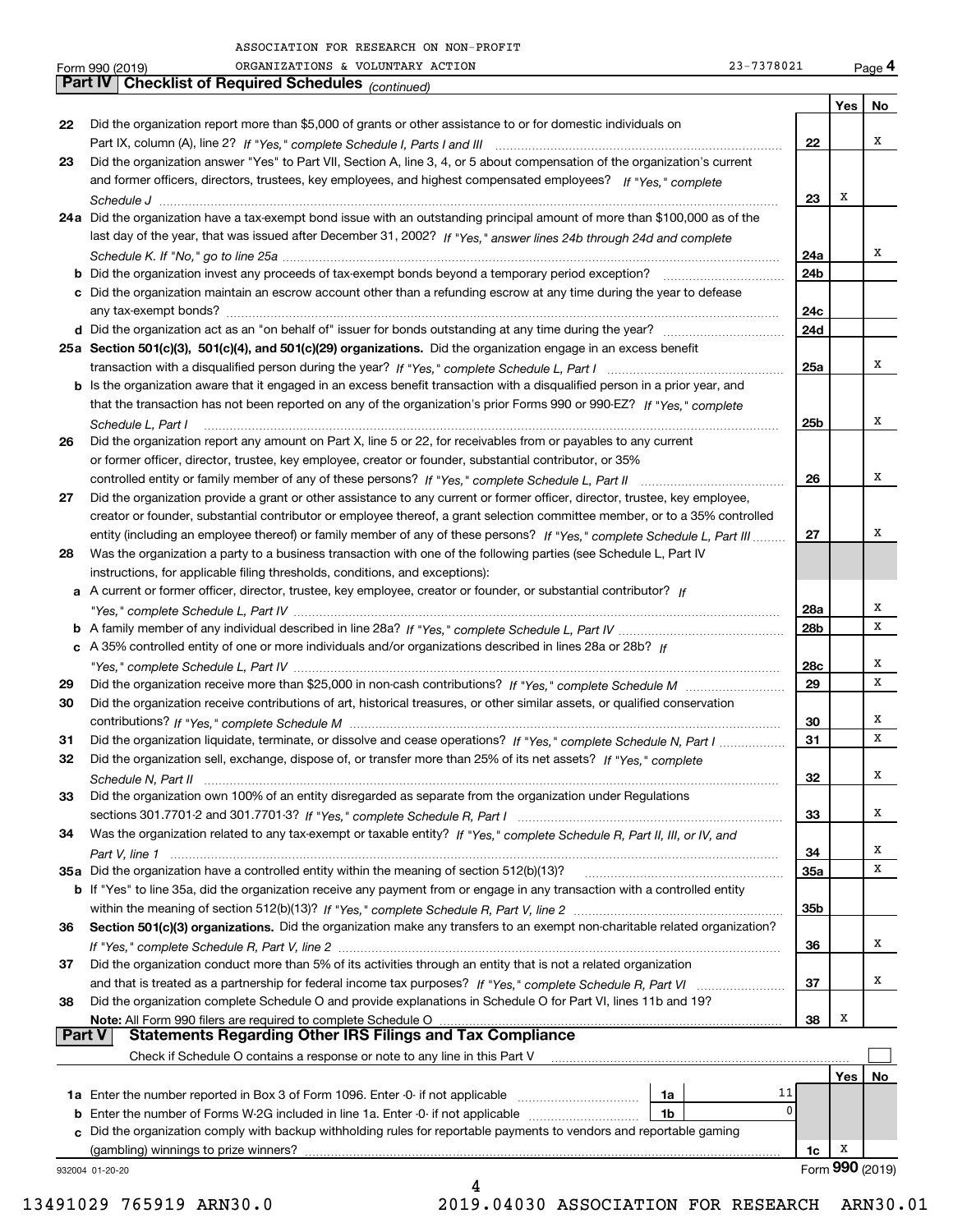ASSOCIATION FOR RESEARCH ON NON-PROFIT ORGANIZATIONS & VOLUNTARY ACTION 23-7378021

Form 990 (2019) Page 4

**Part IV Checklist of Required Schedules** *(continued)*

| | | | Yes | No |
|---|---|---|---|---|
| 22 | Did the organization report more than $5,000 of grants or other assistance to or for domestic individuals on Part IX, column (A), line 2? *If "Yes," complete Schedule I, Parts I and III* | 22 | | X |
| 23 | Did the organization answer "Yes" to Part VII, Section A, line 3, 4, or 5 about compensation of the organization's current and former officers, directors, trustees, key employees, and highest compensated employees? *If "Yes," complete Schedule J* | 23 | X | |
| 24a | Did the organization have a tax-exempt bond issue with an outstanding principal amount of more than $100,000 as of the last day of the year, that was issued after December 31, 2002? *If "Yes," answer lines 24b through 24d and complete Schedule K. If "No," go to line 25a* | 24a | | X |
| b | Did the organization invest any proceeds of tax-exempt bonds beyond a temporary period exception? | 24b | | |
| c | Did the organization maintain an escrow account other than a refunding escrow at any time during the year to defease any tax-exempt bonds? | 24c | | |
| d | Did the organization act as an "on behalf of" issuer for bonds outstanding at any time during the year? | 24d | | |
| 25a | **Section 501(c)(3), 501(c)(4), and 501(c)(29) organizations.** Did the organization engage in an excess benefit transaction with a disqualified person during the year? *If "Yes," complete Schedule L, Part I* | 25a | | X |
| b | Is the organization aware that it engaged in an excess benefit transaction with a disqualified person in a prior year, and that the transaction has not been reported on any of the organization's prior Forms 990 or 990-EZ? *If "Yes," complete Schedule L, Part I* | 25b | | X |
| 26 | Did the organization report any amount on Part X, line 5 or 22, for receivables from or payables to any current or former officer, director, trustee, key employee, creator or founder, substantial contributor, or 35% controlled entity or family member of any of these persons? *If "Yes," complete Schedule L, Part II* | 26 | | X |
| 27 | Did the organization provide a grant or other assistance to any current or former officer, director, trustee, key employee, creator or founder, substantial contributor or employee thereof, a grant selection committee member, or to a 35% controlled entity (including an employee thereof) or family member of any of these persons? *If "Yes," complete Schedule L, Part III* | 27 | | X |
| 28 | Was the organization a party to a business transaction with one of the following parties (see Schedule L, Part IV instructions, for applicable filing thresholds, conditions, and exceptions): | | | |
| a | A current or former officer, director, trustee, key employee, creator or founder, or substantial contributor? *If "Yes," complete Schedule L, Part IV* | 28a | | X |
| b | A family member of any individual described in line 28a? *If "Yes," complete Schedule L, Part IV* | 28b | | X |
| c | A 35% controlled entity of one or more individuals and/or organizations described in lines 28a or 28b? *If "Yes," complete Schedule L, Part IV* | 28c | | X |
| 29 | Did the organization receive more than $25,000 in non-cash contributions? *If "Yes," complete Schedule M* | 29 | | X |
| 30 | Did the organization receive contributions of art, historical treasures, or other similar assets, or qualified conservation contributions? *If "Yes," complete Schedule M* | 30 | | X |
| 31 | Did the organization liquidate, terminate, or dissolve and cease operations? *If "Yes," complete Schedule N, Part I* | 31 | | X |
| 32 | Did the organization sell, exchange, dispose of, or transfer more than 25% of its net assets? *If "Yes," complete Schedule N, Part II* | 32 | | X |
| 33 | Did the organization own 100% of an entity disregarded as separate from the organization under Regulations sections 301.7701-2 and 301.7701-3? *If "Yes," complete Schedule R, Part I* | 33 | | X |
| 34 | Was the organization related to any tax-exempt or taxable entity? *If "Yes," complete Schedule R, Part II, III, or IV, and Part V, line 1* | 34 | | X |
| 35a | Did the organization have a controlled entity within the meaning of section 512(b)(13)? | 35a | | X |
| b | If "Yes" to line 35a, did the organization receive any payment from or engage in any transaction with a controlled entity within the meaning of section 512(b)(13)? *If "Yes," complete Schedule R, Part V, line 2* | 35b | | |
| 36 | **Section 501(c)(3) organizations.** Did the organization make any transfers to an exempt non-charitable related organization? *If "Yes," complete Schedule R, Part V, line 2* | 36 | | X |
| 37 | Did the organization conduct more than 5% of its activities through an entity that is not a related organization and that is treated as a partnership for federal income tax purposes? *If "Yes," complete Schedule R, Part VI* | 37 | | X |
| 38 | Did the organization complete Schedule O and provide explanations in Schedule O for Part VI, lines 11b and 19? **Note:** All Form 990 filers are required to complete Schedule O | 38 | X | |

**Part V Statements Regarding Other IRS Filings and Tax Compliance**

Check if Schedule O contains a response or note to any line in this Part V ☐

| | | | | | Yes | No |
|---|---|---|---|---|---|---|
| 1a | Enter the number reported in Box 3 of Form 1096. Enter -0- if not applicable | 1a | 11 | | | |
| b | Enter the number of Forms W-2G included in line 1a. Enter -0- if not applicable | 1b | 0 | | | |
| c | Did the organization comply with backup withholding rules for reportable payments to vendors and reportable gaming (gambling) winnings to prize winners? | | | 1c | X | |

932004 01-20-20 Form **990** (2019)

13491029 765919 ARN30.0 2019.04030 ASSOCIATION FOR RESEARCH ARN30.01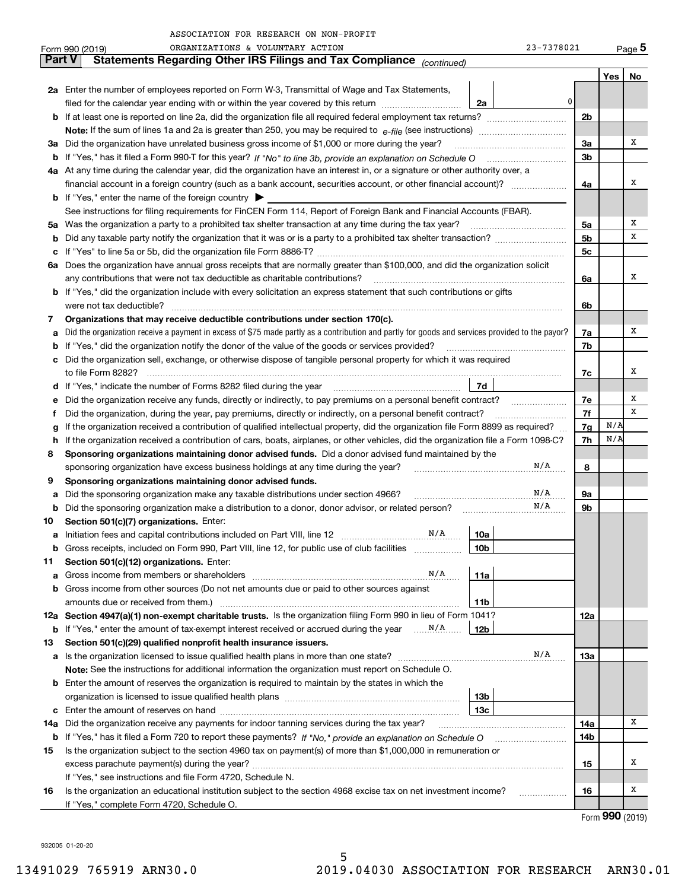ASSOCIATION FOR RESEARCH ON NON-PROFIT ORGANIZATIONS & VOLUNTARY ACTION 23-7378021

Form 990 (2019) Page 5

## Part V Statements Regarding Other IRS Filings and Tax Compliance *(continued)*

| | | | | Yes | No |
|---|---|---|---|---|---|
| **2a** | Enter the number of employees reported on Form W-3, Transmittal of Wage and Tax Statements, filed for the calendar year ending with or within the year covered by this return | 2a | 0 | | |
| **b** | If at least one is reported on line 2a, did the organization file all required federal employment tax returns? | | 2b | | |
| | **Note:** If the sum of lines 1a and 2a is greater than 250, you may be required to *e-file* (see instructions) | | | | |
| **3a** | Did the organization have unrelated business gross income of $1,000 or more during the year? | | 3a | | X |
| **b** | If "Yes," has it filed a Form 990-T for this year? *If "No" to line 3b, provide an explanation on Schedule O* | | 3b | | |
| **4a** | At any time during the calendar year, did the organization have an interest in, or a signature or other authority over, a financial account in a foreign country (such as a bank account, securities account, or other financial account)? | | 4a | | X |
| **b** | If "Yes," enter the name of the foreign country ▶ | | | | |
| | See instructions for filing requirements for FinCEN Form 114, Report of Foreign Bank and Financial Accounts (FBAR). | | | | |
| **5a** | Was the organization a party to a prohibited tax shelter transaction at any time during the tax year? | | 5a | | X |
| **b** | Did any taxable party notify the organization that it was or is a party to a prohibited tax shelter transaction? | | 5b | | X |
| **c** | If "Yes" to line 5a or 5b, did the organization file Form 8886-T? | | 5c | | |
| **6a** | Does the organization have annual gross receipts that are normally greater than $100,000, and did the organization solicit any contributions that were not tax deductible as charitable contributions? | | 6a | | X |
| **b** | If "Yes," did the organization include with every solicitation an express statement that such contributions or gifts were not tax deductible? | | 6b | | |
| **7** | **Organizations that may receive deductible contributions under section 170(c).** | | | | |
| **a** | Did the organization receive a payment in excess of $75 made partly as a contribution and partly for goods and services provided to the payor? | | 7a | | X |
| **b** | If "Yes," did the organization notify the donor of the value of the goods or services provided? | | 7b | | |
| **c** | Did the organization sell, exchange, or otherwise dispose of tangible personal property for which it was required to file Form 8282? | | 7c | | X |
| **d** | If "Yes," indicate the number of Forms 8282 filed during the year | 7d | | | |
| **e** | Did the organization receive any funds, directly or indirectly, to pay premiums on a personal benefit contract? | | 7e | | X |
| **f** | Did the organization, during the year, pay premiums, directly or indirectly, on a personal benefit contract? | | 7f | | X |
| **g** | If the organization received a contribution of qualified intellectual property, did the organization file Form 8899 as required? | | 7g | N/A | |
| **h** | If the organization received a contribution of cars, boats, airplanes, or other vehicles, did the organization file a Form 1098-C? | | 7h | N/A | |
| **8** | **Sponsoring organizations maintaining donor advised funds.** Did a donor advised fund maintained by the sponsoring organization have excess business holdings at any time during the year? N/A | | 8 | | |
| **9** | **Sponsoring organizations maintaining donor advised funds.** | | | | |
| **a** | Did the sponsoring organization make any taxable distributions under section 4966? N/A | | 9a | | |
| **b** | Did the sponsoring organization make a distribution to a donor, donor advisor, or related person? N/A | | 9b | | |
| **10** | **Section 501(c)(7) organizations.** Enter: | | | | |
| **a** | Initiation fees and capital contributions included on Part VIII, line 12 N/A | 10a | | | |
| **b** | Gross receipts, included on Form 990, Part VIII, line 12, for public use of club facilities | 10b | | | |
| **11** | **Section 501(c)(12) organizations.** Enter: | | | | |
| **a** | Gross income from members or shareholders N/A | 11a | | | |
| **b** | Gross income from other sources (Do not net amounts due or paid to other sources against amounts due or received from them.) | 11b | | | |
| **12a** | **Section 4947(a)(1) non-exempt charitable trusts.** Is the organization filing Form 990 in lieu of Form 1041? | | 12a | | |
| **b** | If "Yes," enter the amount of tax-exempt interest received or accrued during the year N/A | 12b | | | |
| **13** | **Section 501(c)(29) qualified nonprofit health insurance issuers.** | | | | |
| **a** | Is the organization licensed to issue qualified health plans in more than one state? N/A | | 13a | | |
| | **Note:** See the instructions for additional information the organization must report on Schedule O. | | | | |
| **b** | Enter the amount of reserves the organization is required to maintain by the states in which the organization is licensed to issue qualified health plans | 13b | | | |
| **c** | Enter the amount of reserves on hand | 13c | | | |
| **14a** | Did the organization receive any payments for indoor tanning services during the tax year? | | 14a | | X |
| **b** | If "Yes," has it filed a Form 720 to report these payments? *If "No," provide an explanation on Schedule O* | | 14b | | |
| **15** | Is the organization subject to the section 4960 tax on payment(s) of more than $1,000,000 in remuneration or excess parachute payment(s) during the year? | | 15 | | X |
| | If "Yes," see instructions and file Form 4720, Schedule N. | | | | |
| **16** | Is the organization an educational institution subject to the section 4968 excise tax on net investment income? | | 16 | | X |
| | If "Yes," complete Form 4720, Schedule O. | | | | |

Form **990** (2019)

932005 01-20-20

13491029 765919 ARN30.0 2019.04030 ASSOCIATION FOR RESEARCH ARN30.01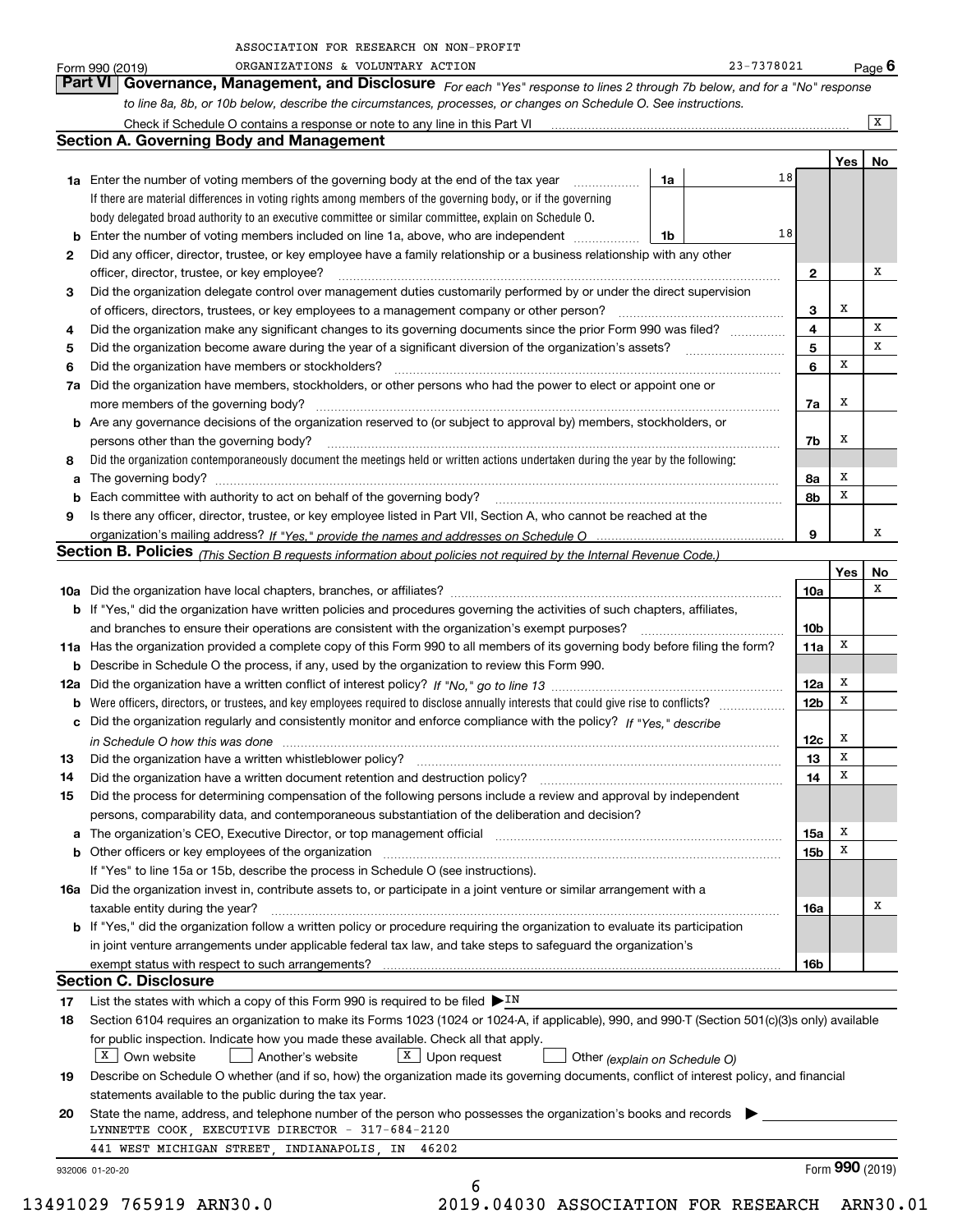ASSOCIATION FOR RESEARCH ON NON-PROFIT ORGANIZATIONS & VOLUNTARY ACTION

Form 990 (2019) 23-7378021 Page **6**

## Part VI Governance, Management, and Disclosure

*For each "Yes" response to lines 2 through 7b below, and for a "No" response to line 8a, 8b, or 10b below, describe the circumstances, processes, or changes on Schedule O. See instructions.*

Check if Schedule O contains a response or note to any line in this Part VI [X]

### Section A. Governing Body and Management

| | | | | Yes | No |
|---|---|---|---|---|---|
| **1a** | Enter the number of voting members of the governing body at the end of the tax year | 1a | 18 | | |
| | If there are material differences in voting rights among members of the governing body, or if the governing body delegated broad authority to an executive committee or similar committee, explain on Schedule O. | | | | |
| **b** | Enter the number of voting members included on line 1a, above, who are independent | 1b | 18 | | |
| **2** | Did any officer, director, trustee, or key employee have a family relationship or a business relationship with any other officer, director, trustee, or key employee? | | 2 | | X |
| **3** | Did the organization delegate control over management duties customarily performed by or under the direct supervision of officers, directors, trustees, or key employees to a management company or other person? | | 3 | X | |
| **4** | Did the organization make any significant changes to its governing documents since the prior Form 990 was filed? | | 4 | | X |
| **5** | Did the organization become aware during the year of a significant diversion of the organization's assets? | | 5 | | X |
| **6** | Did the organization have members or stockholders? | | 6 | X | |
| **7a** | Did the organization have members, stockholders, or other persons who had the power to elect or appoint one or more members of the governing body? | | 7a | X | |
| **b** | Are any governance decisions of the organization reserved to (or subject to approval by) members, stockholders, or persons other than the governing body? | | 7b | X | |
| **8** | Did the organization contemporaneously document the meetings held or written actions undertaken during the year by the following: | | | | |
| **a** | The governing body? | | 8a | X | |
| **b** | Each committee with authority to act on behalf of the governing body? | | 8b | X | |
| **9** | Is there any officer, director, trustee, or key employee listed in Part VII, Section A, who cannot be reached at the organization's mailing address? *If "Yes," provide the names and addresses on Schedule O* | | 9 | | X |

### Section B. Policies *(This Section B requests information about policies not required by the Internal Revenue Code.)*

| | | | Yes | No |
|---|---|---|---|---|
| **10a** | Did the organization have local chapters, branches, or affiliates? | 10a | | X |
| **b** | If "Yes," did the organization have written policies and procedures governing the activities of such chapters, affiliates, and branches to ensure their operations are consistent with the organization's exempt purposes? | 10b | | |
| **11a** | Has the organization provided a complete copy of this Form 990 to all members of its governing body before filing the form? | 11a | X | |
| **b** | Describe in Schedule O the process, if any, used by the organization to review this Form 990. | | | |
| **12a** | Did the organization have a written conflict of interest policy? *If "No," go to line 13* | 12a | X | |
| **b** | Were officers, directors, or trustees, and key employees required to disclose annually interests that could give rise to conflicts? | 12b | X | |
| **c** | Did the organization regularly and consistently monitor and enforce compliance with the policy? *If "Yes," describe in Schedule O how this was done* | 12c | X | |
| **13** | Did the organization have a written whistleblower policy? | 13 | X | |
| **14** | Did the organization have a written document retention and destruction policy? | 14 | X | |
| **15** | Did the process for determining compensation of the following persons include a review and approval by independent persons, comparability data, and contemporaneous substantiation of the deliberation and decision? | | | |
| **a** | The organization's CEO, Executive Director, or top management official | 15a | X | |
| **b** | Other officers or key employees of the organization | 15b | X | |
| | If "Yes" to line 15a or 15b, describe the process in Schedule O (see instructions). | | | |
| **16a** | Did the organization invest in, contribute assets to, or participate in a joint venture or similar arrangement with a taxable entity during the year? | 16a | | X |
| **b** | If "Yes," did the organization follow a written policy or procedure requiring the organization to evaluate its participation in joint venture arrangements under applicable federal tax law, and take steps to safeguard the organization's exempt status with respect to such arrangements? | 16b | | |

### Section C. Disclosure

**17** List the states with which a copy of this Form 990 is required to be filed ▶ IN

**18** Section 6104 requires an organization to make its Forms 1023 (1024 or 1024-A, if applicable), 990, and 990-T (Section 501(c)(3)s only) available for public inspection. Indicate how you made these available. Check all that apply.

[X] Own website [ ] Another's website [X] Upon request [ ] Other *(explain on Schedule O)*

**19** Describe on Schedule O whether (and if so, how) the organization made its governing documents, conflict of interest policy, and financial statements available to the public during the tax year.

**20** State the name, address, and telephone number of the person who possesses the organization's books and records ▶

LYNNETTE COOK, EXECUTIVE DIRECTOR - 317-684-2120

441 WEST MICHIGAN STREET, INDIANAPOLIS, IN 46202

932006 01-20-20 Form **990** (2019)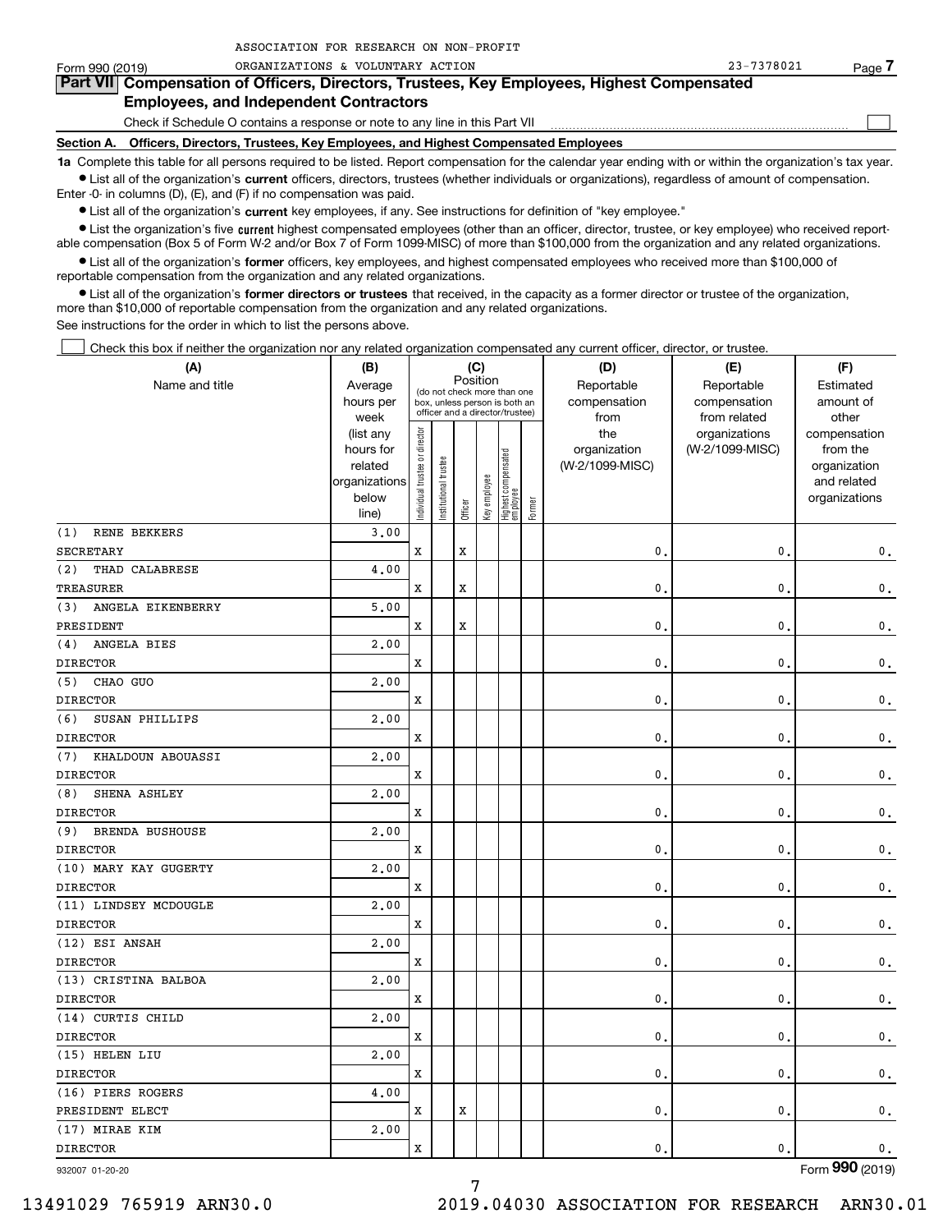ASSOCIATION FOR RESEARCH ON NON-PROFIT ORGANIZATIONS & VOLUNTARY ACTION

Form 990 (2019) 23-7378021 Page 7

## Part VII Compensation of Officers, Directors, Trustees, Key Employees, Highest Compensated Employees, and Independent Contractors

Check if Schedule O contains a response or note to any line in this Part VII ☐

### Section A. Officers, Directors, Trustees, Key Employees, and Highest Compensated Employees

**1a** Complete this table for all persons required to be listed. Report compensation for the calendar year ending with or within the organization's tax year.

- List all of the organization's **current** officers, directors, trustees (whether individuals or organizations), regardless of amount of compensation. Enter -0- in columns (D), (E), and (F) if no compensation was paid.
- List all of the organization's **current** key employees, if any. See instructions for definition of "key employee."
- List the organization's five **current** highest compensated employees (other than an officer, director, trustee, or key employee) who received reportable compensation (Box 5 of Form W-2 and/or Box 7 of Form 1099-MISC) of more than $100,000 from the organization and any related organizations.
- List all of the organization's **former** officers, key employees, and highest compensated employees who received more than $100,000 of reportable compensation from the organization and any related organizations.
- List all of the organization's **former directors or trustees** that received, in the capacity as a former director or trustee of the organization, more than $10,000 of reportable compensation from the organization and any related organizations.

See instructions for the order in which to list the persons above.

☐ Check this box if neither the organization nor any related organization compensated any current officer, director, or trustee.

| (A) Name and title | (B) Average hours per week (list any hours for related organizations below line) | (C) Position: Individual trustee or director | Institutional trustee | Officer | Key employee | Highest compensated employee | Former | (D) Reportable compensation from the organization (W-2/1099-MISC) | (E) Reportable compensation from related organizations (W-2/1099-MISC) | (F) Estimated amount of other compensation from the organization and related organizations |
|---|---|---|---|---|---|---|---|---|---|---|
| (1) RENE BEKKERS<br>SECRETARY | 3.00 | X | | X | | | | 0. | 0. | 0. |
| (2) THAD CALABRESE<br>TREASURER | 4.00 | X | | X | | | | 0. | 0. | 0. |
| (3) ANGELA EIKENBERRY<br>PRESIDENT | 5.00 | X | | X | | | | 0. | 0. | 0. |
| (4) ANGELA BIES<br>DIRECTOR | 2.00 | X | | | | | | 0. | 0. | 0. |
| (5) CHAO GUO<br>DIRECTOR | 2.00 | X | | | | | | 0. | 0. | 0. |
| (6) SUSAN PHILLIPS<br>DIRECTOR | 2.00 | X | | | | | | 0. | 0. | 0. |
| (7) KHALDOUN ABOUASSI<br>DIRECTOR | 2.00 | X | | | | | | 0. | 0. | 0. |
| (8) SHENA ASHLEY<br>DIRECTOR | 2.00 | X | | | | | | 0. | 0. | 0. |
| (9) BRENDA BUSHOUSE<br>DIRECTOR | 2.00 | X | | | | | | 0. | 0. | 0. |
| (10) MARY KAY GUGERTY<br>DIRECTOR | 2.00 | X | | | | | | 0. | 0. | 0. |
| (11) LINDSEY MCDOUGLE<br>DIRECTOR | 2.00 | X | | | | | | 0. | 0. | 0. |
| (12) ESI ANSAH<br>DIRECTOR | 2.00 | X | | | | | | 0. | 0. | 0. |
| (13) CRISTINA BALBOA<br>DIRECTOR | 2.00 | X | | | | | | 0. | 0. | 0. |
| (14) CURTIS CHILD<br>DIRECTOR | 2.00 | X | | | | | | 0. | 0. | 0. |
| (15) HELEN LIU<br>DIRECTOR | 2.00 | X | | | | | | 0. | 0. | 0. |
| (16) PIERS ROGERS<br>PRESIDENT ELECT | 4.00 | X | | X | | | | 0. | 0. | 0. |
| (17) MIRAE KIM<br>DIRECTOR | 2.00 | X | | | | | | 0. | 0. | 0. |

932007 01-20-20 Form **990** (2019)

13491029 765919 ARN30.0 2019.04030 ASSOCIATION FOR RESEARCH ARN30.01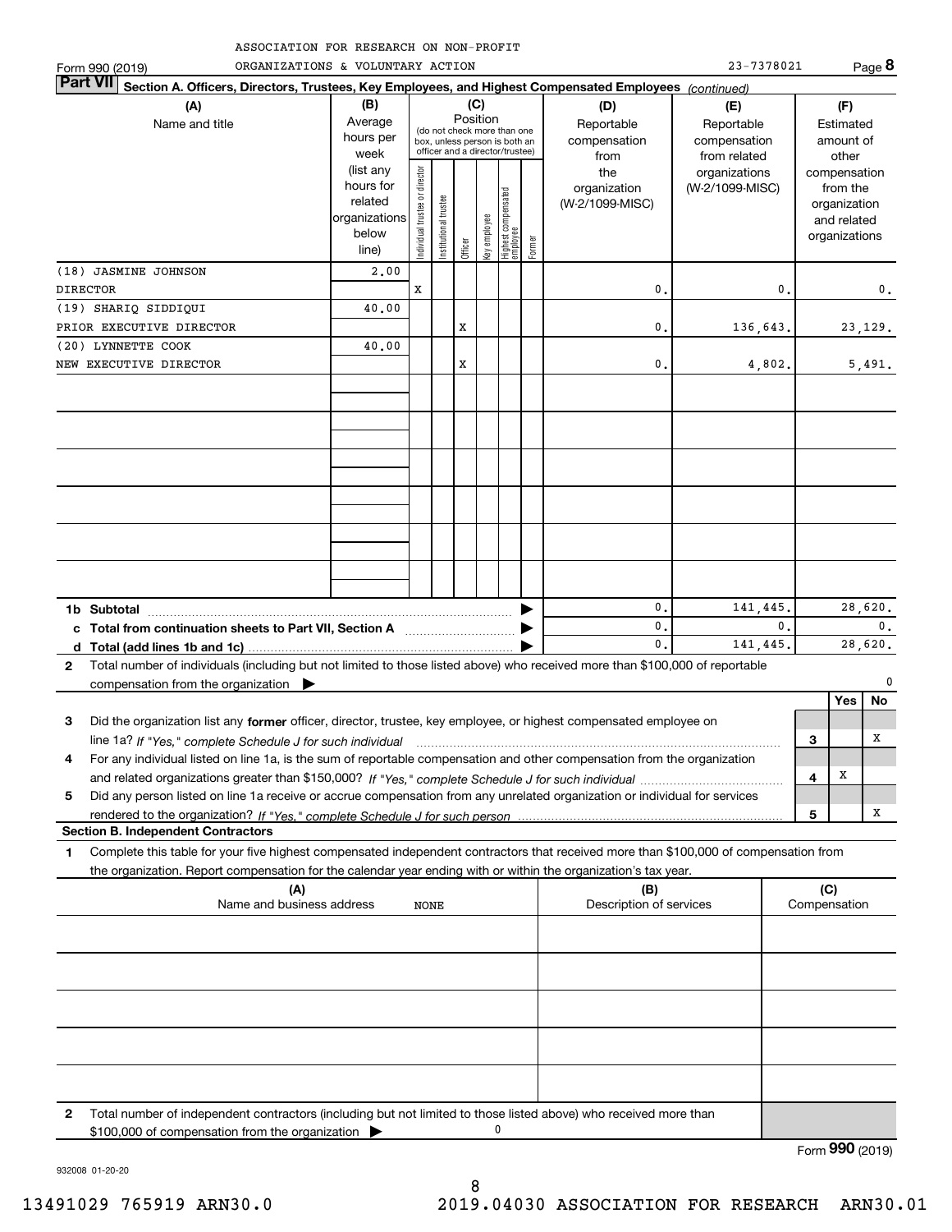ASSOCIATION FOR RESEARCH ON NON-PROFIT ORGANIZATIONS & VOLUNTARY ACTION

Form 990 (2019) 23-7378021 Page **8**

**Part VII** **Section A. Officers, Directors, Trustees, Key Employees, and Highest Compensated Employees** *(continued)*

| (A) Name and title | (B) Average hours per week (list any hours for related organizations below line) | (C) Position: Individual trustee or director | Institutional trustee | Officer | Key employee | Highest compensated employee | Former | (D) Reportable compensation from the organization (W-2/1099-MISC) | (E) Reportable compensation from related organizations (W-2/1099-MISC) | (F) Estimated amount of other compensation from the organization and related organizations |
|---|---|---|---|---|---|---|---|---|---|---|
| (18) JASMINE JOHNSON<br>DIRECTOR | 2.00 | X | | | | | | 0. | 0. | 0. |
| (19) SHARIQ SIDDIQUI<br>PRIOR EXECUTIVE DIRECTOR | 40.00 | | | X | | | | 0. | 136,643. | 23,129. |
| (20) LYNNETTE COOK<br>NEW EXECUTIVE DIRECTOR | 40.00 | | | X | | | | 0. | 4,802. | 5,491. |
| | | | | | | | | | | |
| **1b Subtotal** | | | | | | | | 0. | 141,445. | 28,620. |
| **c Total from continuation sheets to Part VII, Section A** | | | | | | | | 0. | 0. | 0. |
| **d Total (add lines 1b and 1c)** | | | | | | | | 0. | 141,445. | 28,620. |

**2** Total number of individuals (including but not limited to those listed above) who received more than $100,000 of reportable compensation from the organization ▶ 0

| | | Yes | No |
|---|---|---|---|
| **3** Did the organization list any **former** officer, director, trustee, key employee, or highest compensated employee on line 1a? *If "Yes," complete Schedule J for such individual* | 3 | | X |
| **4** For any individual listed on line 1a, is the sum of reportable compensation and other compensation from the organization and related organizations greater than $150,000? *If "Yes," complete Schedule J for such individual* | 4 | X | |
| **5** Did any person listed on line 1a receive or accrue compensation from any unrelated organization or individual for services rendered to the organization? *If "Yes," complete Schedule J for such person* | 5 | | X |

**Section B. Independent Contractors**

**1** Complete this table for your five highest compensated independent contractors that received more than $100,000 of compensation from the organization. Report compensation for the calendar year ending with or within the organization's tax year.

| (A) Name and business address | (B) Description of services | (C) Compensation |
|---|---|---|
| NONE | | |
| | | |
| | | |
| | | |
| | | |

**2** Total number of independent contractors (including but not limited to those listed above) who received more than $100,000 of compensation from the organization ▶ 0

Form **990** (2019)

932008 01-20-20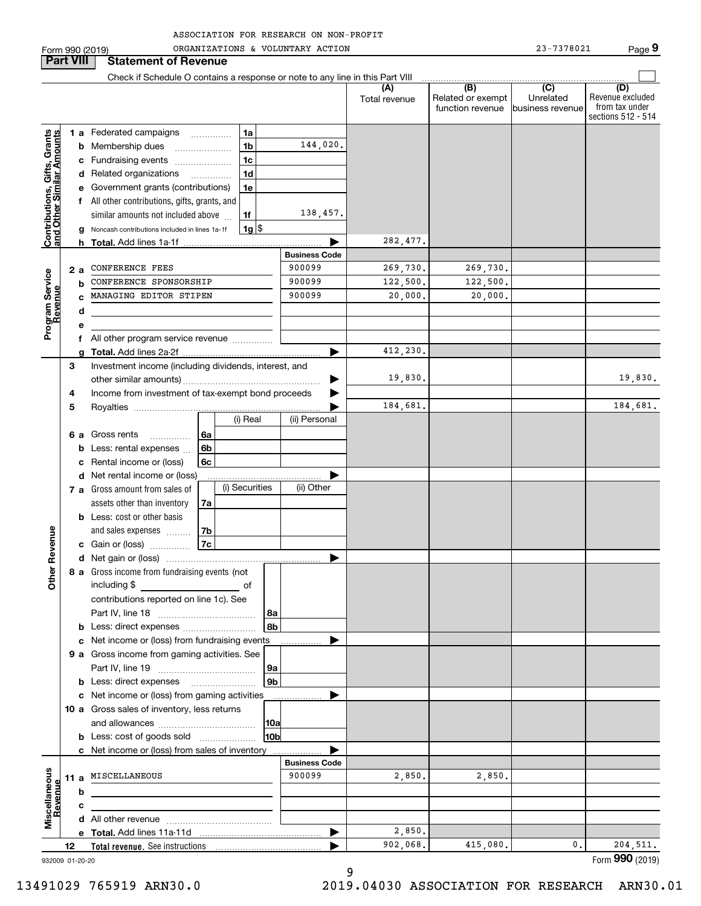ASSOCIATION FOR RESEARCH ON NON-PROFIT ORGANIZATIONS & VOLUNTARY ACTION 23-7378021

## Part VIII Statement of Revenue

Check if Schedule O contains a response or note to any line in this Part VIII

| | | | (A) Total revenue | (B) Related or exempt function revenue | (C) Unrelated business revenue | (D) Revenue excluded from tax under sections 512 - 514 |
|---|---|---|---|---|---|---|
| **Contributions, Gifts, Grants and Other Similar Amounts** | | | | | | |
| 1 a | Federated campaigns 1a | | | | | |
| b | Membership dues 1b | 144,020. | | | | |
| c | Fundraising events 1c | | | | | |
| d | Related organizations 1d | | | | | |
| e | Government grants (contributions) 1e | | | | | |
| f | All other contributions, gifts, grants, and similar amounts not included above 1f | 138,457. | | | | |
| g | Noncash contributions included in lines 1a-1f 1g $ | | | | | |
| h | **Total.** Add lines 1a-1f | | 282,477. | | | |
| **Program Service Revenue** | | **Business Code** | | | | |
| 2 a | CONFERENCE FEES | 900099 | 269,730. | 269,730. | | |
| b | CONFERENCE SPONSORSHIP | 900099 | 122,500. | 122,500. | | |
| c | MANAGING EDITOR STIPEN | 900099 | 20,000. | 20,000. | | |
| d | | | | | | |
| e | | | | | | |
| f | All other program service revenue | | | | | |
| g | **Total.** Add lines 2a-2f | | 412,230. | | | |
| **Other Revenue** | | | | | | |
| 3 | Investment income (including dividends, interest, and other similar amounts) | | 19,830. | | | 19,830. |
| 4 | Income from investment of tax-exempt bond proceeds | | | | | |
| 5 | Royalties | | 184,681. | | | 184,681. |
| | | (i) Real / (ii) Personal | | | | |
| 6 a | Gross rents 6a | | | | | |
| b | Less: rental expenses 6b | | | | | |
| c | Rental income or (loss) 6c | | | | | |
| d | Net rental income or (loss) | | | | | |
| | | (i) Securities / (ii) Other | | | | |
| 7 a | Gross amount from sales of assets other than inventory 7a | | | | | |
| b | Less: cost or other basis and sales expenses 7b | | | | | |
| c | Gain or (loss) 7c | | | | | |
| d | Net gain or (loss) | | | | | |
| 8 a | Gross income from fundraising events (not including $ of contributions reported on line 1c). See Part IV, line 18 8a | | | | | |
| b | Less: direct expenses 8b | | | | | |
| c | Net income or (loss) from fundraising events | | | | | |
| 9 a | Gross income from gaming activities. See Part IV, line 19 9a | | | | | |
| b | Less: direct expenses 9b | | | | | |
| c | Net income or (loss) from gaming activities | | | | | |
| 10 a | Gross sales of inventory, less returns and allowances 10a | | | | | |
| b | Less: cost of goods sold 10b | | | | | |
| c | Net income or (loss) from sales of inventory | | | | | |
| **Miscellaneous Revenue** | | **Business Code** | | | | |
| 11 a | MISCELLANEOUS | 900099 | 2,850. | 2,850. | | |
| b | | | | | | |
| c | | | | | | |
| d | All other revenue | | | | | |
| e | **Total.** Add lines 11a-11d | | 2,850. | | | |
| 12 | **Total revenue.** See instructions | | 902,068. | 415,080. | 0. | 204,511. |

932009 01-20-20

Form **990** (2019)

13491029 765919 ARN30.0 2019.04030 ASSOCIATION FOR RESEARCH ARN30.01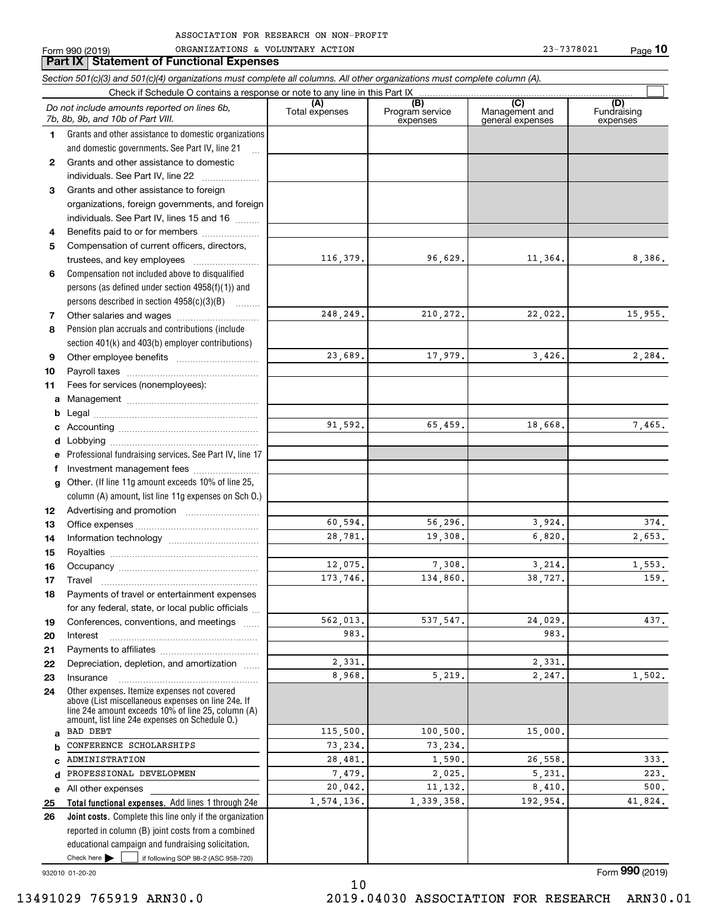ASSOCIATION FOR RESEARCH ON NON-PROFIT ORGANIZATIONS & VOLUNTARY ACTION

Form 990 (2019) 23-7378021 Page **10**

## Part IX Statement of Functional Expenses

*Section 501(c)(3) and 501(c)(4) organizations must complete all columns. All other organizations must complete column (A).*

Check if Schedule O contains a response or note to any line in this Part IX ☐

| | *Do not include amounts reported on lines 6b, 7b, 8b, 9b, and 10b of Part VIII.* | (A) Total expenses | (B) Program service expenses | (C) Management and general expenses | (D) Fundraising expenses |
|---|---|---|---|---|---|
| 1 | Grants and other assistance to domestic organizations and domestic governments. See Part IV, line 21 | | | | |
| 2 | Grants and other assistance to domestic individuals. See Part IV, line 22 | | | | |
| 3 | Grants and other assistance to foreign organizations, foreign governments, and foreign individuals. See Part IV, lines 15 and 16 | | | | |
| 4 | Benefits paid to or for members | | | | |
| 5 | Compensation of current officers, directors, trustees, and key employees | 116,379. | 96,629. | 11,364. | 8,386. |
| 6 | Compensation not included above to disqualified persons (as defined under section 4958(f)(1)) and persons described in section 4958(c)(3)(B) | | | | |
| 7 | Other salaries and wages | 248,249. | 210,272. | 22,022. | 15,955. |
| 8 | Pension plan accruals and contributions (include section 401(k) and 403(b) employer contributions) | | | | |
| 9 | Other employee benefits | 23,689. | 17,979. | 3,426. | 2,284. |
| 10 | Payroll taxes | | | | |
| 11 | Fees for services (nonemployees): | | | | |
| a | Management | | | | |
| b | Legal | | | | |
| c | Accounting | 91,592. | 65,459. | 18,668. | 7,465. |
| d | Lobbying | | | | |
| e | Professional fundraising services. See Part IV, line 17 | | | | |
| f | Investment management fees | | | | |
| g | Other. (If line 11g amount exceeds 10% of line 25, column (A) amount, list line 11g expenses on Sch O.) | | | | |
| 12 | Advertising and promotion | | | | |
| 13 | Office expenses | 60,594. | 56,296. | 3,924. | 374. |
| 14 | Information technology | 28,781. | 19,308. | 6,820. | 2,653. |
| 15 | Royalties | | | | |
| 16 | Occupancy | 12,075. | 7,308. | 3,214. | 1,553. |
| 17 | Travel | 173,746. | 134,860. | 38,727. | 159. |
| 18 | Payments of travel or entertainment expenses for any federal, state, or local public officials | | | | |
| 19 | Conferences, conventions, and meetings | 562,013. | 537,547. | 24,029. | 437. |
| 20 | Interest | 983. | | 983. | |
| 21 | Payments to affiliates | | | | |
| 22 | Depreciation, depletion, and amortization | 2,331. | | 2,331. | |
| 23 | Insurance | 8,968. | 5,219. | 2,247. | 1,502. |
| 24 | Other expenses. Itemize expenses not covered above (List miscellaneous expenses on line 24e. If line 24e amount exceeds 10% of line 25, column (A) amount, list line 24e expenses on Schedule O.) | | | | |
| a | BAD DEBT | 115,500. | 100,500. | 15,000. | |
| b | CONFERENCE SCHOLARSHIPS | 73,234. | 73,234. | | |
| c | ADMINISTRATION | 28,481. | 1,590. | 26,558. | 333. |
| d | PROFESSIONAL DEVELOPMEN | 7,479. | 2,025. | 5,231. | 223. |
| e | All other expenses | 20,042. | 11,132. | 8,410. | 500. |
| 25 | **Total functional expenses.** Add lines 1 through 24e | 1,574,136. | 1,339,358. | 192,954. | 41,824. |
| 26 | **Joint costs.** Complete this line only if the organization reported in column (B) joint costs from a combined educational campaign and fundraising solicitation. Check here ☐ if following SOP 98-2 (ASC 958-720) | | | | |

932010 01-20-20 Form **990** (2019)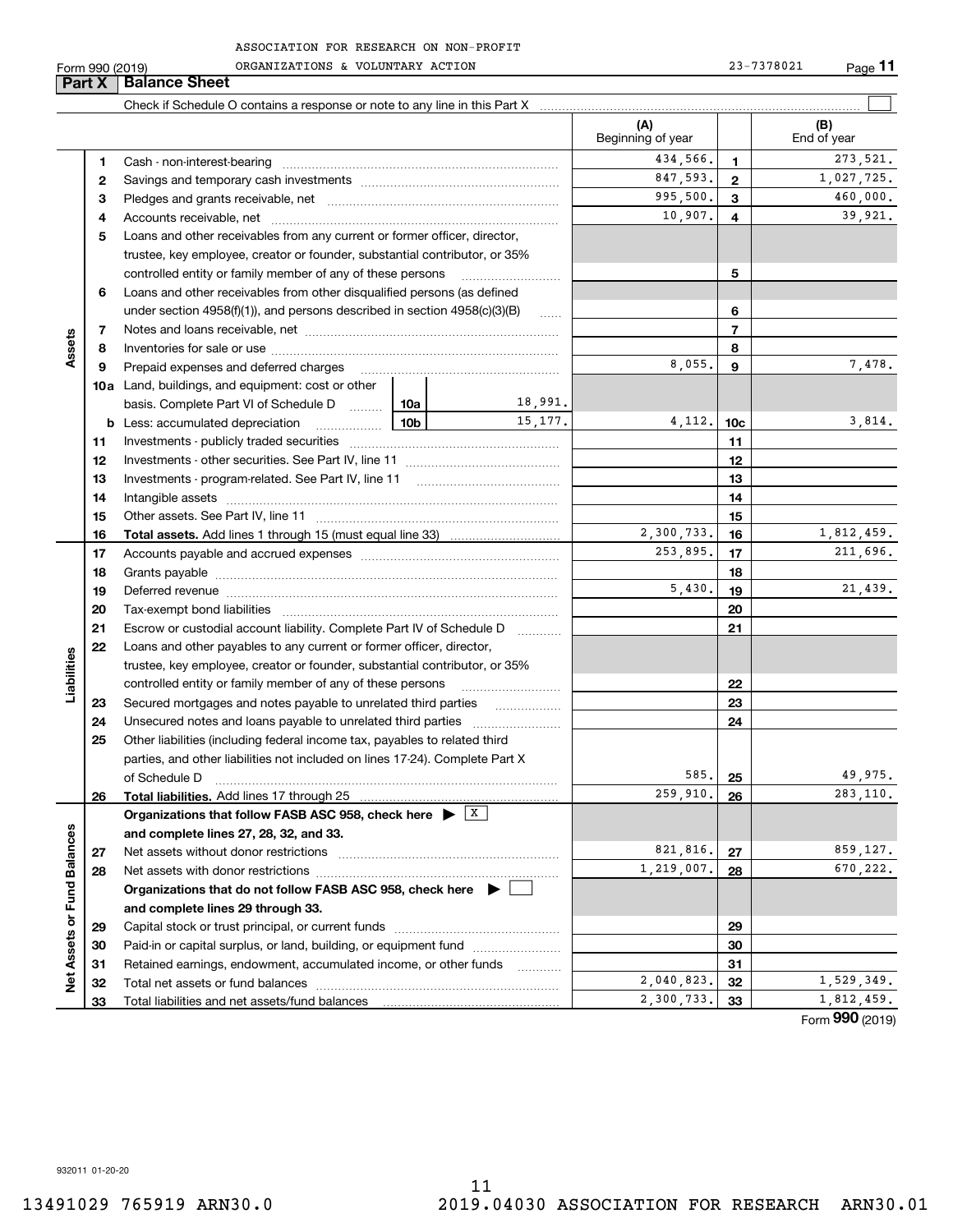ASSOCIATION FOR RESEARCH ON NON-PROFIT ORGANIZATIONS & VOLUNTARY ACTION

Form 990 (2019) 23-7378021 Page **11**

## Part X Balance Sheet

Check if Schedule O contains a response or note to any line in this Part X ☐

| | | | | (A) Beginning of year | | (B) End of year |
|---|---|---|---|---|---|---|
| **Assets** | 1 | Cash - non-interest-bearing | | 434,566. | 1 | 273,521. |
| | 2 | Savings and temporary cash investments | | 847,593. | 2 | 1,027,725. |
| | 3 | Pledges and grants receivable, net | | 995,500. | 3 | 460,000. |
| | 4 | Accounts receivable, net | | 10,907. | 4 | 39,921. |
| | 5 | Loans and other receivables from any current or former officer, director, trustee, key employee, creator or founder, substantial contributor, or 35% controlled entity or family member of any of these persons | | | 5 | |
| | 6 | Loans and other receivables from other disqualified persons (as defined under section 4958(f)(1)), and persons described in section 4958(c)(3)(B) | | | 6 | |
| | 7 | Notes and loans receivable, net | | | 7 | |
| | 8 | Inventories for sale or use | | | 8 | |
| | 9 | Prepaid expenses and deferred charges | | 8,055. | 9 | 7,478. |
| | 10a | Land, buildings, and equipment: cost or other basis. Complete Part VI of Schedule D | 10a 18,991. | | | |
| | b | Less: accumulated depreciation | 10b 15,177. | 4,112. | 10c | 3,814. |
| | 11 | Investments - publicly traded securities | | | 11 | |
| | 12 | Investments - other securities. See Part IV, line 11 | | | 12 | |
| | 13 | Investments - program-related. See Part IV, line 11 | | | 13 | |
| | 14 | Intangible assets | | | 14 | |
| | 15 | Other assets. See Part IV, line 11 | | | 15 | |
| | 16 | **Total assets.** Add lines 1 through 15 (must equal line 33) | | 2,300,733. | 16 | 1,812,459. |
| **Liabilities** | 17 | Accounts payable and accrued expenses | | 253,895. | 17 | 211,696. |
| | 18 | Grants payable | | | 18 | |
| | 19 | Deferred revenue | | 5,430. | 19 | 21,439. |
| | 20 | Tax-exempt bond liabilities | | | 20 | |
| | 21 | Escrow or custodial account liability. Complete Part IV of Schedule D | | | 21 | |
| | 22 | Loans and other payables to any current or former officer, director, trustee, key employee, creator or founder, substantial contributor, or 35% controlled entity or family member of any of these persons | | | 22 | |
| | 23 | Secured mortgages and notes payable to unrelated third parties | | | 23 | |
| | 24 | Unsecured notes and loans payable to unrelated third parties | | | 24 | |
| | 25 | Other liabilities (including federal income tax, payables to related third parties, and other liabilities not included on lines 17-24). Complete Part X of Schedule D | | 585. | 25 | 49,975. |
| | 26 | **Total liabilities.** Add lines 17 through 25 | | 259,910. | 26 | 283,110. |
| **Net Assets or Fund Balances** | | **Organizations that follow FASB ASC 958, check here** ▶ ☒ **and complete lines 27, 28, 32, and 33.** | | | | |
| | 27 | Net assets without donor restrictions | | 821,816. | 27 | 859,127. |
| | 28 | Net assets with donor restrictions | | 1,219,007. | 28 | 670,222. |
| | | **Organizations that do not follow FASB ASC 958, check here** ▶ ☐ **and complete lines 29 through 33.** | | | | |
| | 29 | Capital stock or trust principal, or current funds | | | 29 | |
| | 30 | Paid-in or capital surplus, or land, building, or equipment fund | | | 30 | |
| | 31 | Retained earnings, endowment, accumulated income, or other funds | | | 31 | |
| | 32 | Total net assets or fund balances | | 2,040,823. | 32 | 1,529,349. |
| | 33 | Total liabilities and net assets/fund balances | | 2,300,733. | 33 | 1,812,459. |

Form **990** (2019)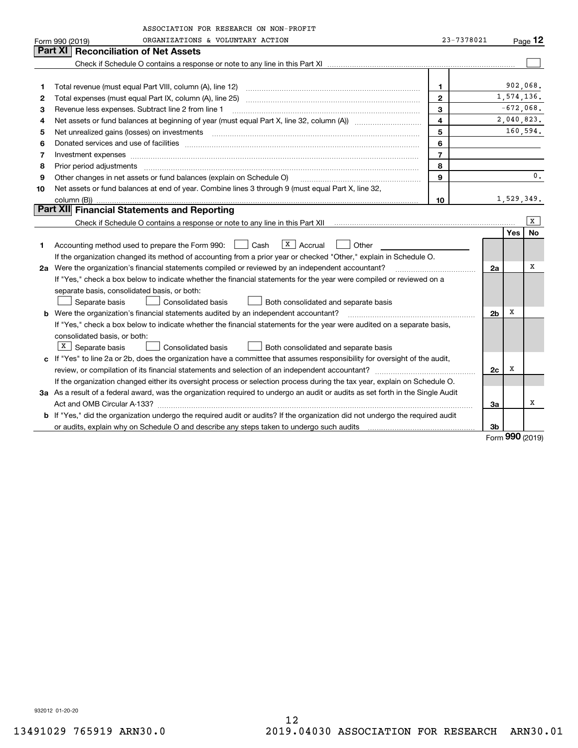ASSOCIATION FOR RESEARCH ON NON-PROFIT ORGANIZATIONS & VOLUNTARY ACTION 23-7378021

Form 990 (2019) Page 12

## Part XI Reconciliation of Net Assets

Check if Schedule O contains a response or note to any line in this Part XI ☐

| | | | |
|---|---|---|---|
| 1 | Total revenue (must equal Part VIII, column (A), line 12) | 1 | 902,068. |
| 2 | Total expenses (must equal Part IX, column (A), line 25) | 2 | 1,574,136. |
| 3 | Revenue less expenses. Subtract line 2 from line 1 | 3 | -672,068. |
| 4 | Net assets or fund balances at beginning of year (must equal Part X, line 32, column (A)) | 4 | 2,040,823. |
| 5 | Net unrealized gains (losses) on investments | 5 | 160,594. |
| 6 | Donated services and use of facilities | 6 | |
| 7 | Investment expenses | 7 | |
| 8 | Prior period adjustments | 8 | |
| 9 | Other changes in net assets or fund balances (explain on Schedule O) | 9 | 0. |
| 10 | Net assets or fund balances at end of year. Combine lines 3 through 9 (must equal Part X, line 32, column (B)) | 10 | 1,529,349. |

## Part XII Financial Statements and Reporting

Check if Schedule O contains a response or note to any line in this Part XII ☒

| | | | Yes | No |
|---|---|---|---|---|
| 1 | Accounting method used to prepare the Form 990: ☐ Cash ☒ Accrual ☐ Other<br>If the organization changed its method of accounting from a prior year or checked "Other," explain in Schedule O. | | | |
| 2a | Were the organization's financial statements compiled or reviewed by an independent accountant?<br>If "Yes," check a box below to indicate whether the financial statements for the year were compiled or reviewed on a separate basis, consolidated basis, or both:<br>☐ Separate basis ☐ Consolidated basis ☐ Both consolidated and separate basis | 2a | | X |
| b | Were the organization's financial statements audited by an independent accountant?<br>If "Yes," check a box below to indicate whether the financial statements for the year were audited on a separate basis, consolidated basis, or both:<br>☒ Separate basis ☐ Consolidated basis ☐ Both consolidated and separate basis | 2b | X | |
| c | If "Yes" to line 2a or 2b, does the organization have a committee that assumes responsibility for oversight of the audit, review, or compilation of its financial statements and selection of an independent accountant?<br>If the organization changed either its oversight process or selection process during the tax year, explain on Schedule O. | 2c | X | |
| 3a | As a result of a federal award, was the organization required to undergo an audit or audits as set forth in the Single Audit Act and OMB Circular A-133? | 3a | | X |
| b | If "Yes," did the organization undergo the required audit or audits? If the organization did not undergo the required audit or audits, explain why on Schedule O and describe any steps taken to undergo such audits | 3b | | |

Form **990** (2019)

932012 01-20-20

13491029 765919 ARN30.0 2019.04030 ASSOCIATION FOR RESEARCH ARN30.01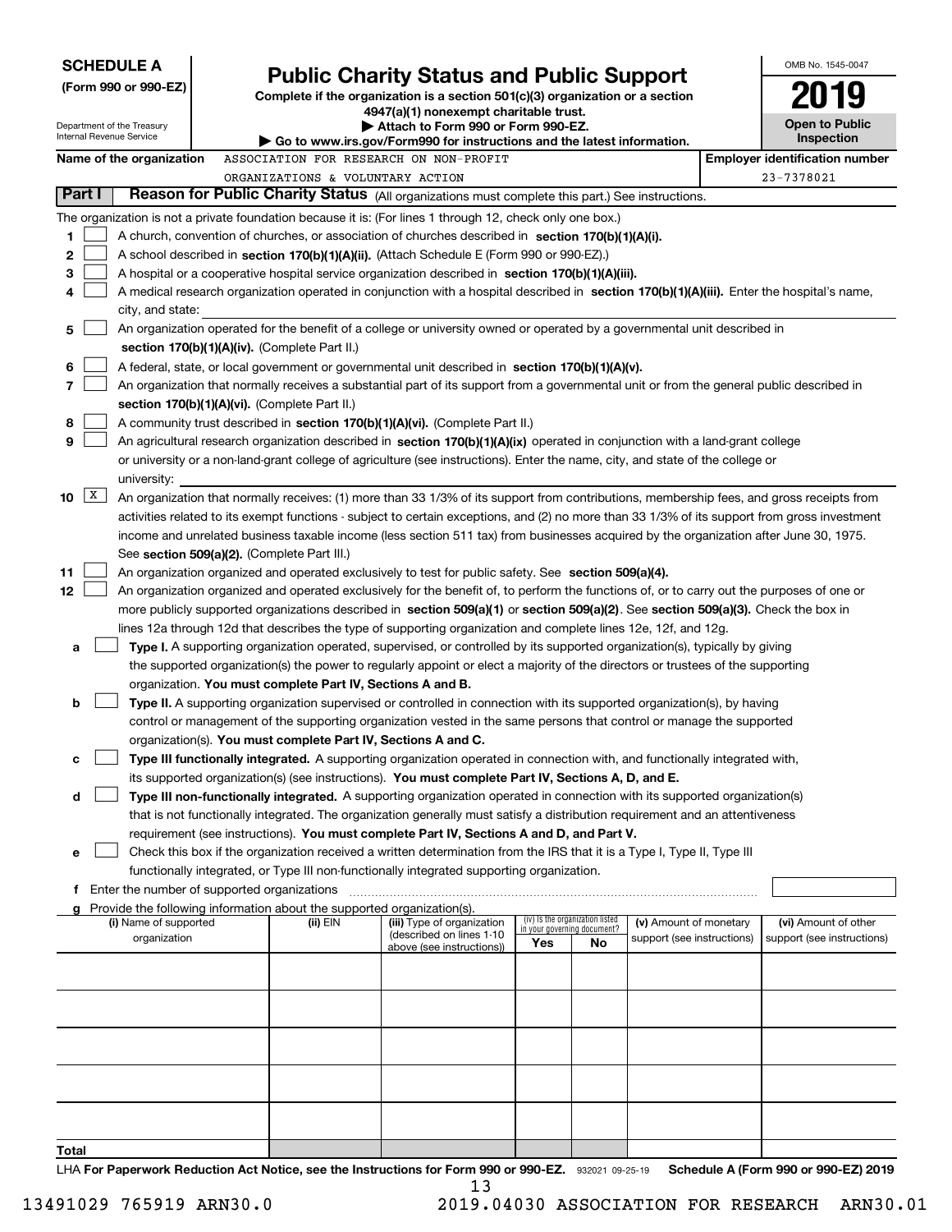**SCHEDULE A**
**(Form 990 or 990-EZ)**

Department of the Treasury
Internal Revenue Service

# Public Charity Status and Public Support

**Complete if the organization is a section 501(c)(3) organization or a section 4947(a)(1) nonexempt charitable trust.**
**▶ Attach to Form 990 or Form 990-EZ.**
**▶ Go to www.irs.gov/Form990 for instructions and the latest information.**

OMB No. 1545-0047

**2019**

**Open to Public Inspection**

**Name of the organization** ASSOCIATION FOR RESEARCH ON NON-PROFIT ORGANIZATIONS & VOLUNTARY ACTION

**Employer identification number** 23-7378021

## Part I — Reason for Public Charity Status (All organizations must complete this part.) See instructions.

The organization is not a private foundation because it is: (For lines 1 through 12, check only one box.)

1. ☐ A church, convention of churches, or association of churches described in **section 170(b)(1)(A)(i).**
2. ☐ A school described in **section 170(b)(1)(A)(ii).** (Attach Schedule E (Form 990 or 990-EZ).)
3. ☐ A hospital or a cooperative hospital service organization described in **section 170(b)(1)(A)(iii).**
4. ☐ A medical research organization operated in conjunction with a hospital described in **section 170(b)(1)(A)(iii).** Enter the hospital's name, city, and state:
5. ☐ An organization operated for the benefit of a college or university owned or operated by a governmental unit described in **section 170(b)(1)(A)(iv).** (Complete Part II.)
6. ☐ A federal, state, or local government or governmental unit described in **section 170(b)(1)(A)(v).**
7. ☐ An organization that normally receives a substantial part of its support from a governmental unit or from the general public described in **section 170(b)(1)(A)(vi).** (Complete Part II.)
8. ☐ A community trust described in **section 170(b)(1)(A)(vi).** (Complete Part II.)
9. ☐ An agricultural research organization described in **section 170(b)(1)(A)(ix)** operated in conjunction with a land-grant college or university or a non-land-grant college of agriculture (see instructions). Enter the name, city, and state of the college or university:
10. ☒ An organization that normally receives: (1) more than 33 1/3% of its support from contributions, membership fees, and gross receipts from activities related to its exempt functions - subject to certain exceptions, and (2) no more than 33 1/3% of its support from gross investment income and unrelated business taxable income (less section 511 tax) from businesses acquired by the organization after June 30, 1975. See **section 509(a)(2).** (Complete Part III.)
11. ☐ An organization organized and operated exclusively to test for public safety. See **section 509(a)(4).**
12. ☐ An organization organized and operated exclusively for the benefit of, to perform the functions of, or to carry out the purposes of one or more publicly supported organizations described in **section 509(a)(1)** or **section 509(a)(2).** See **section 509(a)(3).** Check the box in lines 12a through 12d that describes the type of supporting organization and complete lines 12e, 12f, and 12g.
   - **a** ☐ **Type I.** A supporting organization operated, supervised, or controlled by its supported organization(s), typically by giving the supported organization(s) the power to regularly appoint or elect a majority of the directors or trustees of the supporting organization. **You must complete Part IV, Sections A and B.**
   - **b** ☐ **Type II.** A supporting organization supervised or controlled in connection with its supported organization(s), by having control or management of the supporting organization vested in the same persons that control or manage the supported organization(s). **You must complete Part IV, Sections A and C.**
   - **c** ☐ **Type III functionally integrated.** A supporting organization operated in connection with, and functionally integrated with, its supported organization(s) (see instructions). **You must complete Part IV, Sections A, D, and E.**
   - **d** ☐ **Type III non-functionally integrated.** A supporting organization operated in connection with its supported organization(s) that is not functionally integrated. The organization generally must satisfy a distribution requirement and an attentiveness requirement (see instructions). **You must complete Part IV, Sections A and D, and Part V.**
   - **e** ☐ Check this box if the organization received a written determination from the IRS that it is a Type I, Type II, Type III functionally integrated, or Type III non-functionally integrated supporting organization.
   - **f** Enter the number of supported organizations
   - **g** Provide the following information about the supported organization(s).

| (i) Name of supported organization | (ii) EIN | (iii) Type of organization (described on lines 1-10 above (see instructions)) | (iv) Is the organization listed in your governing document? Yes | No | (v) Amount of monetary support (see instructions) | (vi) Amount of other support (see instructions) |
|---|---|---|---|---|---|---|
| | | | | | | |
| | | | | | | |
| | | | | | | |
| | | | | | | |
| | | | | | | |
| **Total** | | | | | | |

LHA **For Paperwork Reduction Act Notice, see the Instructions for Form 990 or 990-EZ.** 932021 09-25-19 **Schedule A (Form 990 or 990-EZ) 2019**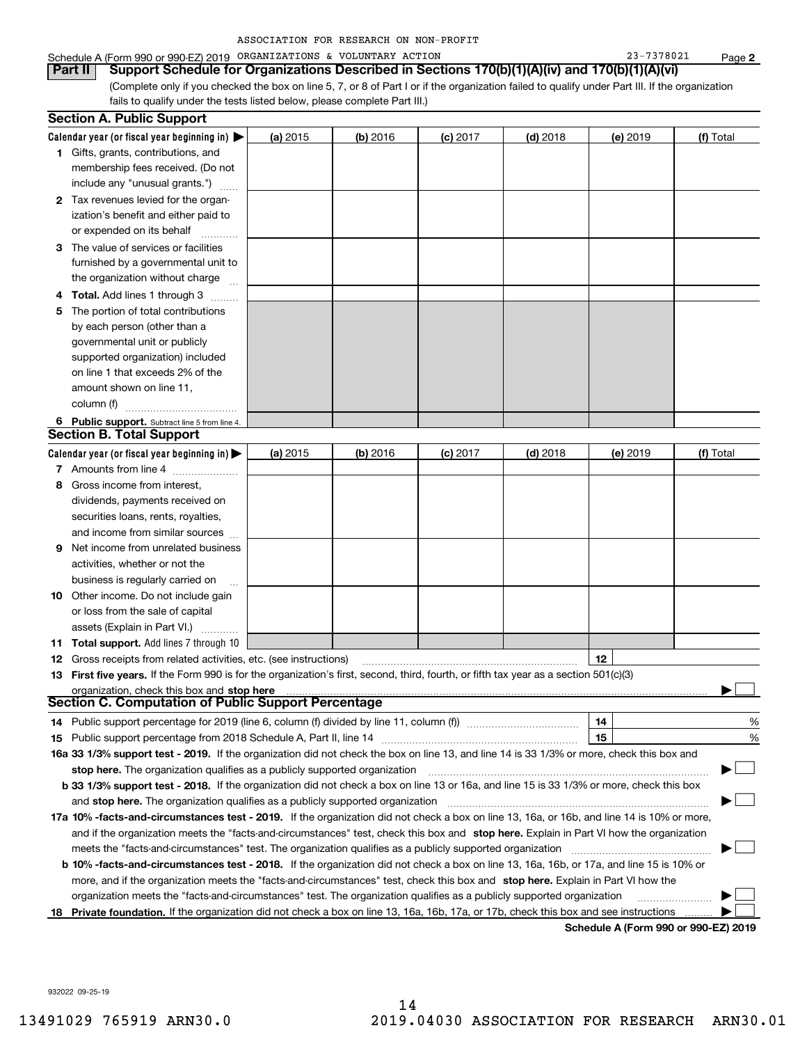ASSOCIATION FOR RESEARCH ON NON-PROFIT

Schedule A (Form 990 or 990-EZ) 2019 ORGANIZATIONS & VOLUNTARY ACTION 23-7378021 Page 2

**Part II Support Schedule for Organizations Described in Sections 170(b)(1)(A)(iv) and 170(b)(1)(A)(vi)**

(Complete only if you checked the box on line 5, 7, or 8 of Part I or if the organization failed to qualify under Part III. If the organization fails to qualify under the tests listed below, please complete Part III.)

## Section A. Public Support

| Calendar year (or fiscal year beginning in) ▶ | (a) 2015 | (b) 2016 | (c) 2017 | (d) 2018 | (e) 2019 | (f) Total |
|---|---|---|---|---|---|---|
| **1** Gifts, grants, contributions, and membership fees received. (Do not include any "unusual grants.") | | | | | | |
| **2** Tax revenues levied for the organization's benefit and either paid to or expended on its behalf | | | | | | |
| **3** The value of services or facilities furnished by a governmental unit to the organization without charge | | | | | | |
| **4** **Total.** Add lines 1 through 3 | | | | | | |
| **5** The portion of total contributions by each person (other than a governmental unit or publicly supported organization) included on line 1 that exceeds 2% of the amount shown on line 11, column (f) | | | | | | |
| **6** **Public support.** Subtract line 5 from line 4. | | | | | | |

## Section B. Total Support

| Calendar year (or fiscal year beginning in) ▶ | (a) 2015 | (b) 2016 | (c) 2017 | (d) 2018 | (e) 2019 | (f) Total |
|---|---|---|---|---|---|---|
| **7** Amounts from line 4 | | | | | | |
| **8** Gross income from interest, dividends, payments received on securities loans, rents, royalties, and income from similar sources | | | | | | |
| **9** Net income from unrelated business activities, whether or not the business is regularly carried on | | | | | | |
| **10** Other income. Do not include gain or loss from the sale of capital assets (Explain in Part VI.) | | | | | | |
| **11** **Total support.** Add lines 7 through 10 | | | | | | |

**12** Gross receipts from related activities, etc. (see instructions) **12**

**13** **First five years.** If the Form 990 is for the organization's first, second, third, fourth, or fifth tax year as a section 501(c)(3) organization, check this box and **stop here** ▶ ☐

## Section C. Computation of Public Support Percentage

**14** Public support percentage for 2019 (line 6, column (f) divided by line 11, column (f)) **14** %

**15** Public support percentage from 2018 Schedule A, Part II, line 14 **15** %

**16a 33 1/3% support test - 2019.** If the organization did not check the box on line 13, and line 14 is 33 1/3% or more, check this box and **stop here.** The organization qualifies as a publicly supported organization ▶ ☐

**b 33 1/3% support test - 2018.** If the organization did not check a box on line 13 or 16a, and line 15 is 33 1/3% or more, check this box and **stop here.** The organization qualifies as a publicly supported organization ▶ ☐

**17a 10% -facts-and-circumstances test - 2019.** If the organization did not check a box on line 13, 16a, or 16b, and line 14 is 10% or more, and if the organization meets the "facts-and-circumstances" test, check this box and **stop here.** Explain in Part VI how the organization meets the "facts-and-circumstances" test. The organization qualifies as a publicly supported organization ▶ ☐

**b 10% -facts-and-circumstances test - 2018.** If the organization did not check a box on line 13, 16a, 16b, or 17a, and line 15 is 10% or more, and if the organization meets the "facts-and-circumstances" test, check this box and **stop here.** Explain in Part VI how the organization meets the "facts-and-circumstances" test. The organization qualifies as a publicly supported organization ▶ ☐

**18** **Private foundation.** If the organization did not check a box on line 13, 16a, 16b, 17a, or 17b, check this box and see instructions ▶ ☐

**Schedule A (Form 990 or 990-EZ) 2019**

932022 09-25-19

13491029 765919 ARN30.0 2019.04030 ASSOCIATION FOR RESEARCH ARN30.01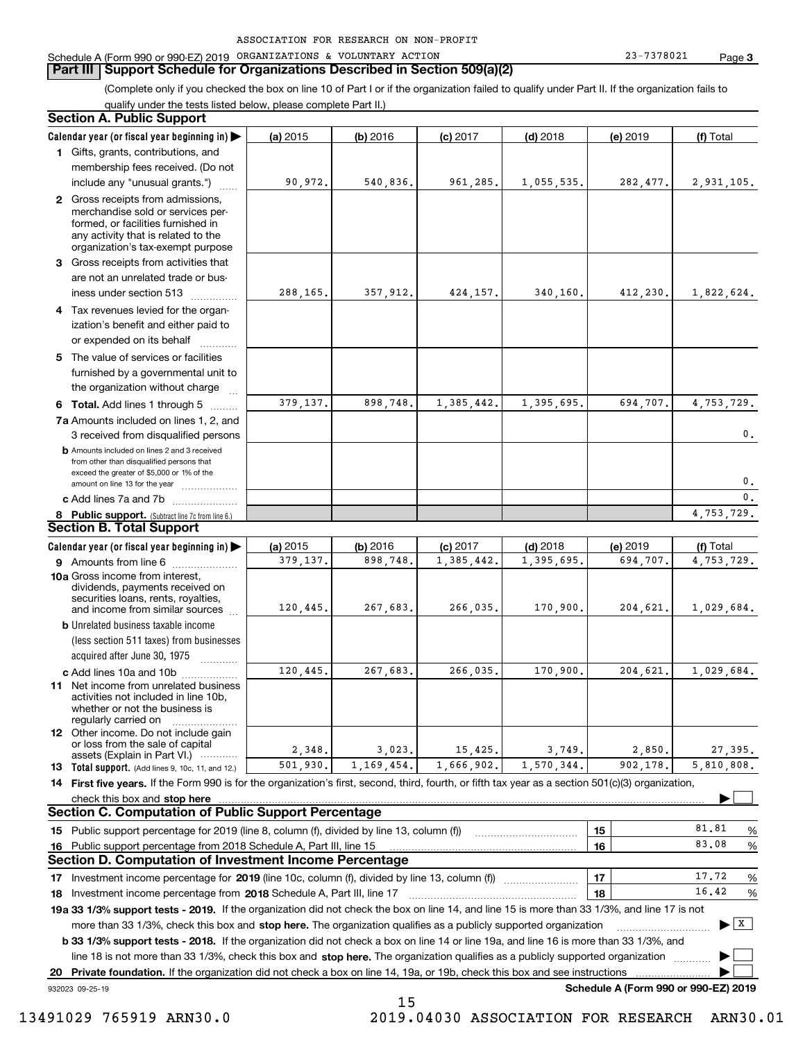ASSOCIATION FOR RESEARCH ON NON-PROFIT

Schedule A (Form 990 or 990-EZ) 2019 ORGANIZATIONS & VOLUNTARY ACTION 23-7378021 Page 3

## Part III Support Schedule for Organizations Described in Section 509(a)(2)

(Complete only if you checked the box on line 10 of Part I or if the organization failed to qualify under Part II. If the organization fails to qualify under the tests listed below, please complete Part II.)

### Section A. Public Support

| Calendar year (or fiscal year beginning in) ▶ | (a) 2015 | (b) 2016 | (c) 2017 | (d) 2018 | (e) 2019 | (f) Total |
|---|---|---|---|---|---|---|
| **1** Gifts, grants, contributions, and membership fees received. (Do not include any "unusual grants.") | 90,972. | 540,836. | 961,285. | 1,055,535. | 282,477. | 2,931,105. |
| **2** Gross receipts from admissions, merchandise sold or services performed, or facilities furnished in any activity that is related to the organization's tax-exempt purpose | | | | | | |
| **3** Gross receipts from activities that are not an unrelated trade or business under section 513 | 288,165. | 357,912. | 424,157. | 340,160. | 412,230. | 1,822,624. |
| **4** Tax revenues levied for the organization's benefit and either paid to or expended on its behalf | | | | | | |
| **5** The value of services or facilities furnished by a governmental unit to the organization without charge | | | | | | |
| **6 Total.** Add lines 1 through 5 | 379,137. | 898,748. | 1,385,442. | 1,395,695. | 694,707. | 4,753,729. |
| **7a** Amounts included on lines 1, 2, and 3 received from disqualified persons | | | | | | 0. |
| **b** Amounts included on lines 2 and 3 received from other than disqualified persons that exceed the greater of $5,000 or 1% of the amount on line 13 for the year | | | | | | 0. |
| **c** Add lines 7a and 7b | | | | | | 0. |
| **8 Public support.** (Subtract line 7c from line 6.) | | | | | | 4,753,729. |

### Section B. Total Support

| Calendar year (or fiscal year beginning in) ▶ | (a) 2015 | (b) 2016 | (c) 2017 | (d) 2018 | (e) 2019 | (f) Total |
|---|---|---|---|---|---|---|
| **9** Amounts from line 6 | 379,137. | 898,748. | 1,385,442. | 1,395,695. | 694,707. | 4,753,729. |
| **10a** Gross income from interest, dividends, payments received on securities loans, rents, royalties, and income from similar sources | 120,445. | 267,683. | 266,035. | 170,900. | 204,621. | 1,029,684. |
| **b** Unrelated business taxable income (less section 511 taxes) from businesses acquired after June 30, 1975 | | | | | | |
| **c** Add lines 10a and 10b | 120,445. | 267,683. | 266,035. | 170,900. | 204,621. | 1,029,684. |
| **11** Net income from unrelated business activities not included in line 10b, whether or not the business is regularly carried on | | | | | | |
| **12** Other income. Do not include gain or loss from the sale of capital assets (Explain in Part VI.) | 2,348. | 3,023. | 15,425. | 3,749. | 2,850. | 27,395. |
| **13 Total support.** (Add lines 9, 10c, 11, and 12.) | 501,930. | 1,169,454. | 1,666,902. | 1,570,344. | 902,178. | 5,810,808. |

**14 First five years.** If the Form 990 is for the organization's first, second, third, fourth, or fifth tax year as a section 501(c)(3) organization, check this box and **stop here** ▶ ☐

### Section C. Computation of Public Support Percentage

| | | |
|---|---|---|
| **15** Public support percentage for 2019 (line 8, column (f), divided by line 13, column (f)) | 15 | 81.81 % |
| **16** Public support percentage from 2018 Schedule A, Part III, line 15 | 16 | 83.08 % |

### Section D. Computation of Investment Income Percentage

| | | |
|---|---|---|
| **17** Investment income percentage for **2019** (line 10c, column (f), divided by line 13, column (f)) | 17 | 17.72 % |
| **18** Investment income percentage from **2018** Schedule A, Part III, line 17 | 18 | 16.42 % |

**19a 33 1/3% support tests - 2019.** If the organization did not check the box on line 14, and line 15 is more than 33 1/3%, and line 17 is not more than 33 1/3%, check this box and **stop here.** The organization qualifies as a publicly supported organization ▶ ☒

**b 33 1/3% support tests - 2018.** If the organization did not check a box on line 14 or line 19a, and line 16 is more than 33 1/3%, and line 18 is not more than 33 1/3%, check this box and **stop here.** The organization qualifies as a publicly supported organization ▶ ☐

**20 Private foundation.** If the organization did not check a box on line 14, 19a, or 19b, check this box and see instructions ▶ ☐

932023 09-25-19 **Schedule A (Form 990 or 990-EZ) 2019**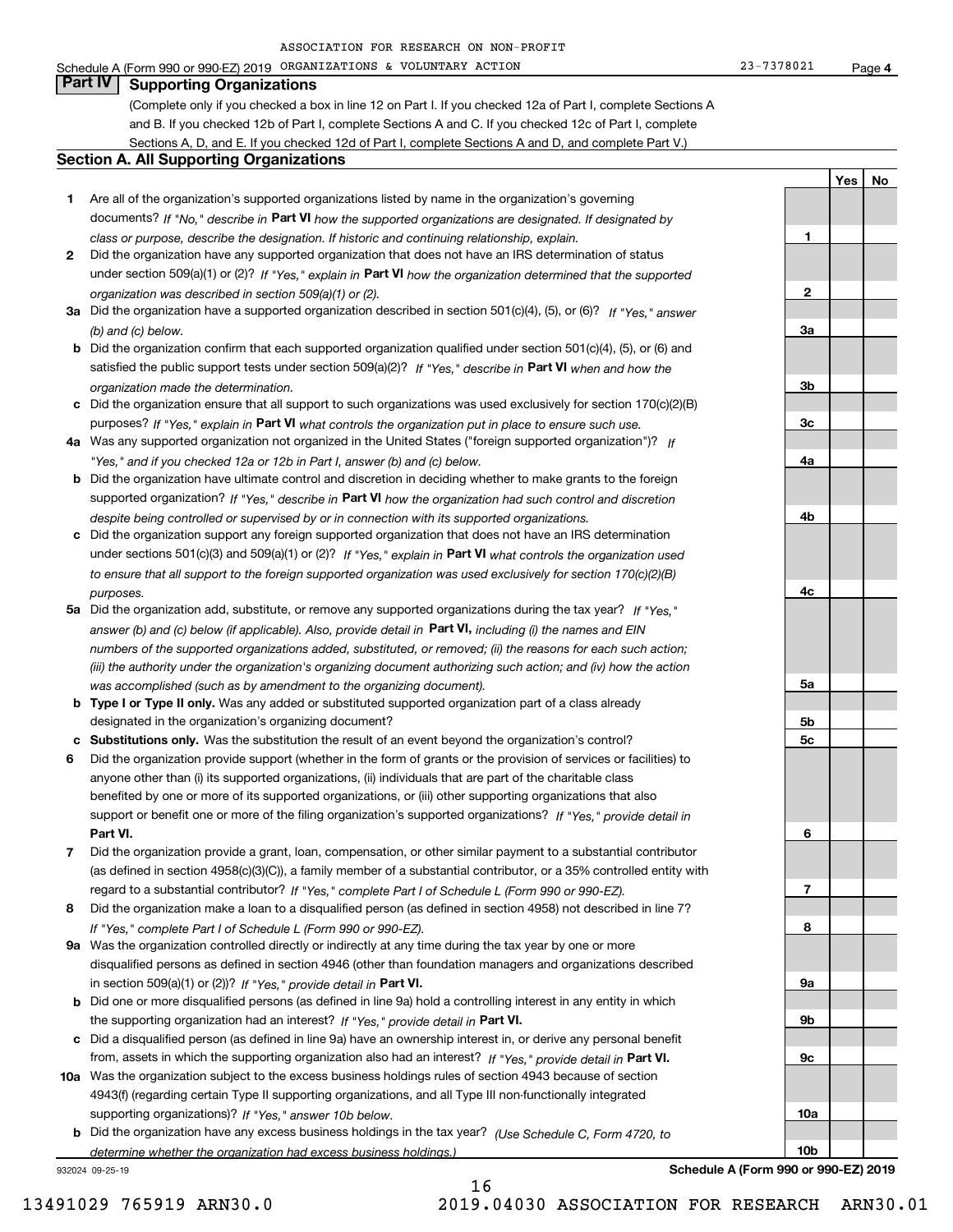ASSOCIATION FOR RESEARCH ON NON-PROFIT

Schedule A (Form 990 or 990-EZ) 2019 ORGANIZATIONS & VOLUNTARY ACTION 23-7378021 Page 4

## Part IV Supporting Organizations

(Complete only if you checked a box in line 12 on Part I. If you checked 12a of Part I, complete Sections A and B. If you checked 12b of Part I, complete Sections A and C. If you checked 12c of Part I, complete Sections A, D, and E. If you checked 12d of Part I, complete Sections A and D, and complete Part V.)

### Section A. All Supporting Organizations

| | | | Yes | No |
|---|---|---|---|---|
| **1** | Are all of the organization's supported organizations listed by name in the organization's governing documents? *If "No," describe in* **Part VI** *how the supported organizations are designated. If designated by class or purpose, describe the designation. If historic and continuing relationship, explain.* | 1 | | |
| **2** | Did the organization have any supported organization that does not have an IRS determination of status under section 509(a)(1) or (2)? *If "Yes," explain in* **Part VI** *how the organization determined that the supported organization was described in section 509(a)(1) or (2).* | 2 | | |
| **3a** | Did the organization have a supported organization described in section 501(c)(4), (5), or (6)? *If "Yes," answer (b) and (c) below.* | 3a | | |
| **b** | Did the organization confirm that each supported organization qualified under section 501(c)(4), (5), or (6) and satisfied the public support tests under section 509(a)(2)? *If "Yes," describe in* **Part VI** *when and how the organization made the determination.* | 3b | | |
| **c** | Did the organization ensure that all support to such organizations was used exclusively for section 170(c)(2)(B) purposes? *If "Yes," explain in* **Part VI** *what controls the organization put in place to ensure such use.* | 3c | | |
| **4a** | Was any supported organization not organized in the United States ("foreign supported organization")? *If "Yes," and if you checked 12a or 12b in Part I, answer (b) and (c) below.* | 4a | | |
| **b** | Did the organization have ultimate control and discretion in deciding whether to make grants to the foreign supported organization? *If "Yes," describe in* **Part VI** *how the organization had such control and discretion despite being controlled or supervised by or in connection with its supported organizations.* | 4b | | |
| **c** | Did the organization support any foreign supported organization that does not have an IRS determination under sections 501(c)(3) and 509(a)(1) or (2)? *If "Yes," explain in* **Part VI** *what controls the organization used to ensure that all support to the foreign supported organization was used exclusively for section 170(c)(2)(B) purposes.* | 4c | | |
| **5a** | Did the organization add, substitute, or remove any supported organizations during the tax year? *If "Yes," answer (b) and (c) below (if applicable). Also, provide detail in* **Part VI,** *including (i) the names and EIN numbers of the supported organizations added, substituted, or removed; (ii) the reasons for each such action; (iii) the authority under the organization's organizing document authorizing such action; and (iv) how the action was accomplished (such as by amendment to the organizing document).* | 5a | | |
| **b** | **Type I or Type II only.** Was any added or substituted supported organization part of a class already designated in the organization's organizing document? | 5b | | |
| **c** | **Substitutions only.** Was the substitution the result of an event beyond the organization's control? | 5c | | |
| **6** | Did the organization provide support (whether in the form of grants or the provision of services or facilities) to anyone other than (i) its supported organizations, (ii) individuals that are part of the charitable class benefited by one or more of its supported organizations, or (iii) other supporting organizations that also support or benefit one or more of the filing organization's supported organizations? *If "Yes," provide detail in* **Part VI.** | 6 | | |
| **7** | Did the organization provide a grant, loan, compensation, or other similar payment to a substantial contributor (as defined in section 4958(c)(3)(C)), a family member of a substantial contributor, or a 35% controlled entity with regard to a substantial contributor? *If "Yes," complete Part I of Schedule L (Form 990 or 990-EZ).* | 7 | | |
| **8** | Did the organization make a loan to a disqualified person (as defined in section 4958) not described in line 7? *If "Yes," complete Part I of Schedule L (Form 990 or 990-EZ).* | 8 | | |
| **9a** | Was the organization controlled directly or indirectly at any time during the tax year by one or more disqualified persons as defined in section 4946 (other than foundation managers and organizations described in section 509(a)(1) or (2))? *If "Yes," provide detail in* **Part VI.** | 9a | | |
| **b** | Did one or more disqualified persons (as defined in line 9a) hold a controlling interest in any entity in which the supporting organization had an interest? *If "Yes," provide detail in* **Part VI.** | 9b | | |
| **c** | Did a disqualified person (as defined in line 9a) have an ownership interest in, or derive any personal benefit from, assets in which the supporting organization also had an interest? *If "Yes," provide detail in* **Part VI.** | 9c | | |
| **10a** | Was the organization subject to the excess business holdings rules of section 4943 because of section 4943(f) (regarding certain Type II supporting organizations, and all Type III non-functionally integrated supporting organizations)? *If "Yes," answer 10b below.* | 10a | | |
| **b** | Did the organization have any excess business holdings in the tax year? *(Use Schedule C, Form 4720, to determine whether the organization had excess business holdings.)* | 10b | | |

932024 09-25-19 **Schedule A (Form 990 or 990-EZ) 2019**

13491029 765919 ARN30.0 2019.04030 ASSOCIATION FOR RESEARCH ARN30.01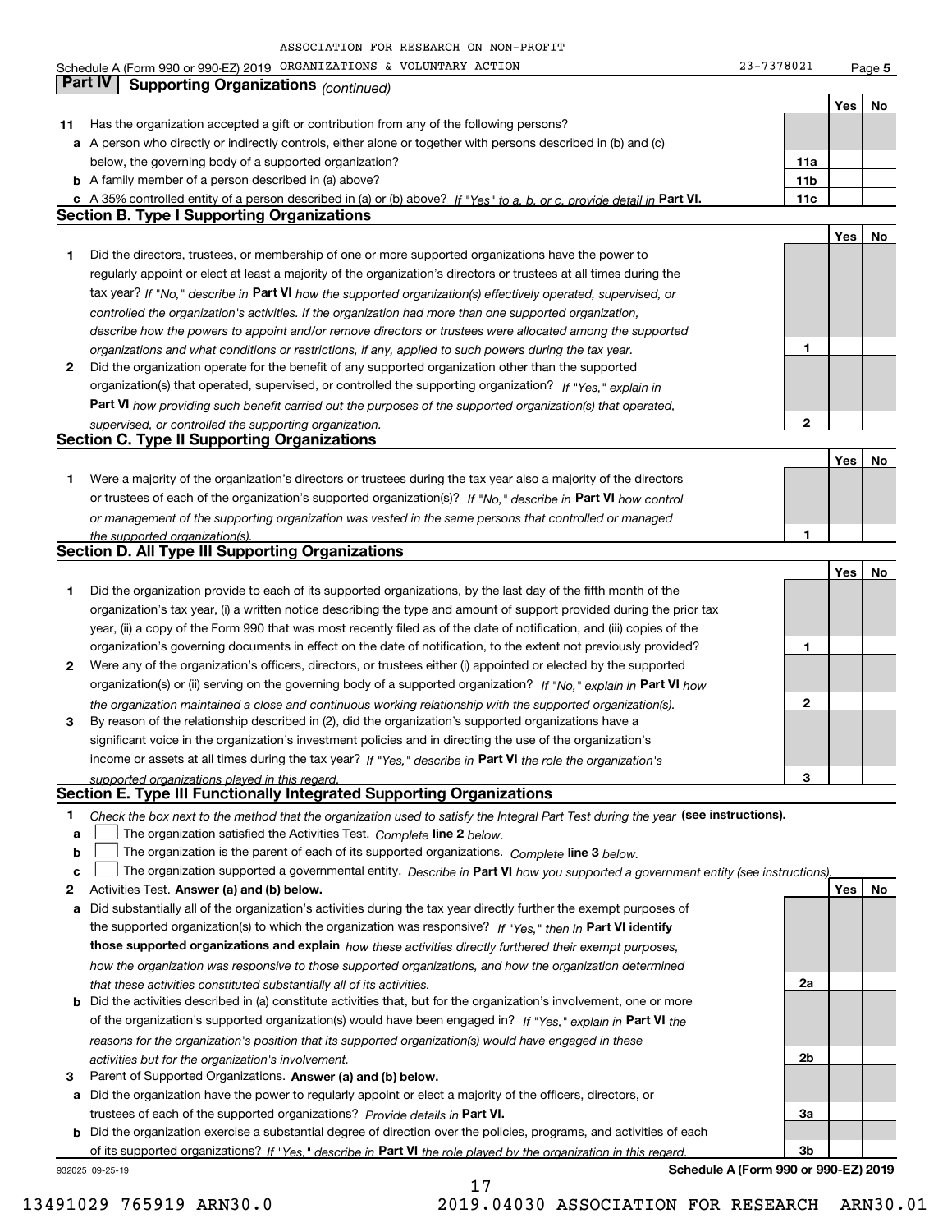Schedule A (Form 990 or 990-EZ) 2019 ASSOCIATION FOR RESEARCH ON NON-PROFIT ORGANIZATIONS & VOLUNTARY ACTION 23-7378021 Page 5

## Part IV Supporting Organizations *(continued)*

| | | | Yes | No |
|---|---|---|---|---|
| **11** | Has the organization accepted a gift or contribution from any of the following persons? | | | |
| **a** | A person who directly or indirectly controls, either alone or together with persons described in (b) and (c) below, the governing body of a supported organization? | **11a** | | |
| **b** | A family member of a person described in (a) above? | **11b** | | |
| **c** | A 35% controlled entity of a person described in (a) or (b) above? *If "Yes" to a, b, or c, provide detail in* **Part VI.** | **11c** | | |

### Section B. Type I Supporting Organizations

| | | | Yes | No |
|---|---|---|---|---|
| **1** | Did the directors, trustees, or membership of one or more supported organizations have the power to regularly appoint or elect at least a majority of the organization's directors or trustees at all times during the tax year? *If "No," describe in* **Part VI** *how the supported organization(s) effectively operated, supervised, or controlled the organization's activities. If the organization had more than one supported organization, describe how the powers to appoint and/or remove directors or trustees were allocated among the supported organizations and what conditions or restrictions, if any, applied to such powers during the tax year.* | **1** | | |
| **2** | Did the organization operate for the benefit of any supported organization other than the supported organization(s) that operated, supervised, or controlled the supporting organization? *If "Yes," explain in* **Part VI** *how providing such benefit carried out the purposes of the supported organization(s) that operated, supervised, or controlled the supporting organization.* | **2** | | |

### Section C. Type II Supporting Organizations

| | | | Yes | No |
|---|---|---|---|---|
| **1** | Were a majority of the organization's directors or trustees during the tax year also a majority of the directors or trustees of each of the organization's supported organization(s)? *If "No," describe in* **Part VI** *how control or management of the supporting organization was vested in the same persons that controlled or managed the supported organization(s).* | **1** | | |

### Section D. All Type III Supporting Organizations

| | | | Yes | No |
|---|---|---|---|---|
| **1** | Did the organization provide to each of its supported organizations, by the last day of the fifth month of the organization's tax year, (i) a written notice describing the type and amount of support provided during the prior tax year, (ii) a copy of the Form 990 that was most recently filed as of the date of notification, and (iii) copies of the organization's governing documents in effect on the date of notification, to the extent not previously provided? | **1** | | |
| **2** | Were any of the organization's officers, directors, or trustees either (i) appointed or elected by the supported organization(s) or (ii) serving on the governing body of a supported organization? *If "No," explain in* **Part VI** *how the organization maintained a close and continuous working relationship with the supported organization(s).* | **2** | | |
| **3** | By reason of the relationship described in (2), did the organization's supported organizations have a significant voice in the organization's investment policies and in directing the use of the organization's income or assets at all times during the tax year? *If "Yes," describe in* **Part VI** *the role the organization's supported organizations played in this regard.* | **3** | | |

### Section E. Type III Functionally Integrated Supporting Organizations

**1** *Check the box next to the method that the organization used to satisfy the Integral Part Test during the year* **(see instructions).**

- **a** ☐ The organization satisfied the Activities Test. *Complete* **line 2** *below.*
- **b** ☐ The organization is the parent of each of its supported organizations. *Complete* **line 3** *below.*
- **c** ☐ The organization supported a governmental entity. *Describe in* **Part VI** *how you supported a government entity (see instructions).*

| | | | Yes | No |
|---|---|---|---|---|
| **2** | Activities Test. **Answer (a) and (b) below.** | | | |
| **a** | Did substantially all of the organization's activities during the tax year directly further the exempt purposes of the supported organization(s) to which the organization was responsive? *If "Yes," then in* **Part VI identify those supported organizations and explain** *how these activities directly furthered their exempt purposes, how the organization was responsive to those supported organizations, and how the organization determined that these activities constituted substantially all of its activities.* | **2a** | | |
| **b** | Did the activities described in (a) constitute activities that, but for the organization's involvement, one or more of the organization's supported organization(s) would have been engaged in? *If "Yes," explain in* **Part VI** *the reasons for the organization's position that its supported organization(s) would have engaged in these activities but for the organization's involvement.* | **2b** | | |
| **3** | Parent of Supported Organizations. **Answer (a) and (b) below.** | | | |
| **a** | Did the organization have the power to regularly appoint or elect a majority of the officers, directors, or trustees of each of the supported organizations? *Provide details in* **Part VI.** | **3a** | | |
| **b** | Did the organization exercise a substantial degree of direction over the policies, programs, and activities of each of its supported organizations? *If "Yes," describe in* **Part VI** *the role played by the organization in this regard.* | **3b** | | |

932025 09-25-19 **Schedule A (Form 990 or 990-EZ) 2019**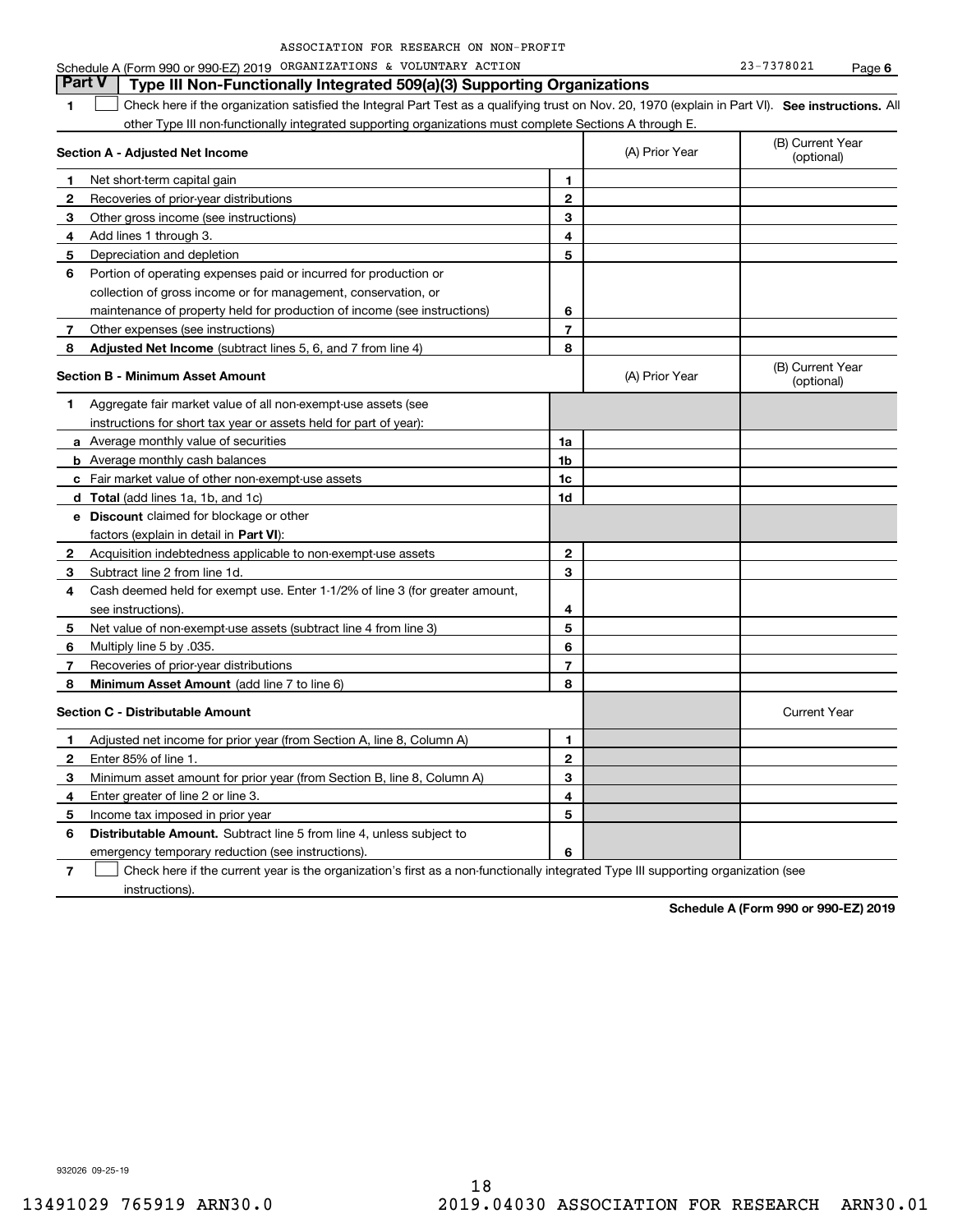ASSOCIATION FOR RESEARCH ON NON-PROFIT

Schedule A (Form 990 or 990-EZ) 2019 ORGANIZATIONS & VOLUNTARY ACTION 23-7378021 Page 6

## Part V Type III Non-Functionally Integrated 509(a)(3) Supporting Organizations

**1** ☐ Check here if the organization satisfied the Integral Part Test as a qualifying trust on Nov. 20, 1970 (explain in Part VI). **See instructions.** All other Type III non-functionally integrated supporting organizations must complete Sections A through E.

| **Section A - Adjusted Net Income** | | (A) Prior Year | (B) Current Year (optional) |
|---|---|---|---|
| **1** Net short-term capital gain | **1** | | |
| **2** Recoveries of prior-year distributions | **2** | | |
| **3** Other gross income (see instructions) | **3** | | |
| **4** Add lines 1 through 3. | **4** | | |
| **5** Depreciation and depletion | **5** | | |
| **6** Portion of operating expenses paid or incurred for production or collection of gross income or for management, conservation, or maintenance of property held for production of income (see instructions) | **6** | | |
| **7** Other expenses (see instructions) | **7** | | |
| **8** **Adjusted Net Income** (subtract lines 5, 6, and 7 from line 4) | **8** | | |

| **Section B - Minimum Asset Amount** | | (A) Prior Year | (B) Current Year (optional) |
|---|---|---|---|
| **1** Aggregate fair market value of all non-exempt-use assets (see instructions for short tax year or assets held for part of year): | | | |
| **a** Average monthly value of securities | **1a** | | |
| **b** Average monthly cash balances | **1b** | | |
| **c** Fair market value of other non-exempt-use assets | **1c** | | |
| **d** **Total** (add lines 1a, 1b, and 1c) | **1d** | | |
| **e** **Discount** claimed for blockage or other factors (explain in detail in **Part VI**): | | | |
| **2** Acquisition indebtedness applicable to non-exempt-use assets | **2** | | |
| **3** Subtract line 2 from line 1d. | **3** | | |
| **4** Cash deemed held for exempt use. Enter 1-1/2% of line 3 (for greater amount, see instructions). | **4** | | |
| **5** Net value of non-exempt-use assets (subtract line 4 from line 3) | **5** | | |
| **6** Multiply line 5 by .035. | **6** | | |
| **7** Recoveries of prior-year distributions | **7** | | |
| **8** **Minimum Asset Amount** (add line 7 to line 6) | **8** | | |

| **Section C - Distributable Amount** | | | Current Year |
|---|---|---|---|
| **1** Adjusted net income for prior year (from Section A, line 8, Column A) | **1** | | |
| **2** Enter 85% of line 1. | **2** | | |
| **3** Minimum asset amount for prior year (from Section B, line 8, Column A) | **3** | | |
| **4** Enter greater of line 2 or line 3. | **4** | | |
| **5** Income tax imposed in prior year | **5** | | |
| **6** **Distributable Amount.** Subtract line 5 from line 4, unless subject to emergency temporary reduction (see instructions). | **6** | | |

**7** ☐ Check here if the current year is the organization's first as a non-functionally integrated Type III supporting organization (see instructions).

**Schedule A (Form 990 or 990-EZ) 2019**

932026 09-25-19

13491029 765919 ARN30.0 2019.04030 ASSOCIATION FOR RESEARCH ARN30.01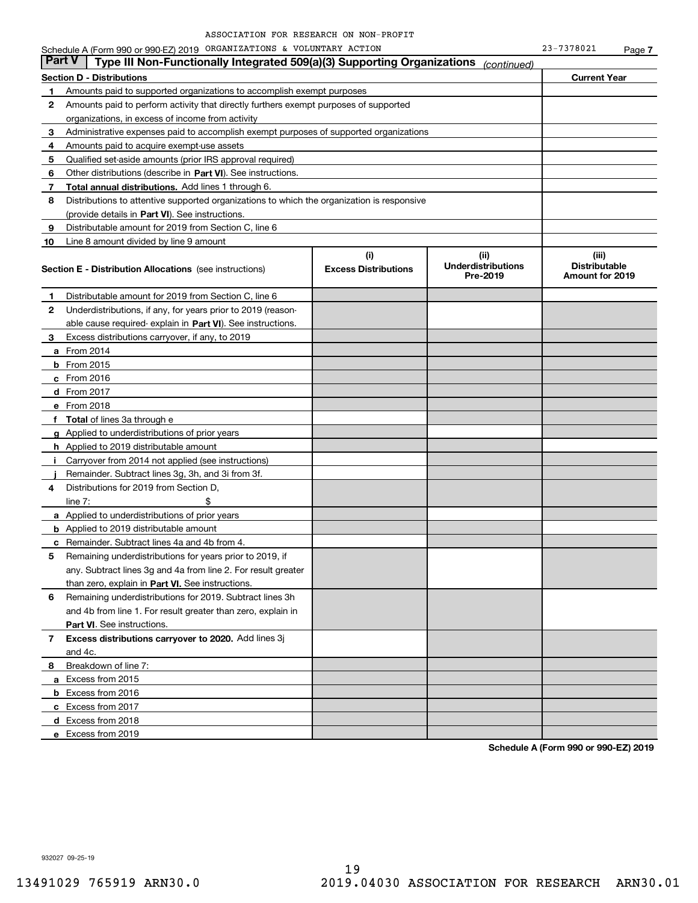ASSOCIATION FOR RESEARCH ON NON-PROFIT

Schedule A (Form 990 or 990-EZ) 2019 ORGANIZATIONS & VOLUNTARY ACTION 23-7378021 Page 7

## Part V Type III Non-Functionally Integrated 509(a)(3) Supporting Organizations *(continued)*

| Section D - Distributions | | Current Year |
|---|---|---|
| 1 | Amounts paid to supported organizations to accomplish exempt purposes | |
| 2 | Amounts paid to perform activity that directly furthers exempt purposes of supported organizations, in excess of income from activity | |
| 3 | Administrative expenses paid to accomplish exempt purposes of supported organizations | |
| 4 | Amounts paid to acquire exempt-use assets | |
| 5 | Qualified set-aside amounts (prior IRS approval required) | |
| 6 | Other distributions (describe in **Part VI**). See instructions. | |
| 7 | **Total annual distributions.** Add lines 1 through 6. | |
| 8 | Distributions to attentive supported organizations to which the organization is responsive (provide details in **Part VI**). See instructions. | |
| 9 | Distributable amount for 2019 from Section C, line 6 | |
| 10 | Line 8 amount divided by line 9 amount | |

| **Section E - Distribution Allocations** (see instructions) | (i) Excess Distributions | (ii) Underdistributions Pre-2019 | (iii) Distributable Amount for 2019 |
|---|---|---|---|
| **1** Distributable amount for 2019 from Section C, line 6 | | | |
| **2** Underdistributions, if any, for years prior to 2019 (reasonable cause required- explain in **Part VI**). See instructions. | | | |
| **3** Excess distributions carryover, if any, to 2019 | | | |
| **a** From 2014 | | | |
| **b** From 2015 | | | |
| **c** From 2016 | | | |
| **d** From 2017 | | | |
| **e** From 2018 | | | |
| **f** **Total** of lines 3a through e | | | |
| **g** Applied to underdistributions of prior years | | | |
| **h** Applied to 2019 distributable amount | | | |
| **i** Carryover from 2014 not applied (see instructions) | | | |
| **j** Remainder. Subtract lines 3g, 3h, and 3i from 3f. | | | |
| **4** Distributions for 2019 from Section D, line 7: $ | | | |
| **a** Applied to underdistributions of prior years | | | |
| **b** Applied to 2019 distributable amount | | | |
| **c** Remainder. Subtract lines 4a and 4b from 4. | | | |
| **5** Remaining underdistributions for years prior to 2019, if any. Subtract lines 3g and 4a from line 2. For result greater than zero, explain in **Part VI.** See instructions. | | | |
| **6** Remaining underdistributions for 2019. Subtract lines 3h and 4b from line 1. For result greater than zero, explain in **Part VI**. See instructions. | | | |
| **7** **Excess distributions carryover to 2020.** Add lines 3j and 4c. | | | |
| **8** Breakdown of line 7: | | | |
| **a** Excess from 2015 | | | |
| **b** Excess from 2016 | | | |
| **c** Excess from 2017 | | | |
| **d** Excess from 2018 | | | |
| **e** Excess from 2019 | | | |

**Schedule A (Form 990 or 990-EZ) 2019**

932027 09-25-19

13491029 765919 ARN30.0 2019.04030 ASSOCIATION FOR RESEARCH ARN30.01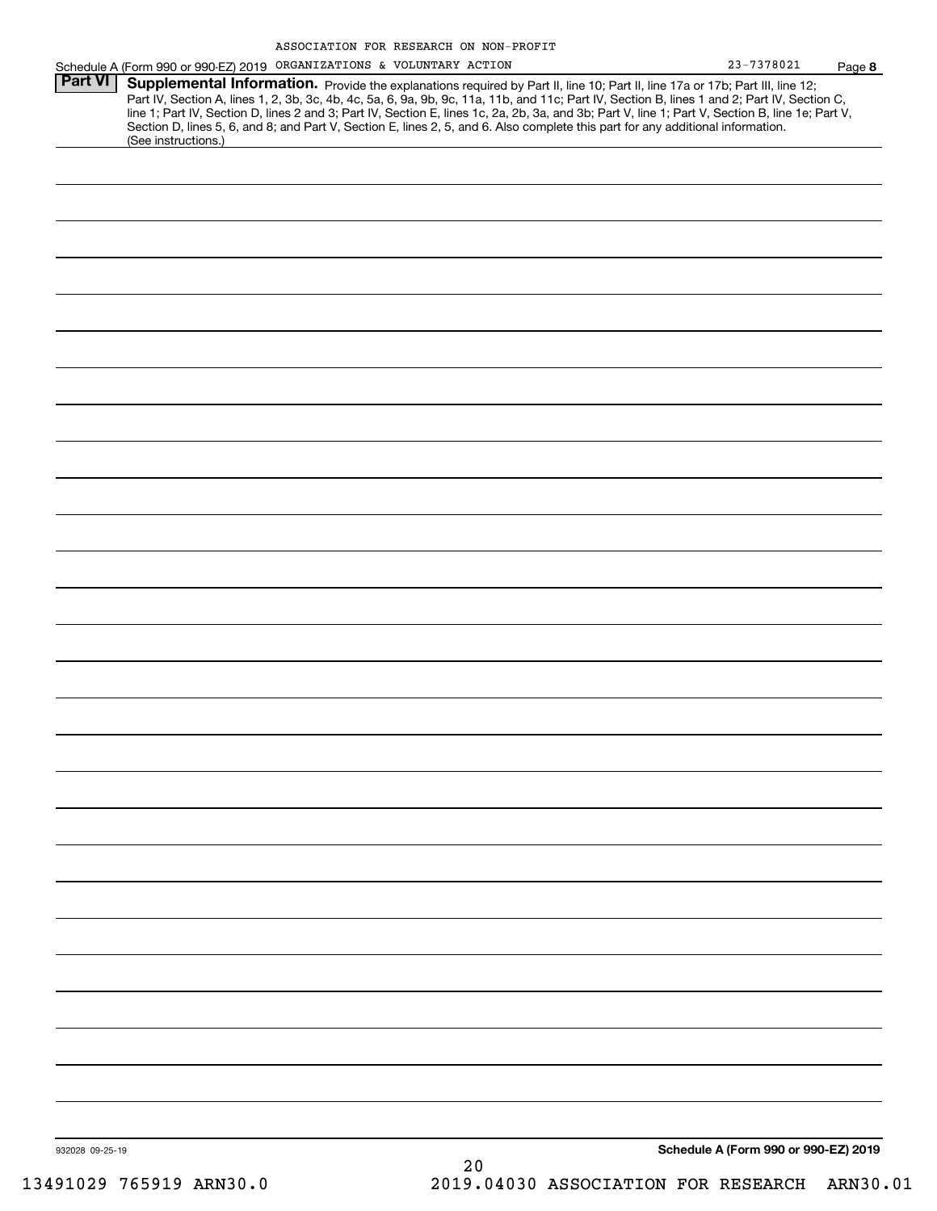ASSOCIATION FOR RESEARCH ON NON-PROFIT

Schedule A (Form 990 or 990-EZ) 2019 ORGANIZATIONS & VOLUNTARY ACTION 23-7378021 Page **8**

## Part VI Supplemental Information.

Provide the explanations required by Part II, line 10; Part II, line 17a or 17b; Part III, line 12; Part IV, Section A, lines 1, 2, 3b, 3c, 4b, 4c, 5a, 6, 9a, 9b, 9c, 11a, 11b, and 11c; Part IV, Section B, lines 1 and 2; Part IV, Section C, line 1; Part IV, Section D, lines 2 and 3; Part IV, Section E, lines 1c, 2a, 2b, 3a, and 3b; Part V, line 1; Part V, Section B, line 1e; Part V, Section D, lines 5, 6, and 8; and Part V, Section E, lines 2, 5, and 6. Also complete this part for any additional information. (See instructions.)

932028 09-25-19

**Schedule A (Form 990 or 990-EZ) 2019**

13491029 765919 ARN30.0 2019.04030 ASSOCIATION FOR RESEARCH ARN30.01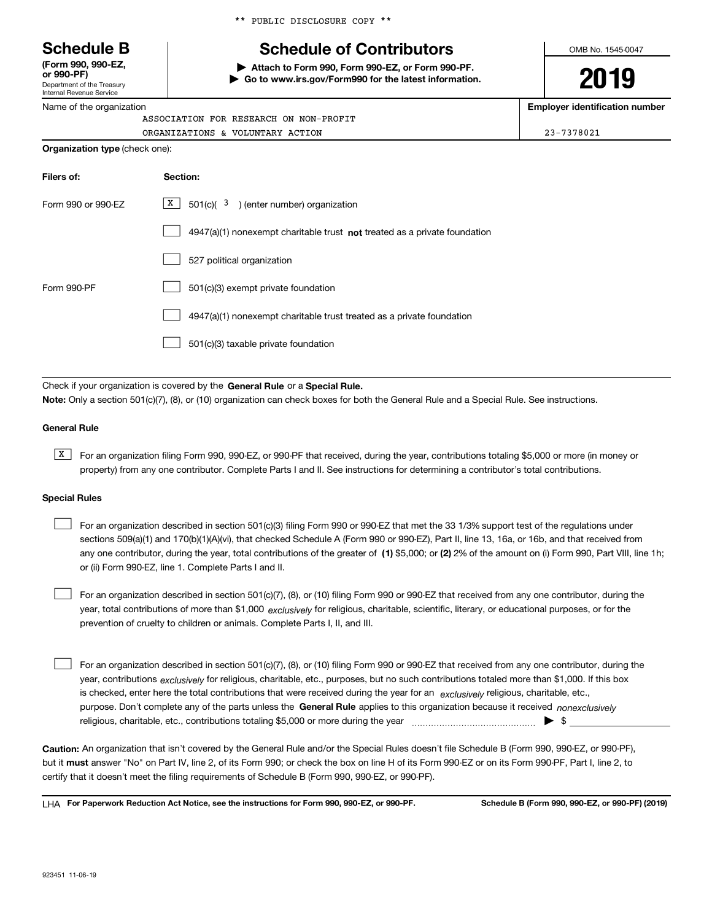** PUBLIC DISCLOSURE COPY **

# Schedule B

**(Form 990, 990-EZ, or 990-PF)**
Department of the Treasury
Internal Revenue Service

## Schedule of Contributors

▶ **Attach to Form 990, Form 990-EZ, or Form 990-PF.**
▶ **Go to www.irs.gov/Form990 for the latest information.**

OMB No. 1545-0047

**2019**

Name of the organization: ASSOCIATION FOR RESEARCH ON NON-PROFIT ORGANIZATIONS & VOLUNTARY ACTION

**Employer identification number:** 23-7378021

**Organization type** (check one):

| **Filers of:** | **Section:** |
|---|---|
| Form 990 or 990-EZ | [X] 501(c)( 3 ) (enter number) organization |
| | [ ] 4947(a)(1) nonexempt charitable trust **not** treated as a private foundation |
| | [ ] 527 political organization |
| Form 990-PF | [ ] 501(c)(3) exempt private foundation |
| | [ ] 4947(a)(1) nonexempt charitable trust treated as a private foundation |
| | [ ] 501(c)(3) taxable private foundation |

Check if your organization is covered by the **General Rule** or a **Special Rule.**

**Note:** Only a section 501(c)(7), (8), or (10) organization can check boxes for both the General Rule and a Special Rule. See instructions.

### General Rule

[X] For an organization filing Form 990, 990-EZ, or 990-PF that received, during the year, contributions totaling $5,000 or more (in money or property) from any one contributor. Complete Parts I and II. See instructions for determining a contributor's total contributions.

### Special Rules

[ ] For an organization described in section 501(c)(3) filing Form 990 or 990-EZ that met the 33 1/3% support test of the regulations under sections 509(a)(1) and 170(b)(1)(A)(vi), that checked Schedule A (Form 990 or 990-EZ), Part II, line 13, 16a, or 16b, and that received from any one contributor, during the year, total contributions of the greater of **(1)** $5,000; or **(2)** 2% of the amount on (i) Form 990, Part VIII, line 1h; or (ii) Form 990-EZ, line 1. Complete Parts I and II.

[ ] For an organization described in section 501(c)(7), (8), or (10) filing Form 990 or 990-EZ that received from any one contributor, during the year, total contributions of more than $1,000 *exclusively* for religious, charitable, scientific, literary, or educational purposes, or for the prevention of cruelty to children or animals. Complete Parts I, II, and III.

[ ] For an organization described in section 501(c)(7), (8), or (10) filing Form 990 or 990-EZ that received from any one contributor, during the year, contributions *exclusively* for religious, charitable, etc., purposes, but no such contributions totaled more than $1,000. If this box is checked, enter here the total contributions that were received during the year for an *exclusively* religious, charitable, etc., purpose. Don't complete any of the parts unless the **General Rule** applies to this organization because it received *nonexclusively* religious, charitable, etc., contributions totaling $5,000 or more during the year ▶ $

**Caution:** An organization that isn't covered by the General Rule and/or the Special Rules doesn't file Schedule B (Form 990, 990-EZ, or 990-PF), but it **must** answer "No" on Part IV, line 2, of its Form 990; or check the box on line H of its Form 990-EZ or on its Form 990-PF, Part I, line 2, to certify that it doesn't meet the filing requirements of Schedule B (Form 990, 990-EZ, or 990-PF).

LHA **For Paperwork Reduction Act Notice, see the instructions for Form 990, 990-EZ, or 990-PF.** **Schedule B (Form 990, 990-EZ, or 990-PF) (2019)**

923451 11-06-19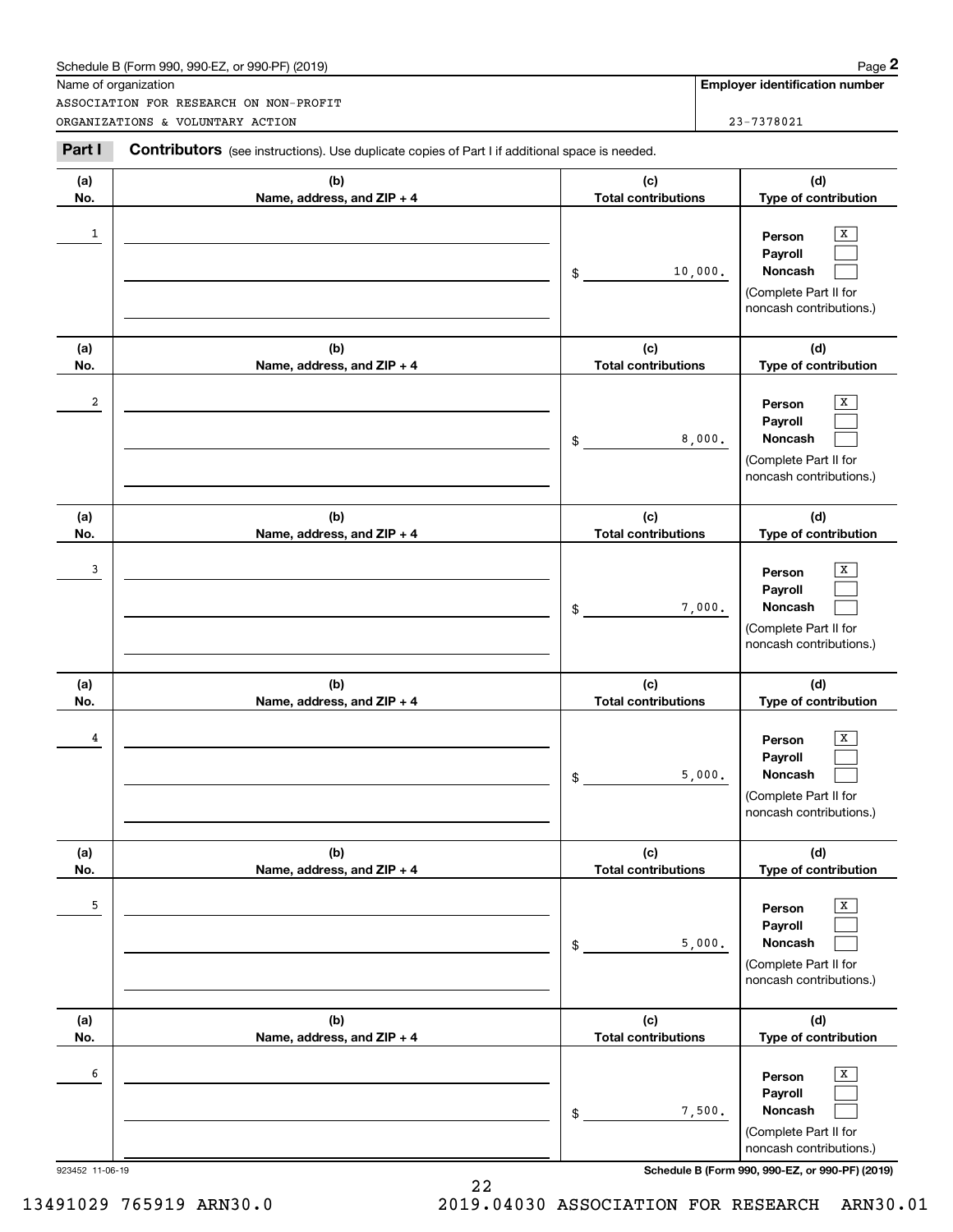Schedule B (Form 990, 990-EZ, or 990-PF) (2019)

| Name of organization | Employer identification number |
|---|---|
| ASSOCIATION FOR RESEARCH ON NON-PROFIT ORGANIZATIONS & VOLUNTARY ACTION | 23-7378021 |

**Part I** **Contributors** (see instructions). Use duplicate copies of Part I if additional space is needed.

| (a) No. | (b) Name, address, and ZIP + 4 | (c) Total contributions | (d) Type of contribution |
|---|---|---|---|
| 1 | | $ 10,000. | Person [X] Payroll [ ] Noncash [ ] (Complete Part II for noncash contributions.) |
| 2 | | $ 8,000. | Person [X] Payroll [ ] Noncash [ ] (Complete Part II for noncash contributions.) |
| 3 | | $ 7,000. | Person [X] Payroll [ ] Noncash [ ] (Complete Part II for noncash contributions.) |
| 4 | | $ 5,000. | Person [X] Payroll [ ] Noncash [ ] (Complete Part II for noncash contributions.) |
| 5 | | $ 5,000. | Person [X] Payroll [ ] Noncash [ ] (Complete Part II for noncash contributions.) |
| 6 | | $ 7,500. | Person [X] Payroll [ ] Noncash [ ] (Complete Part II for noncash contributions.) |

923452 11-06-19

Schedule B (Form 990, 990-EZ, or 990-PF) (2019)

13491029 765919 ARN30.0 2019.04030 ASSOCIATION FOR RESEARCH ARN30.01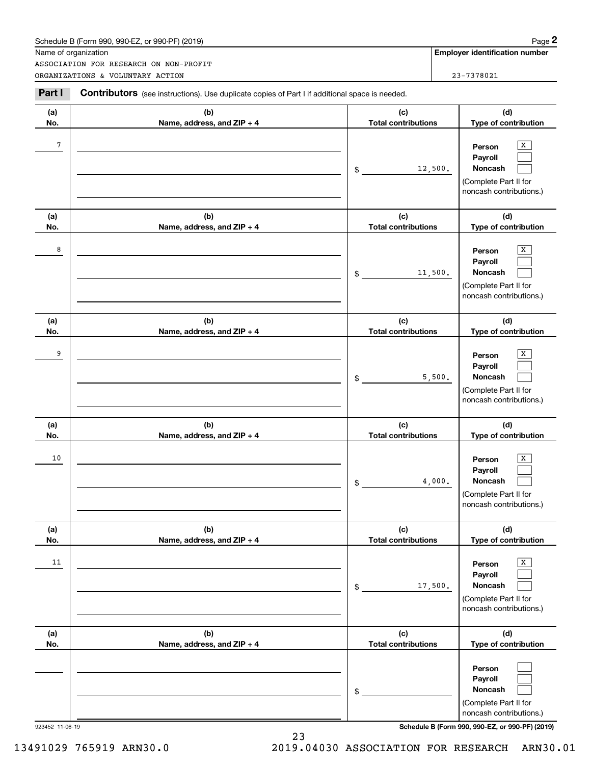Name of organization

ASSOCIATION FOR RESEARCH ON NON-PROFIT ORGANIZATIONS & VOLUNTARY ACTION

**Employer identification number**

23-7378021

**Part I** **Contributors** (see instructions). Use duplicate copies of Part I if additional space is needed.

| (a) No. | (b) Name, address, and ZIP + 4 | (c) Total contributions | (d) Type of contribution |
|---|---|---|---|
| 7 | | $ 12,500. | Person [X] Payroll [ ] Noncash [ ] (Complete Part II for noncash contributions.) |
| 8 | | $ 11,500. | Person [X] Payroll [ ] Noncash [ ] (Complete Part II for noncash contributions.) |
| 9 | | $ 5,500. | Person [X] Payroll [ ] Noncash [ ] (Complete Part II for noncash contributions.) |
| 10 | | $ 4,000. | Person [X] Payroll [ ] Noncash [ ] (Complete Part II for noncash contributions.) |
| 11 | | $ 17,500. | Person [X] Payroll [ ] Noncash [ ] (Complete Part II for noncash contributions.) |
| | | $ | Person [ ] Payroll [ ] Noncash [ ] (Complete Part II for noncash contributions.) |

923452 11-06-19

**Schedule B (Form 990, 990-EZ, or 990-PF) (2019)**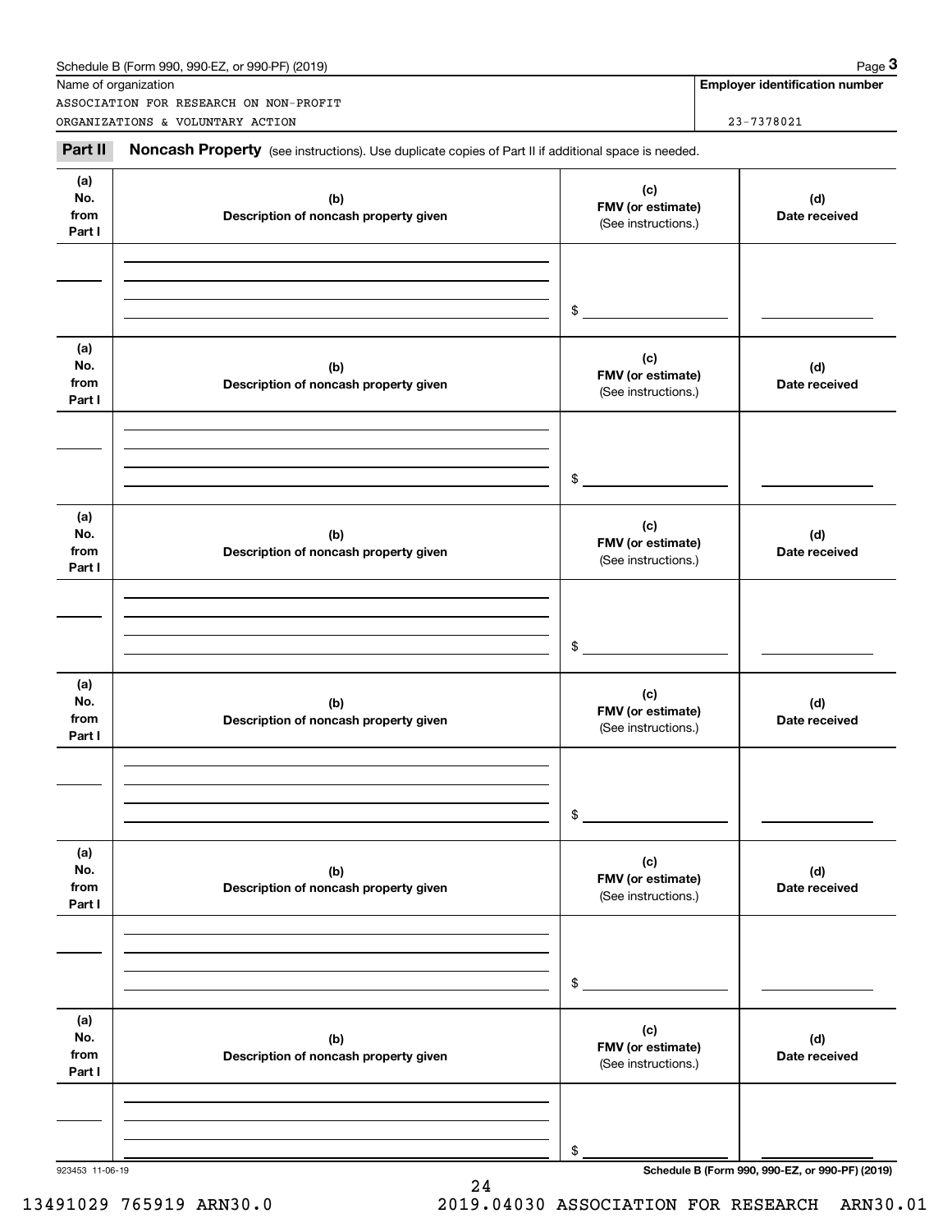Schedule B (Form 990, 990-EZ, or 990-PF) (2019)

| Name of organization | Employer identification number |
| --- | --- |
| ASSOCIATION FOR RESEARCH ON NON-PROFIT ORGANIZATIONS & VOLUNTARY ACTION | 23-7378021 |

**Part II** **Noncash Property** (see instructions). Use duplicate copies of Part II if additional space is needed.

| (a) No. from Part I | (b) Description of noncash property given | (c) FMV (or estimate) (See instructions.) | (d) Date received |
| --- | --- | --- | --- |
| | | $ | |

| (a) No. from Part I | (b) Description of noncash property given | (c) FMV (or estimate) (See instructions.) | (d) Date received |
| --- | --- | --- | --- |
| | | $ | |

| (a) No. from Part I | (b) Description of noncash property given | (c) FMV (or estimate) (See instructions.) | (d) Date received |
| --- | --- | --- | --- |
| | | $ | |

| (a) No. from Part I | (b) Description of noncash property given | (c) FMV (or estimate) (See instructions.) | (d) Date received |
| --- | --- | --- | --- |
| | | $ | |

| (a) No. from Part I | (b) Description of noncash property given | (c) FMV (or estimate) (See instructions.) | (d) Date received |
| --- | --- | --- | --- |
| | | $ | |

| (a) No. from Part I | (b) Description of noncash property given | (c) FMV (or estimate) (See instructions.) | (d) Date received |
| --- | --- | --- | --- |
| | | $ | |

923453 11-06-19

Schedule B (Form 990, 990-EZ, or 990-PF) (2019)

13491029 765919 ARN30.0 2019.04030 ASSOCIATION FOR RESEARCH ARN30.01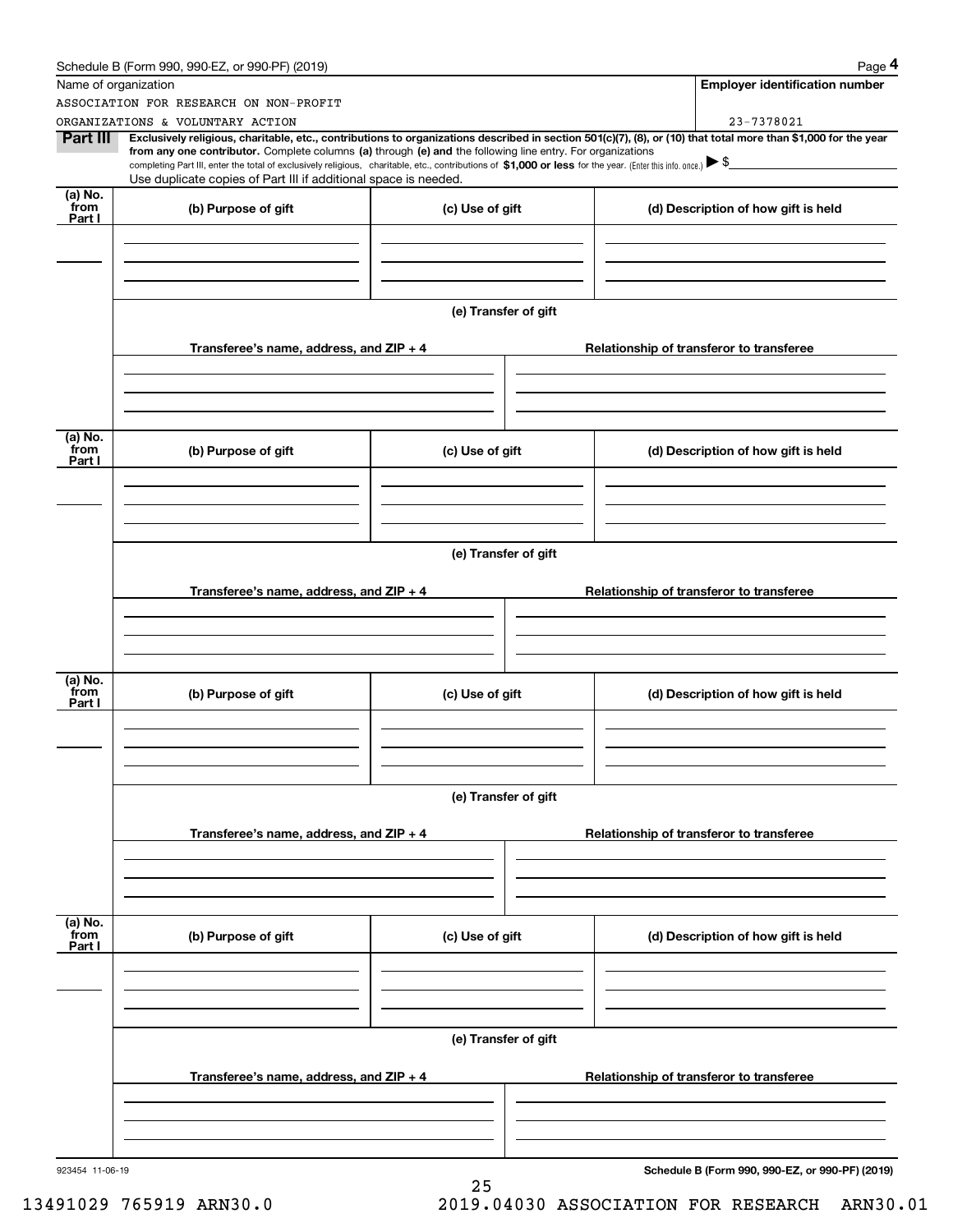Schedule B (Form 990, 990-EZ, or 990-PF) (2019)

Name of organization

ASSOCIATION FOR RESEARCH ON NON-PROFIT ORGANIZATIONS & VOLUNTARY ACTION

**Employer identification number**

23-7378021

**Part III** **Exclusively religious, charitable, etc., contributions to organizations described in section 501(c)(7), (8), or (10) that total more than $1,000 for the year from any one contributor.** Complete columns **(a)** through **(e)** and the following line entry. For organizations completing Part III, enter the total of exclusively religious, charitable, etc., contributions of **$1,000 or less** for the year. (Enter this info. once.) ▶ $

Use duplicate copies of Part III if additional space is needed.

| (a) No. from Part I | (b) Purpose of gift | (c) Use of gift | (d) Description of how gift is held |
|---|---|---|---|
| | | | |

**(e) Transfer of gift**

| Transferee's name, address, and ZIP + 4 | Relationship of transferor to transferee |
|---|---|
| | |

| (a) No. from Part I | (b) Purpose of gift | (c) Use of gift | (d) Description of how gift is held |
|---|---|---|---|
| | | | |

**(e) Transfer of gift**

| Transferee's name, address, and ZIP + 4 | Relationship of transferor to transferee |
|---|---|
| | |

| (a) No. from Part I | (b) Purpose of gift | (c) Use of gift | (d) Description of how gift is held |
|---|---|---|---|
| | | | |

**(e) Transfer of gift**

| Transferee's name, address, and ZIP + 4 | Relationship of transferor to transferee |
|---|---|
| | |

| (a) No. from Part I | (b) Purpose of gift | (c) Use of gift | (d) Description of how gift is held |
|---|---|---|---|
| | | | |

**(e) Transfer of gift**

| Transferee's name, address, and ZIP + 4 | Relationship of transferor to transferee |
|---|---|
| | |

923454 11-06-19

**Schedule B (Form 990, 990-EZ, or 990-PF) (2019)**

13491029 765919 ARN30.0 2019.04030 ASSOCIATION FOR RESEARCH ARN30.01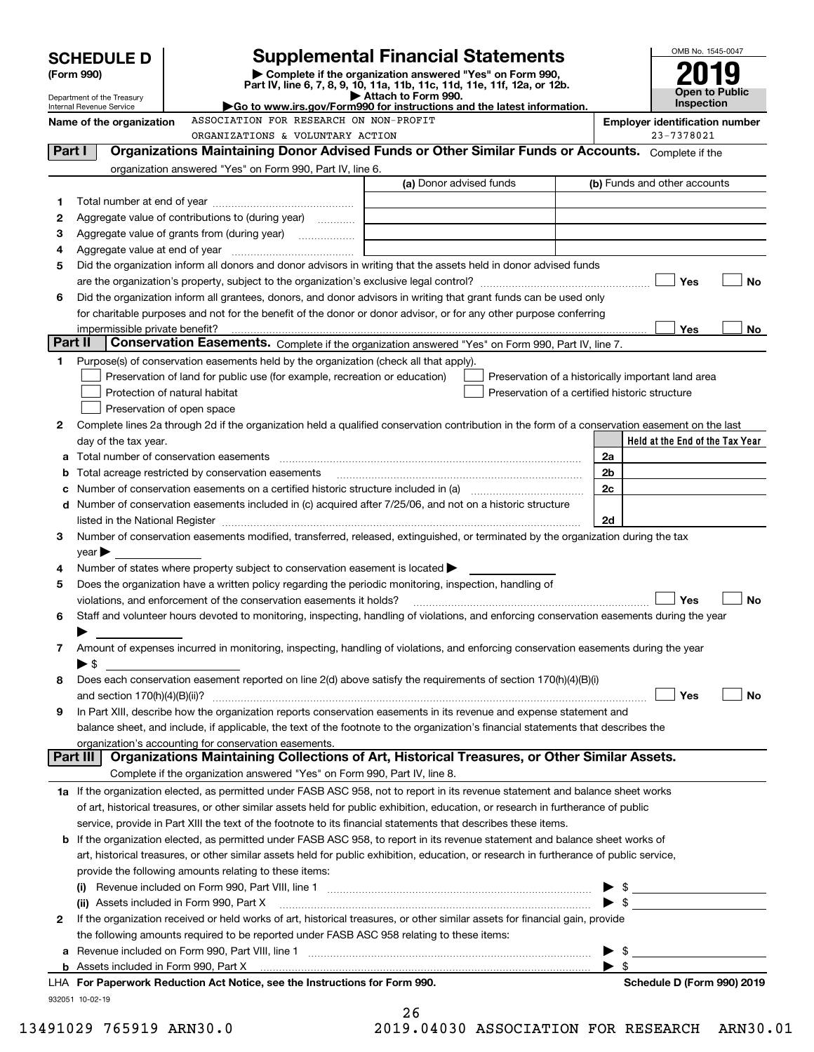# SCHEDULE D (Form 990)

Department of the Treasury
Internal Revenue Service

## Supplemental Financial Statements

▶ Complete if the organization answered "Yes" on Form 990, Part IV, line 6, 7, 8, 9, 10, 11a, 11b, 11c, 11d, 11e, 11f, 12a, or 12b.
▶ Attach to Form 990.
▶Go to www.irs.gov/Form990 for instructions and the latest information.

OMB No. 1545-0047

**2019**

**Open to Public Inspection**

**Name of the organization**: ASSOCIATION FOR RESEARCH ON NON-PROFIT ORGANIZATIONS & VOLUNTARY ACTION

**Employer identification number**: 23-7378021

### Part I — Organizations Maintaining Donor Advised Funds or Other Similar Funds or Accounts.
Complete if the organization answered "Yes" on Form 990, Part IV, line 6.

| | | (a) Donor advised funds | (b) Funds and other accounts |
|---|---|---|---|
| 1 | Total number at end of year | | |
| 2 | Aggregate value of contributions to (during year) | | |
| 3 | Aggregate value of grants from (during year) | | |
| 4 | Aggregate value at end of year | | |

5 Did the organization inform all donors and donor advisors in writing that the assets held in donor advised funds are the organization's property, subject to the organization's exclusive legal control? ☐ Yes ☐ No

6 Did the organization inform all grantees, donors, and donor advisors in writing that grant funds can be used only for charitable purposes and not for the benefit of the donor or donor advisor, or for any other purpose conferring impermissible private benefit? ☐ Yes ☐ No

### Part II — Conservation Easements.
Complete if the organization answered "Yes" on Form 990, Part IV, line 7.

1 Purpose(s) of conservation easements held by the organization (check all that apply).
- ☐ Preservation of land for public use (for example, recreation or education)
- ☐ Protection of natural habitat
- ☐ Preservation of open space
- ☐ Preservation of a historically important land area
- ☐ Preservation of a certified historic structure

2 Complete lines 2a through 2d if the organization held a qualified conservation contribution in the form of a conservation easement on the last day of the tax year.

| | | | Held at the End of the Tax Year |
|---|---|---|---|
| a | Total number of conservation easements | 2a | |
| b | Total acreage restricted by conservation easements | 2b | |
| c | Number of conservation easements on a certified historic structure included in (a) | 2c | |
| d | Number of conservation easements included in (c) acquired after 7/25/06, and not on a historic structure listed in the National Register | 2d | |

3 Number of conservation easements modified, transferred, released, extinguished, or terminated by the organization during the tax year ▶

4 Number of states where property subject to conservation easement is located ▶

5 Does the organization have a written policy regarding the periodic monitoring, inspection, handling of violations, and enforcement of the conservation easements it holds? ☐ Yes ☐ No

6 Staff and volunteer hours devoted to monitoring, inspecting, handling of violations, and enforcing conservation easements during the year ▶

7 Amount of expenses incurred in monitoring, inspecting, handling of violations, and enforcing conservation easements during the year ▶ $

8 Does each conservation easement reported on line 2(d) above satisfy the requirements of section 170(h)(4)(B)(i) and section 170(h)(4)(B)(ii)? ☐ Yes ☐ No

9 In Part XIII, describe how the organization reports conservation easements in its revenue and expense statement and balance sheet, and include, if applicable, the text of the footnote to the organization's financial statements that describes the organization's accounting for conservation easements.

### Part III — Organizations Maintaining Collections of Art, Historical Treasures, or Other Similar Assets.
Complete if the organization answered "Yes" on Form 990, Part IV, line 8.

1a If the organization elected, as permitted under FASB ASC 958, not to report in its revenue statement and balance sheet works of art, historical treasures, or other similar assets held for public exhibition, education, or research in furtherance of public service, provide in Part XIII the text of the footnote to its financial statements that describes these items.

b If the organization elected, as permitted under FASB ASC 958, to report in its revenue statement and balance sheet works of art, historical treasures, or other similar assets held for public exhibition, education, or research in furtherance of public service, provide the following amounts relating to these items:

(i) Revenue included on Form 990, Part VIII, line 1 ▶ $

(ii) Assets included in Form 990, Part X ▶ $

2 If the organization received or held works of art, historical treasures, or other similar assets for financial gain, provide the following amounts required to be reported under FASB ASC 958 relating to these items:

a Revenue included on Form 990, Part VIII, line 1 ▶ $

b Assets included in Form 990, Part X ▶ $

LHA **For Paperwork Reduction Act Notice, see the Instructions for Form 990.** **Schedule D (Form 990) 2019**

932051 10-02-19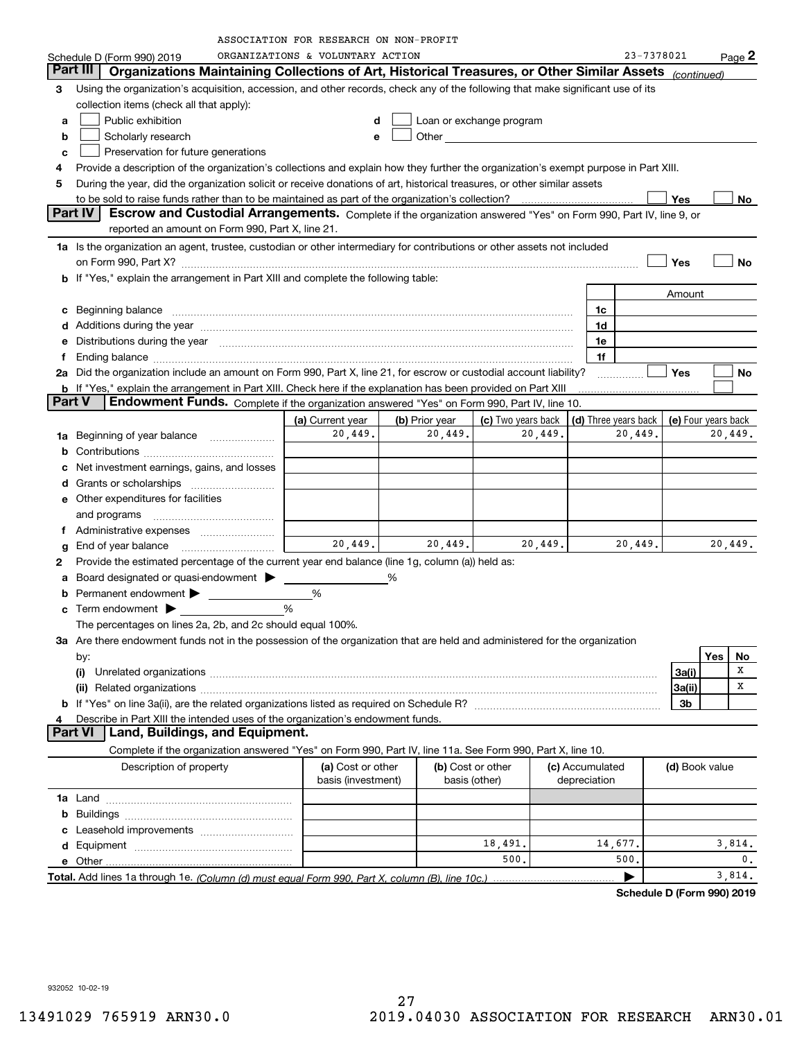ASSOCIATION FOR RESEARCH ON NON-PROFIT ORGANIZATIONS & VOLUNTARY ACTION

Schedule D (Form 990) 2019 — 23-7378021 — Page 2

## Part III Organizations Maintaining Collections of Art, Historical Treasures, or Other Similar Assets *(continued)*

3 Using the organization's acquisition, accession, and other records, check any of the following that make significant use of its collection items (check all that apply):

- a ☐ Public exhibition
- b ☐ Scholarly research
- c ☐ Preservation for future generations
- d ☐ Loan or exchange program
- e ☐ Other

4 Provide a description of the organization's collections and explain how they further the organization's exempt purpose in Part XIII.

5 During the year, did the organization solicit or receive donations of art, historical treasures, or other similar assets to be sold to raise funds rather than to be maintained as part of the organization's collection? ☐ Yes ☐ No

## Part IV Escrow and Custodial Arrangements.

Complete if the organization answered "Yes" on Form 990, Part IV, line 9, or reported an amount on Form 990, Part X, line 21.

1a Is the organization an agent, trustee, custodian or other intermediary for contributions or other assets not included on Form 990, Part X? ☐ Yes ☐ No

b If "Yes," explain the arrangement in Part XIII and complete the following table:

| | | Amount |
|---|---|---|
| c Beginning balance | 1c | |
| d Additions during the year | 1d | |
| e Distributions during the year | 1e | |
| f Ending balance | 1f | |

2a Did the organization include an amount on Form 990, Part X, line 21, for escrow or custodial account liability? ☐ Yes ☐ No

b If "Yes," explain the arrangement in Part XIII. Check here if the explanation has been provided on Part XIII ☐

## Part V Endowment Funds.

Complete if the organization answered "Yes" on Form 990, Part IV, line 10.

| | (a) Current year | (b) Prior year | (c) Two years back | (d) Three years back | (e) Four years back |
|---|---|---|---|---|---|
| 1a Beginning of year balance | 20,449. | 20,449. | 20,449. | 20,449. | 20,449. |
| b Contributions | | | | | |
| c Net investment earnings, gains, and losses | | | | | |
| d Grants or scholarships | | | | | |
| e Other expenditures for facilities and programs | | | | | |
| f Administrative expenses | | | | | |
| g End of year balance | 20,449. | 20,449. | 20,449. | 20,449. | 20,449. |

2 Provide the estimated percentage of the current year end balance (line 1g, column (a)) held as:

- a Board designated or quasi-endowment ▶ %
- b Permanent endowment ▶ %
- c Term endowment ▶ %

The percentages on lines 2a, 2b, and 2c should equal 100%.

3a Are there endowment funds not in the possession of the organization that are held and administered for the organization by:

| | | Yes | No |
|---|---|---|---|
| (i) Unrelated organizations | 3a(i) | | X |
| (ii) Related organizations | 3a(ii) | | X |
| b If "Yes" on line 3a(ii), are the related organizations listed as required on Schedule R? | 3b | | |

4 Describe in Part XIII the intended uses of the organization's endowment funds.

## Part VI Land, Buildings, and Equipment.

Complete if the organization answered "Yes" on Form 990, Part IV, line 11a. See Form 990, Part X, line 10.

| Description of property | (a) Cost or other basis (investment) | (b) Cost or other basis (other) | (c) Accumulated depreciation | (d) Book value |
|---|---|---|---|---|
| 1a Land | | | | |
| b Buildings | | | | |
| c Leasehold improvements | | | | |
| d Equipment | | 18,491. | 14,677. | 3,814. |
| e Other | | 500. | 500. | 0. |

**Total.** Add lines 1a through 1e. *(Column (d) must equal Form 990, Part X, column (B), line 10c.)* ▶ 3,814.

**Schedule D (Form 990) 2019**

932052 10-02-19

13491029 765919 ARN30.0 2019.04030 ASSOCIATION FOR RESEARCH ARN30.01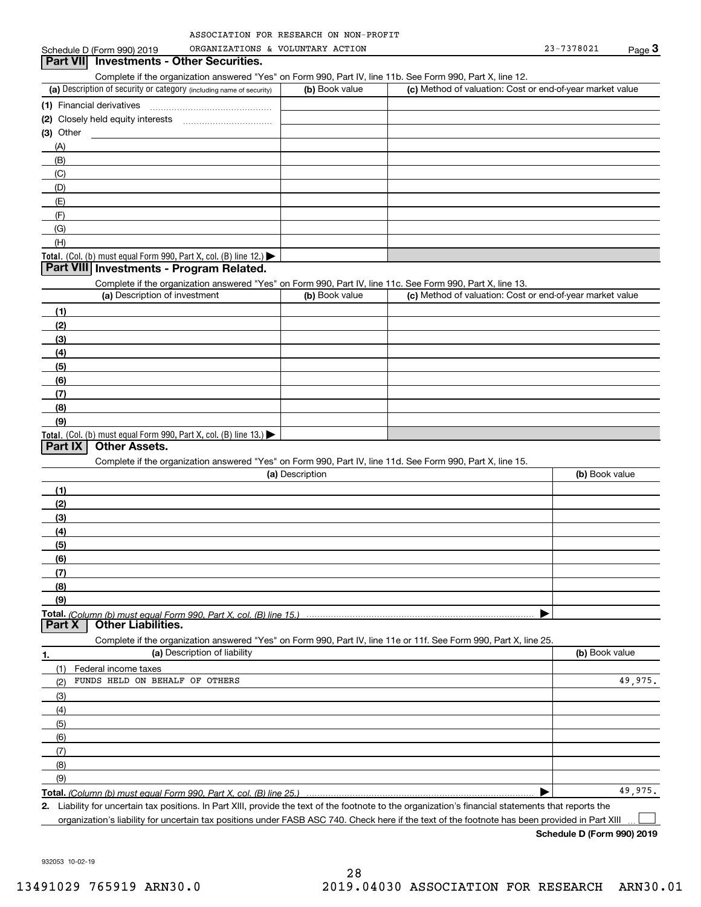ASSOCIATION FOR RESEARCH ON NON-PROFIT ORGANIZATIONS & VOLUNTARY ACTION 23-7378021

Schedule D (Form 990) 2019 Page **3**

## Part VII Investments - Other Securities.

Complete if the organization answered "Yes" on Form 990, Part IV, line 11b. See Form 990, Part X, line 12.

| (a) Description of security or category (including name of security) | (b) Book value | (c) Method of valuation: Cost or end-of-year market value |
|---|---|---|
| (1) Financial derivatives | | |
| (2) Closely held equity interests | | |
| (3) Other | | |
| (A) | | |
| (B) | | |
| (C) | | |
| (D) | | |
| (E) | | |
| (F) | | |
| (G) | | |
| (H) | | |
| **Total.** (Col. (b) must equal Form 990, Part X, col. (B) line 12.) ▶ | | |

## Part VIII Investments - Program Related.

Complete if the organization answered "Yes" on Form 990, Part IV, line 11c. See Form 990, Part X, line 13.

| (a) Description of investment | (b) Book value | (c) Method of valuation: Cost or end-of-year market value |
|---|---|---|
| (1) | | |
| (2) | | |
| (3) | | |
| (4) | | |
| (5) | | |
| (6) | | |
| (7) | | |
| (8) | | |
| (9) | | |
| **Total.** (Col. (b) must equal Form 990, Part X, col. (B) line 13.) ▶ | | |

## Part IX Other Assets.

Complete if the organization answered "Yes" on Form 990, Part IV, line 11d. See Form 990, Part X, line 15.

| (a) Description | (b) Book value |
|---|---|
| (1) | |
| (2) | |
| (3) | |
| (4) | |
| (5) | |
| (6) | |
| (7) | |
| (8) | |
| (9) | |
| **Total.** *(Column (b) must equal Form 990, Part X, col. (B) line 15.)* ▶ | |

## Part X Other Liabilities.

Complete if the organization answered "Yes" on Form 990, Part IV, line 11e or 11f. See Form 990, Part X, line 25.

| 1. (a) Description of liability | (b) Book value |
|---|---|
| (1) Federal income taxes | |
| (2) FUNDS HELD ON BEHALF OF OTHERS | 49,975. |
| (3) | |
| (4) | |
| (5) | |
| (6) | |
| (7) | |
| (8) | |
| (9) | |
| **Total.** *(Column (b) must equal Form 990, Part X, col. (B) line 25.)* ▶ | 49,975. |

**2.** Liability for uncertain tax positions. In Part XIII, provide the text of the footnote to the organization's financial statements that reports the organization's liability for uncertain tax positions under FASB ASC 740. Check here if the text of the footnote has been provided in Part XIII ☐

**Schedule D (Form 990) 2019**

932053 10-02-19

13491029 765919 ARN30.0 2019.04030 ASSOCIATION FOR RESEARCH ARN30.01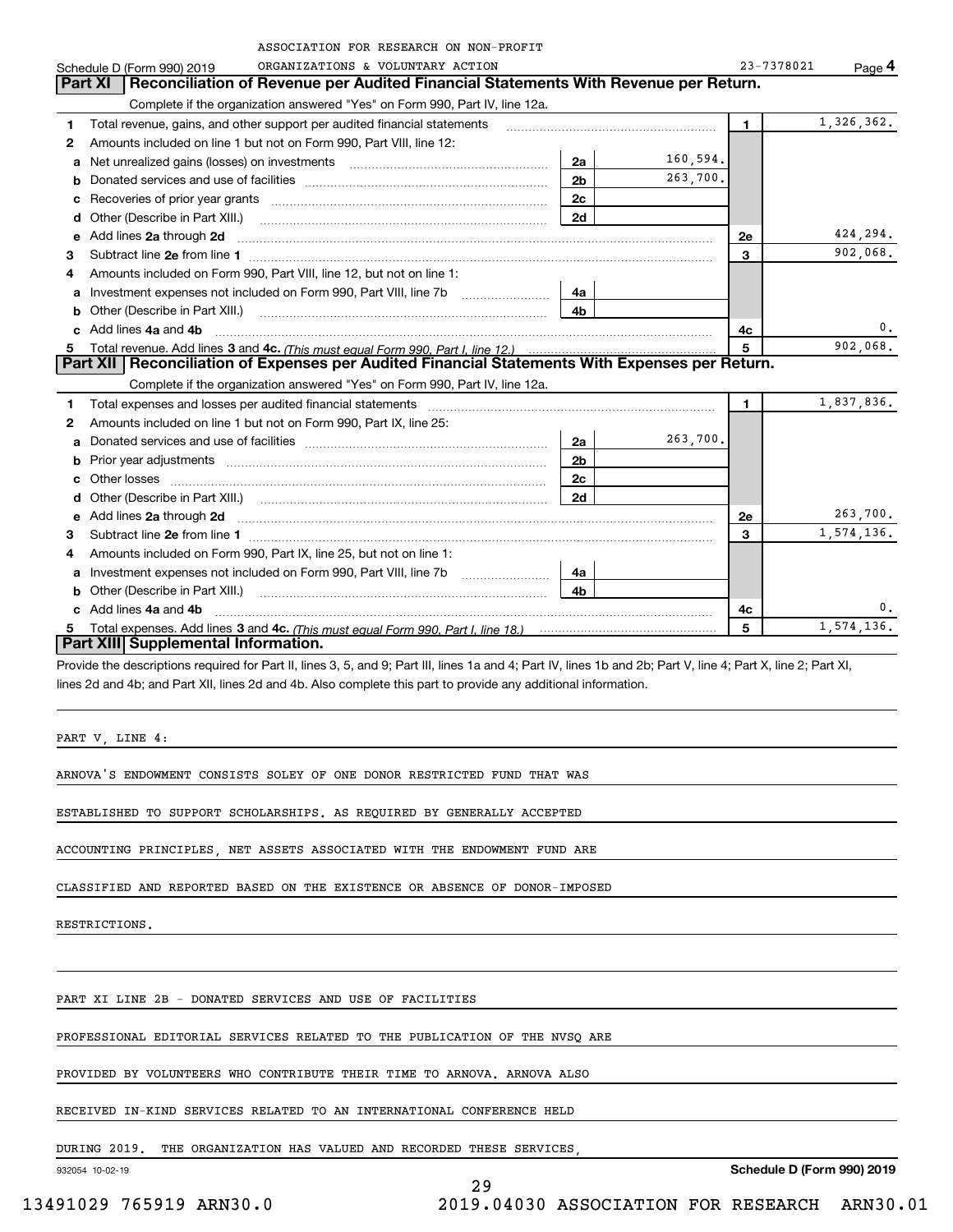ASSOCIATION FOR RESEARCH ON NON-PROFIT ORGANIZATIONS & VOLUNTARY ACTION

Schedule D (Form 990) 2019 — 23-7378021 — Page **4**

## Part XI | Reconciliation of Revenue per Audited Financial Statements With Revenue per Return.

Complete if the organization answered "Yes" on Form 990, Part IV, line 12a.

| | | | | | |
|---|---|---|---|---|---|
| **1** | Total revenue, gains, and other support per audited financial statements | | | **1** | 1,326,362. |
| **2** | Amounts included on line 1 but not on Form 990, Part VIII, line 12: | | | | |
| **a** | Net unrealized gains (losses) on investments | **2a** | 160,594. | | |
| **b** | Donated services and use of facilities | **2b** | 263,700. | | |
| **c** | Recoveries of prior year grants | **2c** | | | |
| **d** | Other (Describe in Part XIII.) | **2d** | | | |
| **e** | Add lines **2a** through **2d** | | | **2e** | 424,294. |
| **3** | Subtract line **2e** from line **1** | | | **3** | 902,068. |
| **4** | Amounts included on Form 990, Part VIII, line 12, but not on line 1: | | | | |
| **a** | Investment expenses not included on Form 990, Part VIII, line 7b | **4a** | | | |
| **b** | Other (Describe in Part XIII.) | **4b** | | | |
| **c** | Add lines **4a** and **4b** | | | **4c** | 0. |
| **5** | Total revenue. Add lines **3** and **4c.** *(This must equal Form 990, Part I, line 12.)* | | | **5** | 902,068. |

## Part XII | Reconciliation of Expenses per Audited Financial Statements With Expenses per Return.

Complete if the organization answered "Yes" on Form 990, Part IV, line 12a.

| | | | | | |
|---|---|---|---|---|---|
| **1** | Total expenses and losses per audited financial statements | | | **1** | 1,837,836. |
| **2** | Amounts included on line 1 but not on Form 990, Part IX, line 25: | | | | |
| **a** | Donated services and use of facilities | **2a** | 263,700. | | |
| **b** | Prior year adjustments | **2b** | | | |
| **c** | Other losses | **2c** | | | |
| **d** | Other (Describe in Part XIII.) | **2d** | | | |
| **e** | Add lines **2a** through **2d** | | | **2e** | 263,700. |
| **3** | Subtract line **2e** from line **1** | | | **3** | 1,574,136. |
| **4** | Amounts included on Form 990, Part IX, line 25, but not on line 1: | | | | |
| **a** | Investment expenses not included on Form 990, Part VIII, line 7b | **4a** | | | |
| **b** | Other (Describe in Part XIII.) | **4b** | | | |
| **c** | Add lines **4a** and **4b** | | | **4c** | 0. |
| **5** | Total expenses. Add lines **3** and **4c.** *(This must equal Form 990, Part I, line 18.)* | | | **5** | 1,574,136. |

## Part XIII | Supplemental Information.

Provide the descriptions required for Part II, lines 3, 5, and 9; Part III, lines 1a and 4; Part IV, lines 1b and 2b; Part V, line 4; Part X, line 2; Part XI, lines 2d and 4b; and Part XII, lines 2d and 4b. Also complete this part to provide any additional information.

PART V, LINE 4:

ARNOVA'S ENDOWMENT CONSISTS SOLEY OF ONE DONOR RESTRICTED FUND THAT WAS ESTABLISHED TO SUPPORT SCHOLARSHIPS. AS REQUIRED BY GENERALLY ACCEPTED ACCOUNTING PRINCIPLES, NET ASSETS ASSOCIATED WITH THE ENDOWMENT FUND ARE CLASSIFIED AND REPORTED BASED ON THE EXISTENCE OR ABSENCE OF DONOR-IMPOSED RESTRICTIONS.

PART XI LINE 2B - DONATED SERVICES AND USE OF FACILITIES

PROFESSIONAL EDITORIAL SERVICES RELATED TO THE PUBLICATION OF THE NVSQ ARE PROVIDED BY VOLUNTEERS WHO CONTRIBUTE THEIR TIME TO ARNOVA. ARNOVA ALSO RECEIVED IN-KIND SERVICES RELATED TO AN INTERNATIONAL CONFERENCE HELD DURING 2019. THE ORGANIZATION HAS VALUED AND RECORDED THESE SERVICES,

932054 10-02-19 — **Schedule D (Form 990) 2019**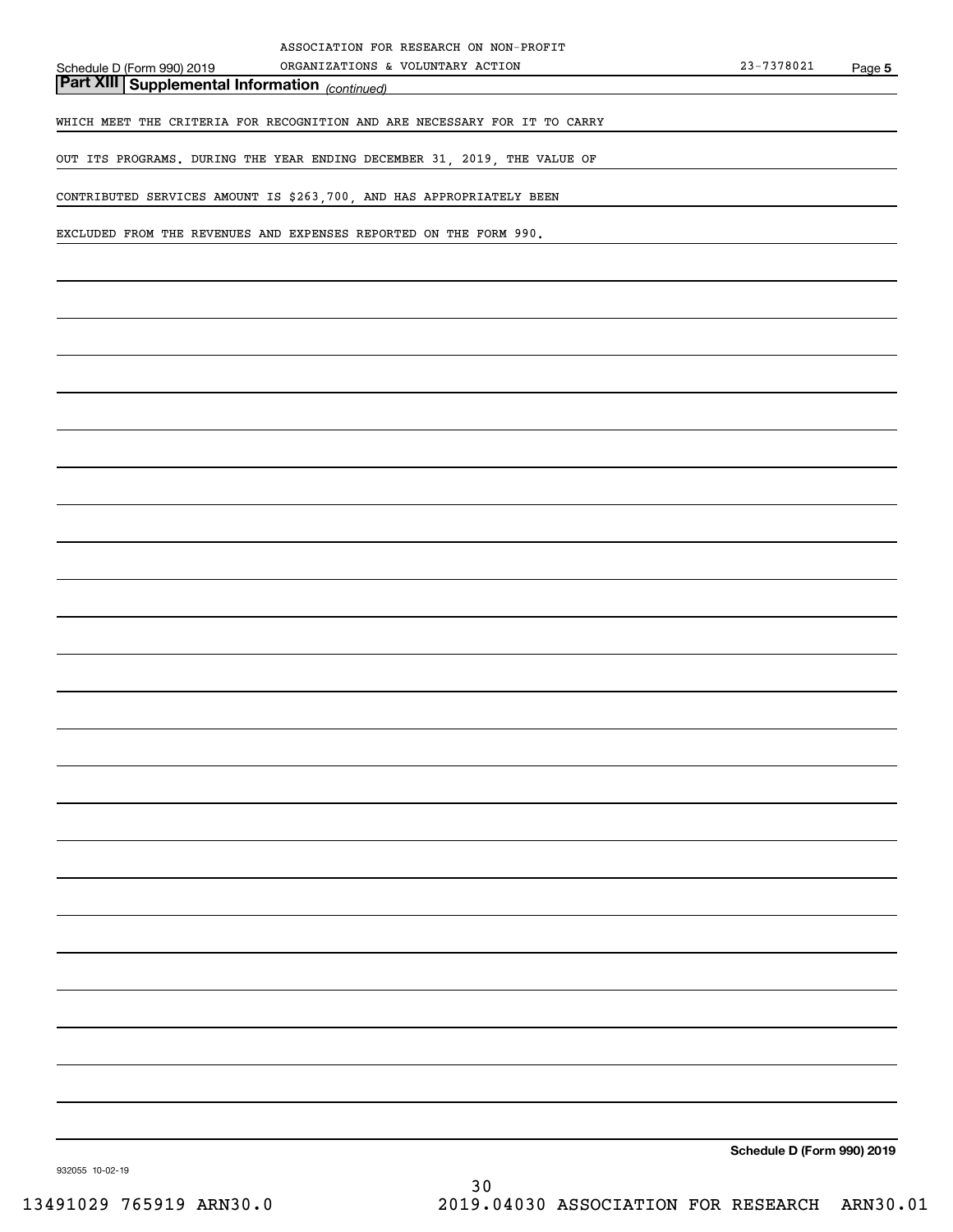## Part XIII Supplemental Information *(continued)*

WHICH MEET THE CRITERIA FOR RECOGNITION AND ARE NECESSARY FOR IT TO CARRY OUT ITS PROGRAMS. DURING THE YEAR ENDING DECEMBER 31, 2019, THE VALUE OF CONTRIBUTED SERVICES AMOUNT IS $263,700, AND HAS APPROPRIATELY BEEN EXCLUDED FROM THE REVENUES AND EXPENSES REPORTED ON THE FORM 990.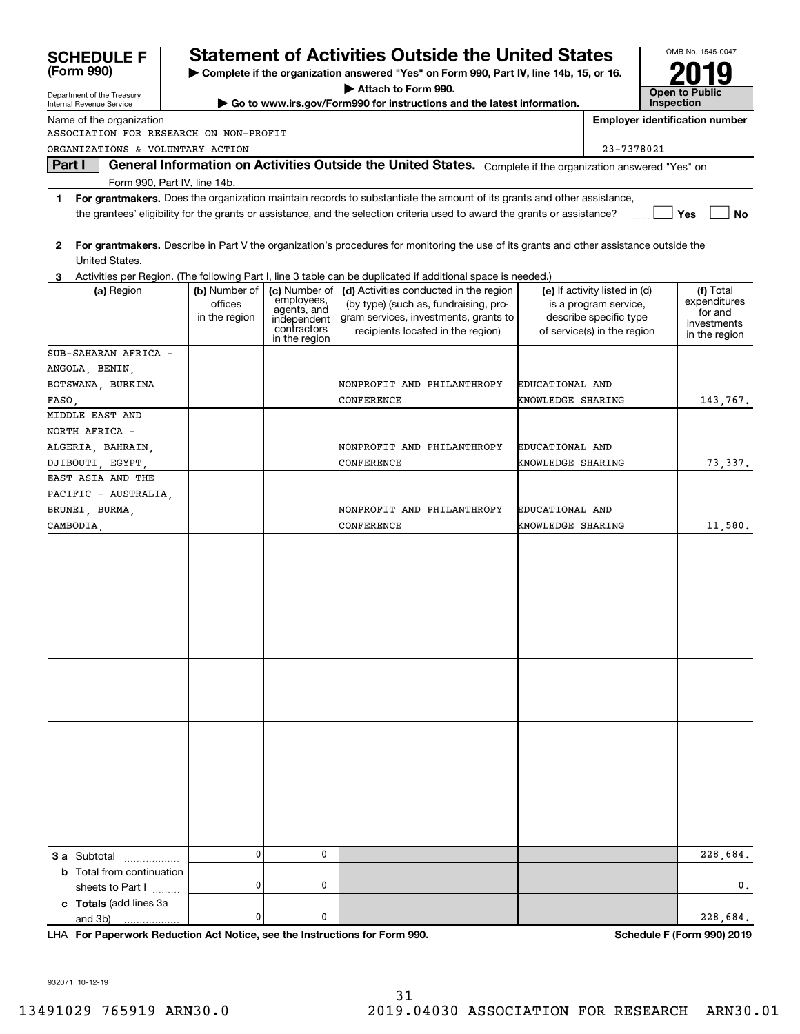# SCHEDULE F (Form 990)

Department of the Treasury
Internal Revenue Service

## Statement of Activities Outside the United States

▶ Complete if the organization answered "Yes" on Form 990, Part IV, line 14b, 15, or 16.

▶ Attach to Form 990.

▶ Go to www.irs.gov/Form990 for instructions and the latest information.

OMB No. 1545-0047

**2019**

**Open to Public Inspection**

Name of the organization: ASSOCIATION FOR RESEARCH ON NON-PROFIT ORGANIZATIONS & VOLUNTARY ACTION

Employer identification number: 23-7378021

**Part I** **General Information on Activities Outside the United States.** Complete if the organization answered "Yes" on Form 990, Part IV, line 14b.

1 **For grantmakers.** Does the organization maintain records to substantiate the amount of its grants and other assistance, the grantees' eligibility for the grants or assistance, and the selection criteria used to award the grants or assistance? ☐ Yes ☐ No

2 **For grantmakers.** Describe in Part V the organization's procedures for monitoring the use of its grants and other assistance outside the United States.

3 Activities per Region. (The following Part I, line 3 table can be duplicated if additional space is needed.)

| (a) Region | (b) Number of offices in the region | (c) Number of employees, agents, and independent contractors in the region | (d) Activities conducted in the region (by type) (such as, fundraising, program services, investments, grants to recipients located in the region) | (e) If activity listed in (d) is a program service, describe specific type of service(s) in the region | (f) Total expenditures for and investments in the region |
|---|---|---|---|---|---|
| SUB-SAHARAN AFRICA - ANGOLA, BENIN, BOTSWANA, BURKINA FASO, | | | NONPROFIT AND PHILANTHROPY CONFERENCE | EDUCATIONAL AND KNOWLEDGE SHARING | 143,767. |
| MIDDLE EAST AND NORTH AFRICA - ALGERIA, BAHRAIN, DJIBOUTI, EGYPT, | | | NONPROFIT AND PHILANTHROPY CONFERENCE | EDUCATIONAL AND KNOWLEDGE SHARING | 73,337. |
| EAST ASIA AND THE PACIFIC - AUSTRALIA, BRUNEI, BURMA, CAMBODIA, | | | NONPROFIT AND PHILANTHROPY CONFERENCE | EDUCATIONAL AND KNOWLEDGE SHARING | 11,580. |
| | | | | | |
| | | | | | |
| | | | | | |
| | | | | | |
| | | | | | |
| **3 a** Subtotal | 0 | 0 | | | 228,684. |
| **b** Total from continuation sheets to Part I | 0 | 0 | | | 0. |
| **c Totals** (add lines 3a and 3b) | 0 | 0 | | | 228,684. |

LHA **For Paperwork Reduction Act Notice, see the Instructions for Form 990.** **Schedule F (Form 990) 2019**

932071 10-12-19

13491029 765919 ARN30.0 2019.04030 ASSOCIATION FOR RESEARCH ARN30.01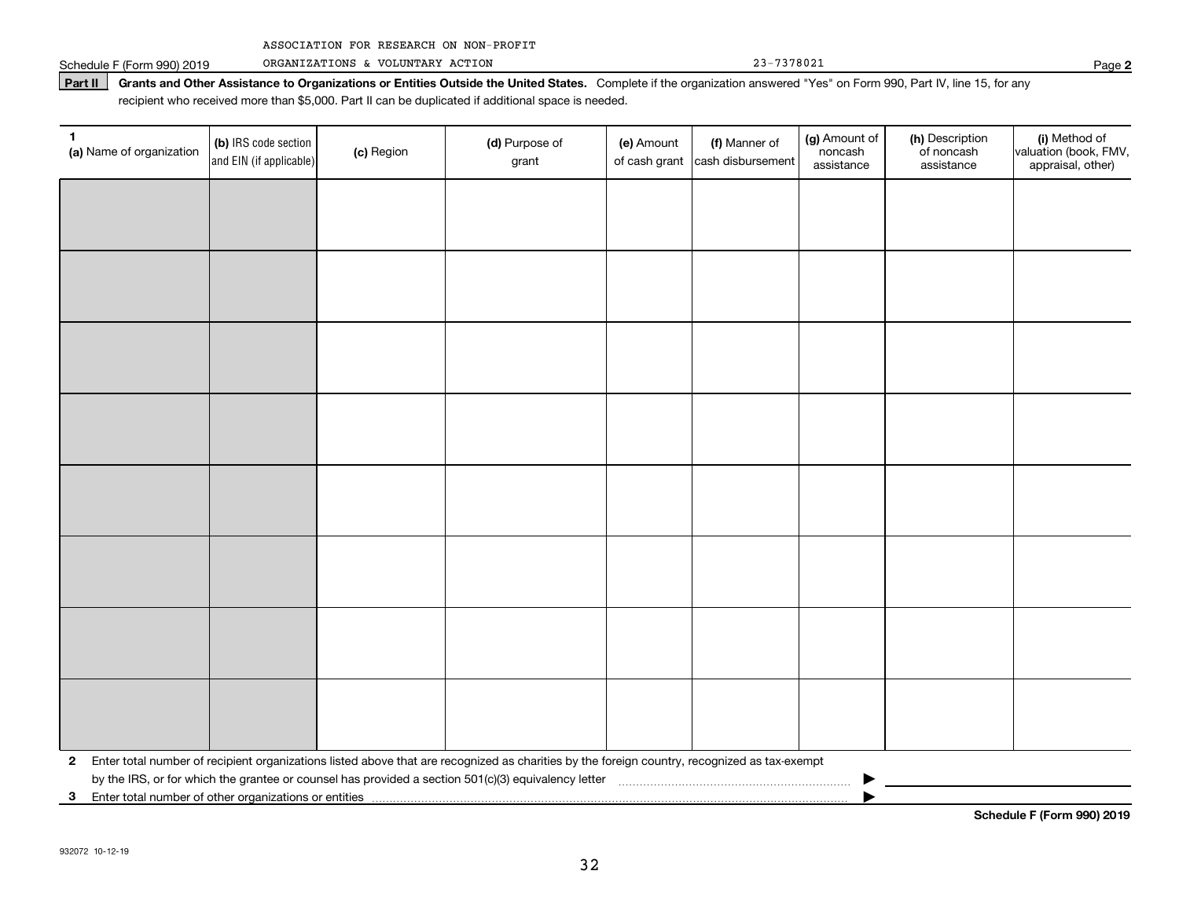ASSOCIATION FOR RESEARCH ON NON-PROFIT ORGANIZATIONS & VOLUNTARY ACTION 23-7378021

Schedule F (Form 990) 2019

**Part II** **Grants and Other Assistance to Organizations or Entities Outside the United States.** Complete if the organization answered "Yes" on Form 990, Part IV, line 15, for any recipient who received more than $5,000. Part II can be duplicated if additional space is needed.

| 1 (a) Name of organization | (b) IRS code section and EIN (if applicable) | (c) Region | (d) Purpose of grant | (e) Amount of cash grant | (f) Manner of cash disbursement | (g) Amount of noncash assistance | (h) Description of noncash assistance | (i) Method of valuation (book, FMV, appraisal, other) |
|---|---|---|---|---|---|---|---|---|
| | | | | | | | | |
| | | | | | | | | |
| | | | | | | | | |
| | | | | | | | | |
| | | | | | | | | |
| | | | | | | | | |
| | | | | | | | | |
| | | | | | | | | |

**2** Enter total number of recipient organizations listed above that are recognized as charities by the foreign country, recognized as tax-exempt by the IRS, or for which the grantee or counsel has provided a section 501(c)(3) equivalency letter ▶

**3** Enter total number of other organizations or entities ▶

**Schedule F (Form 990) 2019**

932072 10-12-19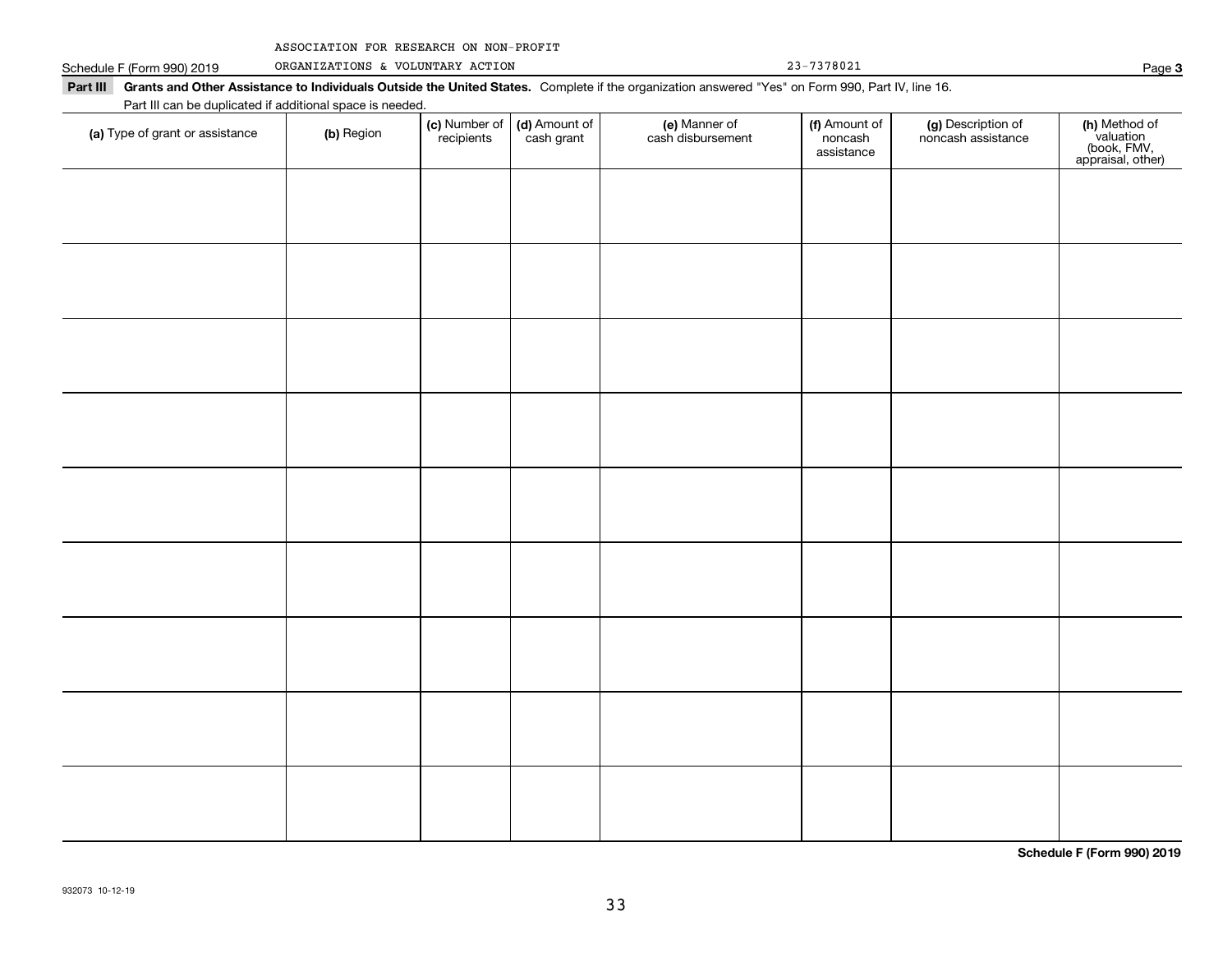ASSOCIATION FOR RESEARCH ON NON-PROFIT ORGANIZATIONS & VOLUNTARY ACTION

Schedule F (Form 990) 2019 — 23-7378021

**Part III Grants and Other Assistance to Individuals Outside the United States.** Complete if the organization answered "Yes" on Form 990, Part IV, line 16.

Part III can be duplicated if additional space is needed.

| (a) Type of grant or assistance | (b) Region | (c) Number of recipients | (d) Amount of cash grant | (e) Manner of cash disbursement | (f) Amount of noncash assistance | (g) Description of noncash assistance | (h) Method of valuation (book, FMV, appraisal, other) |
|---|---|---|---|---|---|---|---|
| | | | | | | | |
| | | | | | | | |
| | | | | | | | |
| | | | | | | | |
| | | | | | | | |
| | | | | | | | |
| | | | | | | | |
| | | | | | | | |
| | | | | | | | |

**Schedule F (Form 990) 2019**

932073 10-12-19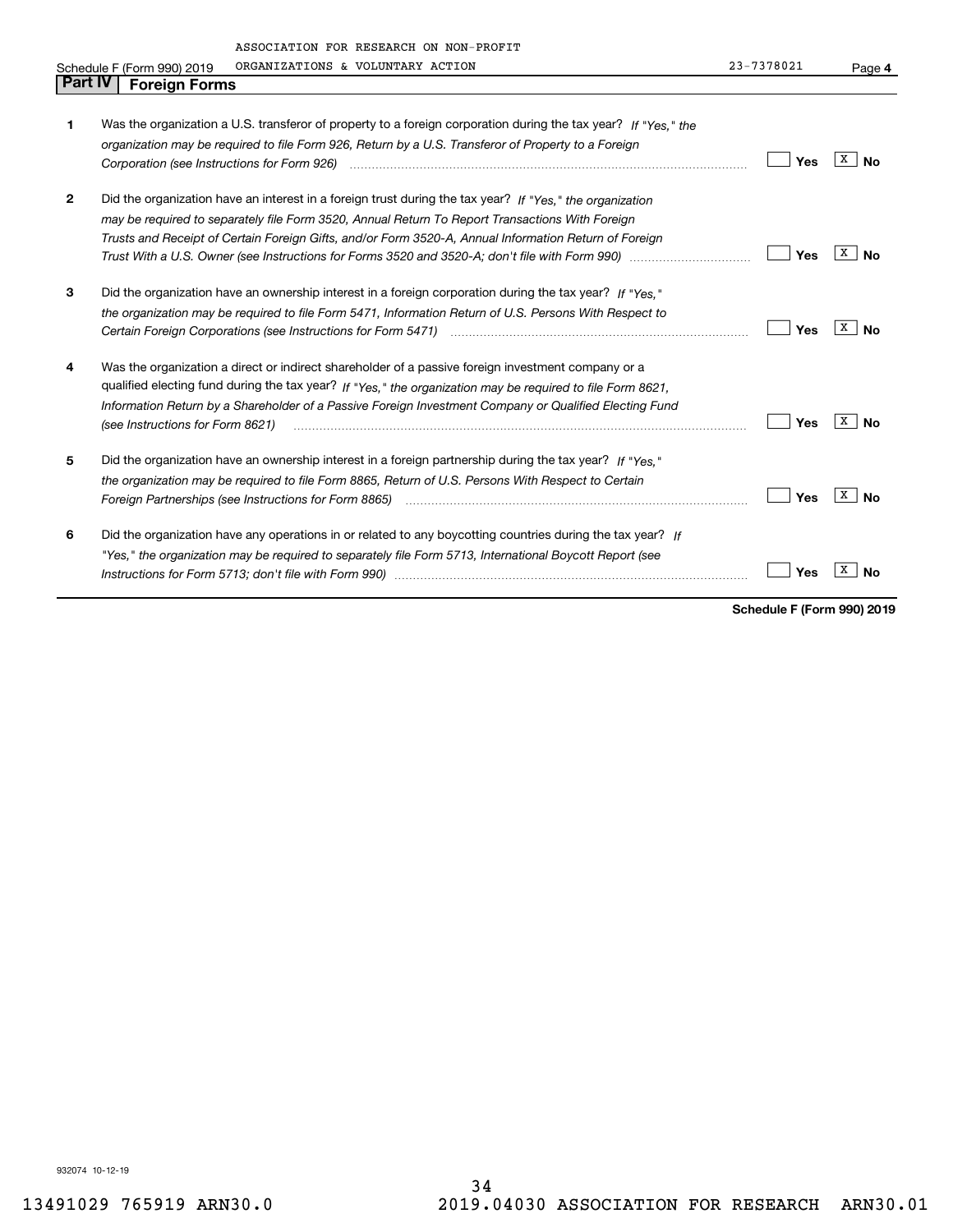ASSOCIATION FOR RESEARCH ON NON-PROFIT

Schedule F (Form 990) 2019 ORGANIZATIONS & VOLUNTARY ACTION 23-7378021 Page **4**

## Part IV Foreign Forms

| | | | |
|---|---|---|---|
| **1** | Was the organization a U.S. transferor of property to a foreign corporation during the tax year? *If "Yes," the organization may be required to file Form 926, Return by a U.S. Transferor of Property to a Foreign Corporation (see Instructions for Form 926)* | Yes | X No |
| **2** | Did the organization have an interest in a foreign trust during the tax year? *If "Yes," the organization may be required to separately file Form 3520, Annual Return To Report Transactions With Foreign Trusts and Receipt of Certain Foreign Gifts, and/or Form 3520-A, Annual Information Return of Foreign Trust With a U.S. Owner (see Instructions for Forms 3520 and 3520-A; don't file with Form 990)* | Yes | X No |
| **3** | Did the organization have an ownership interest in a foreign corporation during the tax year? *If "Yes," the organization may be required to file Form 5471, Information Return of U.S. Persons With Respect to Certain Foreign Corporations (see Instructions for Form 5471)* | Yes | X No |
| **4** | Was the organization a direct or indirect shareholder of a passive foreign investment company or a qualified electing fund during the tax year? *If "Yes," the organization may be required to file Form 8621, Information Return by a Shareholder of a Passive Foreign Investment Company or Qualified Electing Fund (see Instructions for Form 8621)* | Yes | X No |
| **5** | Did the organization have an ownership interest in a foreign partnership during the tax year? *If "Yes," the organization may be required to file Form 8865, Return of U.S. Persons With Respect to Certain Foreign Partnerships (see Instructions for Form 8865)* | Yes | X No |
| **6** | Did the organization have any operations in or related to any boycotting countries during the tax year? *If "Yes," the organization may be required to separately file Form 5713, International Boycott Report (see Instructions for Form 5713; don't file with Form 990)* | Yes | X No |

**Schedule F (Form 990) 2019**

932074 10-12-19

13491029 765919 ARN30.0 2019.04030 ASSOCIATION FOR RESEARCH ARN30.01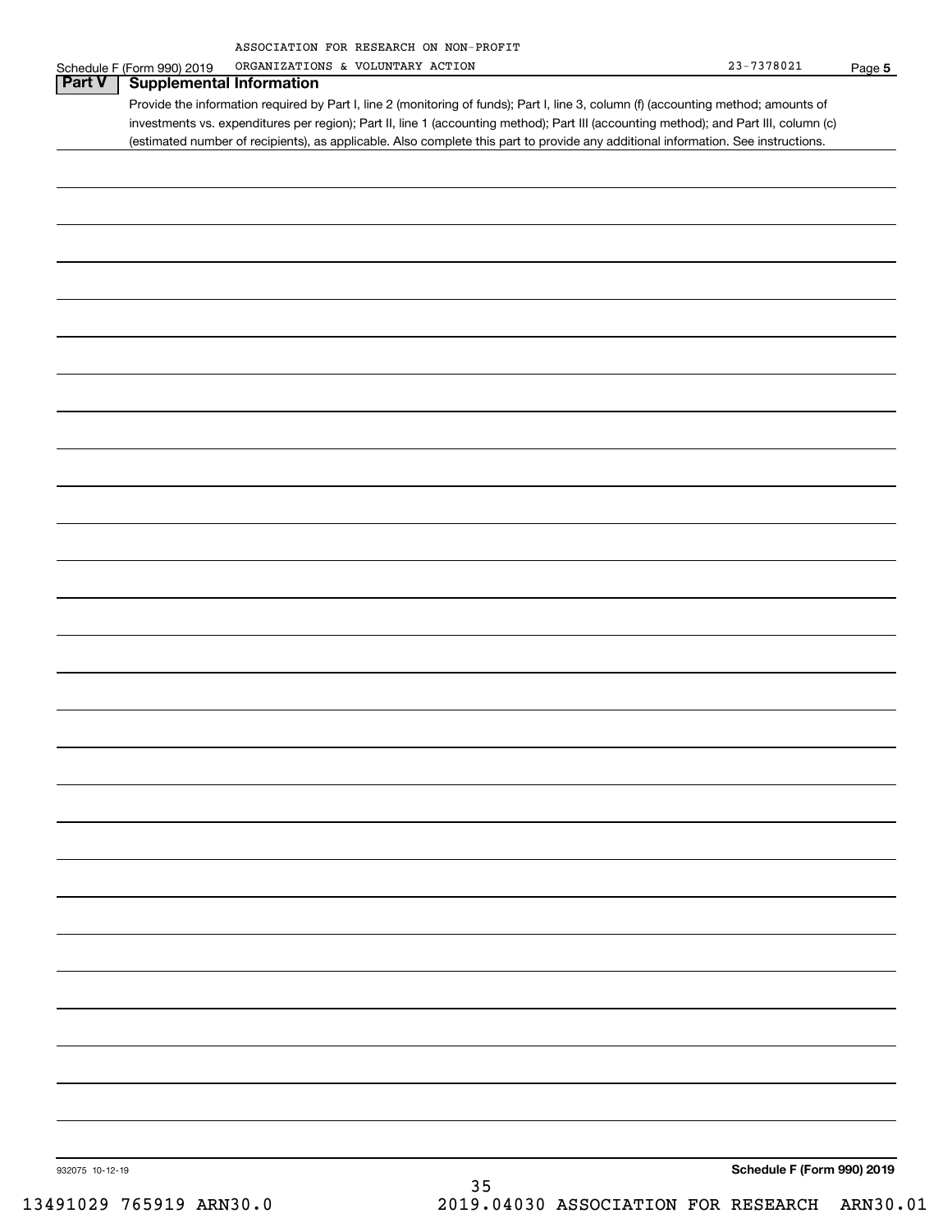ASSOCIATION FOR RESEARCH ON NON-PROFIT ORGANIZATIONS & VOLUNTARY ACTION 23-7378021

Schedule F (Form 990) 2019 Page 5

## Part V Supplemental Information

Provide the information required by Part I, line 2 (monitoring of funds); Part I, line 3, column (f) (accounting method; amounts of investments vs. expenditures per region); Part II, line 1 (accounting method); Part III (accounting method); and Part III, column (c) (estimated number of recipients), as applicable. Also complete this part to provide any additional information. See instructions.

932075 10-12-19

Schedule F (Form 990) 2019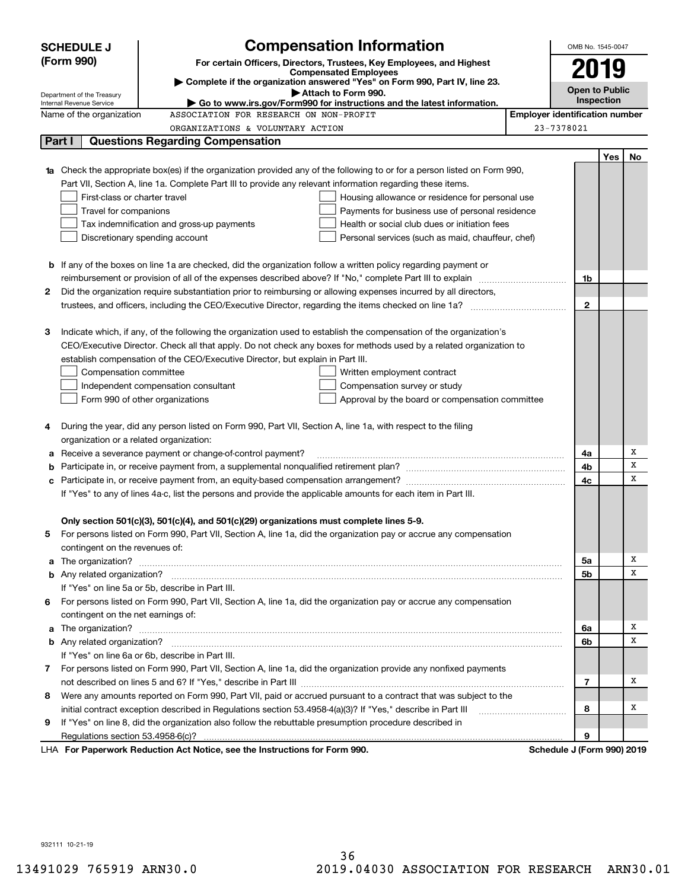**SCHEDULE J (Form 990)**

Department of the Treasury
Internal Revenue Service

# Compensation Information

**For certain Officers, Directors, Trustees, Key Employees, and Highest Compensated Employees**

▶ **Complete if the organization answered "Yes" on Form 990, Part IV, line 23.**

▶ **Attach to Form 990.**

▶ **Go to www.irs.gov/Form990 for instructions and the latest information.**

OMB No. 1545-0047

**2019**

**Open to Public Inspection**

Name of the organization: ASSOCIATION FOR RESEARCH ON NON-PROFIT ORGANIZATIONS & VOLUNTARY ACTION

**Employer identification number:** 23-7378021

## Part I Questions Regarding Compensation

| | | | Yes | No |
|---|---|---|---|---|
| **1a** | Check the appropriate box(es) if the organization provided any of the following to or for a person listed on Form 990, Part VII, Section A, line 1a. Complete Part III to provide any relevant information regarding these items.<br>☐ First-class or charter travel ☐ Housing allowance or residence for personal use<br>☐ Travel for companions ☐ Payments for business use of personal residence<br>☐ Tax indemnification and gross-up payments ☐ Health or social club dues or initiation fees<br>☐ Discretionary spending account ☐ Personal services (such as maid, chauffeur, chef) | | | |
| **b** | If any of the boxes on line 1a are checked, did the organization follow a written policy regarding payment or reimbursement or provision of all of the expenses described above? If "No," complete Part III to explain | 1b | | |
| **2** | Did the organization require substantiation prior to reimbursing or allowing expenses incurred by all directors, trustees, and officers, including the CEO/Executive Director, regarding the items checked on line 1a? | 2 | | |
| **3** | Indicate which, if any, of the following the organization used to establish the compensation of the organization's CEO/Executive Director. Check all that apply. Do not check any boxes for methods used by a related organization to establish compensation of the CEO/Executive Director, but explain in Part III.<br>☐ Compensation committee ☐ Written employment contract<br>☐ Independent compensation consultant ☐ Compensation survey or study<br>☐ Form 990 of other organizations ☐ Approval by the board or compensation committee | | | |
| **4** | During the year, did any person listed on Form 990, Part VII, Section A, line 1a, with respect to the filing organization or a related organization: | | | |
| **a** | Receive a severance payment or change-of-control payment? | 4a | | X |
| **b** | Participate in, or receive payment from, a supplemental nonqualified retirement plan? | 4b | | X |
| **c** | Participate in, or receive payment from, an equity-based compensation arrangement? | 4c | | X |
| | If "Yes" to any of lines 4a-c, list the persons and provide the applicable amounts for each item in Part III. | | | |
| | **Only section 501(c)(3), 501(c)(4), and 501(c)(29) organizations must complete lines 5-9.** | | | |
| **5** | For persons listed on Form 990, Part VII, Section A, line 1a, did the organization pay or accrue any compensation contingent on the revenues of: | | | |
| **a** | The organization? | 5a | | X |
| **b** | Any related organization? | 5b | | X |
| | If "Yes" on line 5a or 5b, describe in Part III. | | | |
| **6** | For persons listed on Form 990, Part VII, Section A, line 1a, did the organization pay or accrue any compensation contingent on the net earnings of: | | | |
| **a** | The organization? | 6a | | X |
| **b** | Any related organization? | 6b | | X |
| | If "Yes" on line 6a or 6b, describe in Part III. | | | |
| **7** | For persons listed on Form 990, Part VII, Section A, line 1a, did the organization provide any nonfixed payments not described on lines 5 and 6? If "Yes," describe in Part III | 7 | | X |
| **8** | Were any amounts reported on Form 990, Part VII, paid or accrued pursuant to a contract that was subject to the initial contract exception described in Regulations section 53.4958-4(a)(3)? If "Yes," describe in Part III | 8 | | X |
| **9** | If "Yes" on line 8, did the organization also follow the rebuttable presumption procedure described in Regulations section 53.4958-6(c)? | 9 | | |

LHA **For Paperwork Reduction Act Notice, see the Instructions for Form 990.** **Schedule J (Form 990) 2019**

932111 10-21-19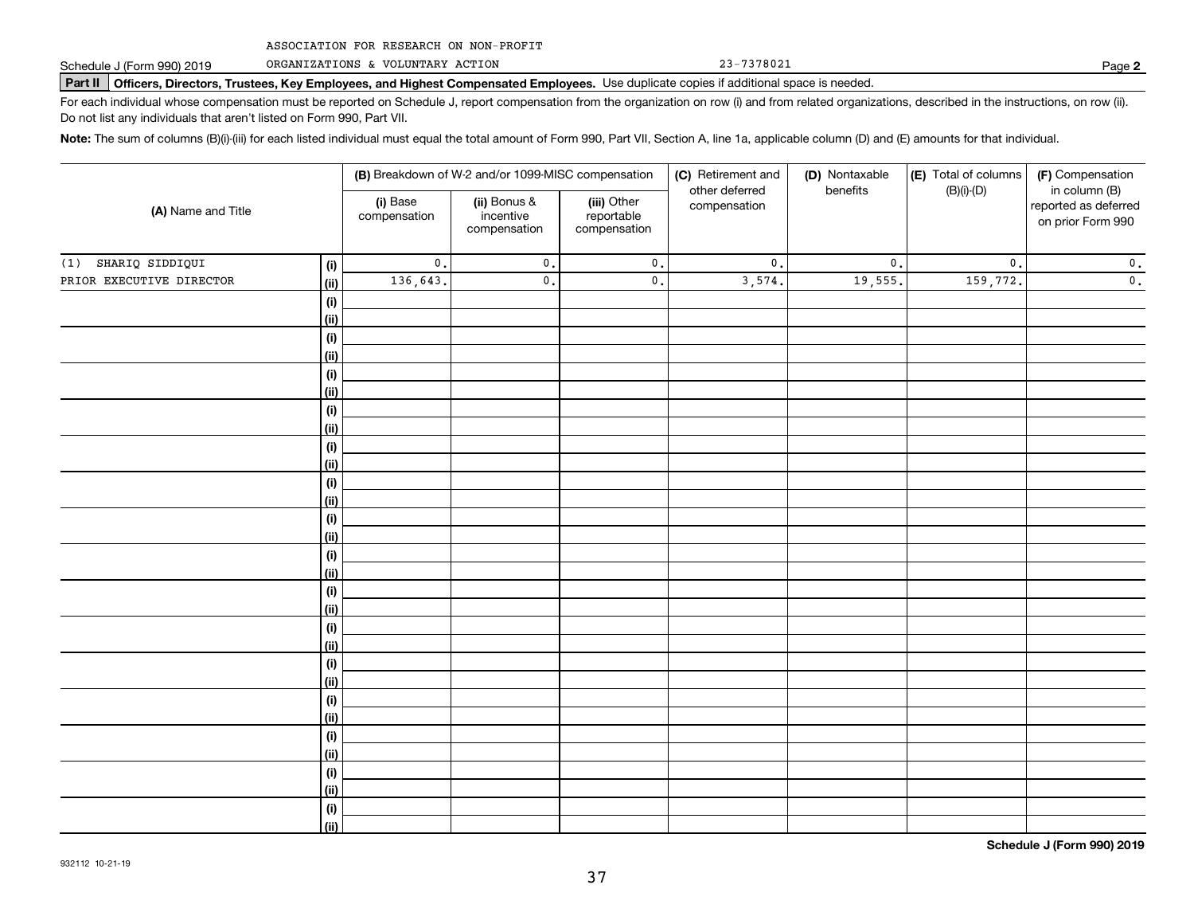ASSOCIATION FOR RESEARCH ON NON-PROFIT ORGANIZATIONS & VOLUNTARY ACTION

Schedule J (Form 990) 2019 — 23-7378021 — Page **2**

**Part II** **Officers, Directors, Trustees, Key Employees, and Highest Compensated Employees.** Use duplicate copies if additional space is needed.

For each individual whose compensation must be reported on Schedule J, report compensation from the organization on row (i) and from related organizations, described in the instructions, on row (ii). Do not list any individuals that aren't listed on Form 990, Part VII.

**Note:** The sum of columns (B)(i)-(iii) for each listed individual must equal the total amount of Form 990, Part VII, Section A, line 1a, applicable column (D) and (E) amounts for that individual.

| (A) Name and Title | | (B) Breakdown of W-2 and/or 1099-MISC compensation | | | (C) Retirement and other deferred compensation | (D) Nontaxable benefits | (E) Total of columns (B)(i)-(D) | (F) Compensation in column (B) reported as deferred on prior Form 990 |
|---|---|---|---|---|---|---|---|---|
| | | (i) Base compensation | (ii) Bonus & incentive compensation | (iii) Other reportable compensation | | | | |
| (1) SHARIQ SIDDIQUI | (i) | 0. | 0. | 0. | 0. | 0. | 0. | 0. |
| PRIOR EXECUTIVE DIRECTOR | (ii) | 136,643. | 0. | 0. | 3,574. | 19,555. | 159,772. | 0. |
| | (i) | | | | | | | |
| | (ii) | | | | | | | |
| | (i) | | | | | | | |
| | (ii) | | | | | | | |
| | (i) | | | | | | | |
| | (ii) | | | | | | | |
| | (i) | | | | | | | |
| | (ii) | | | | | | | |
| | (i) | | | | | | | |
| | (ii) | | | | | | | |
| | (i) | | | | | | | |
| | (ii) | | | | | | | |
| | (i) | | | | | | | |
| | (ii) | | | | | | | |
| | (i) | | | | | | | |
| | (ii) | | | | | | | |
| | (i) | | | | | | | |
| | (ii) | | | | | | | |
| | (i) | | | | | | | |
| | (ii) | | | | | | | |
| | (i) | | | | | | | |
| | (ii) | | | | | | | |
| | (i) | | | | | | | |
| | (ii) | | | | | | | |
| | (i) | | | | | | | |
| | (ii) | | | | | | | |
| | (i) | | | | | | | |
| | (ii) | | | | | | | |
| | (i) | | | | | | | |
| | (ii) | | | | | | | |

**Schedule J (Form 990) 2019**

932112 10-21-19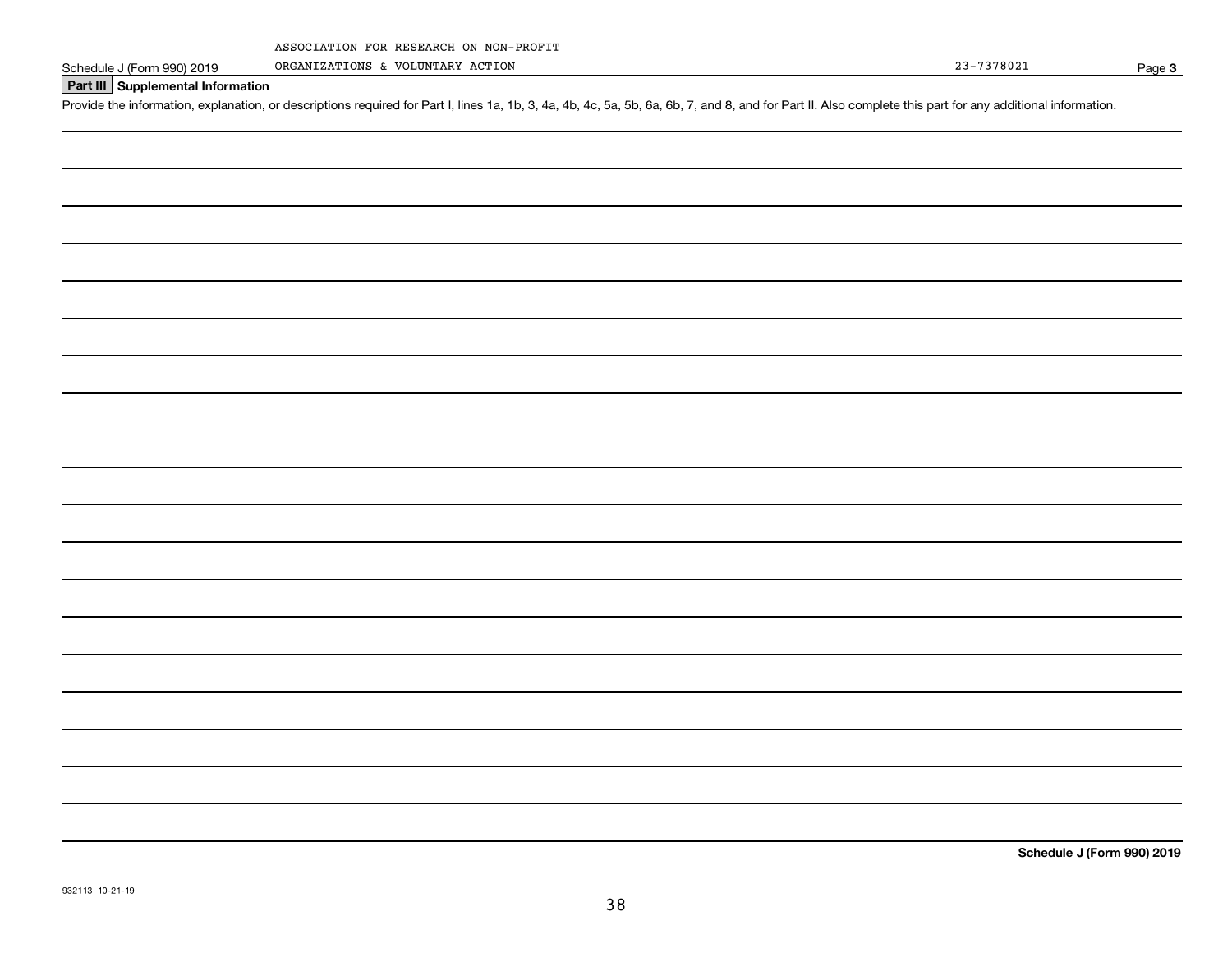ASSOCIATION FOR RESEARCH ON NON-PROFIT ORGANIZATIONS & VOLUNTARY ACTION

23-7378021

Schedule J (Form 990) 2019

## Part III Supplemental Information

Provide the information, explanation, or descriptions required for Part I, lines 1a, 1b, 3, 4a, 4b, 4c, 5a, 5b, 6a, 6b, 7, and 8, and for Part II. Also complete this part for any additional information.

**Schedule J (Form 990) 2019**

932113 10-21-19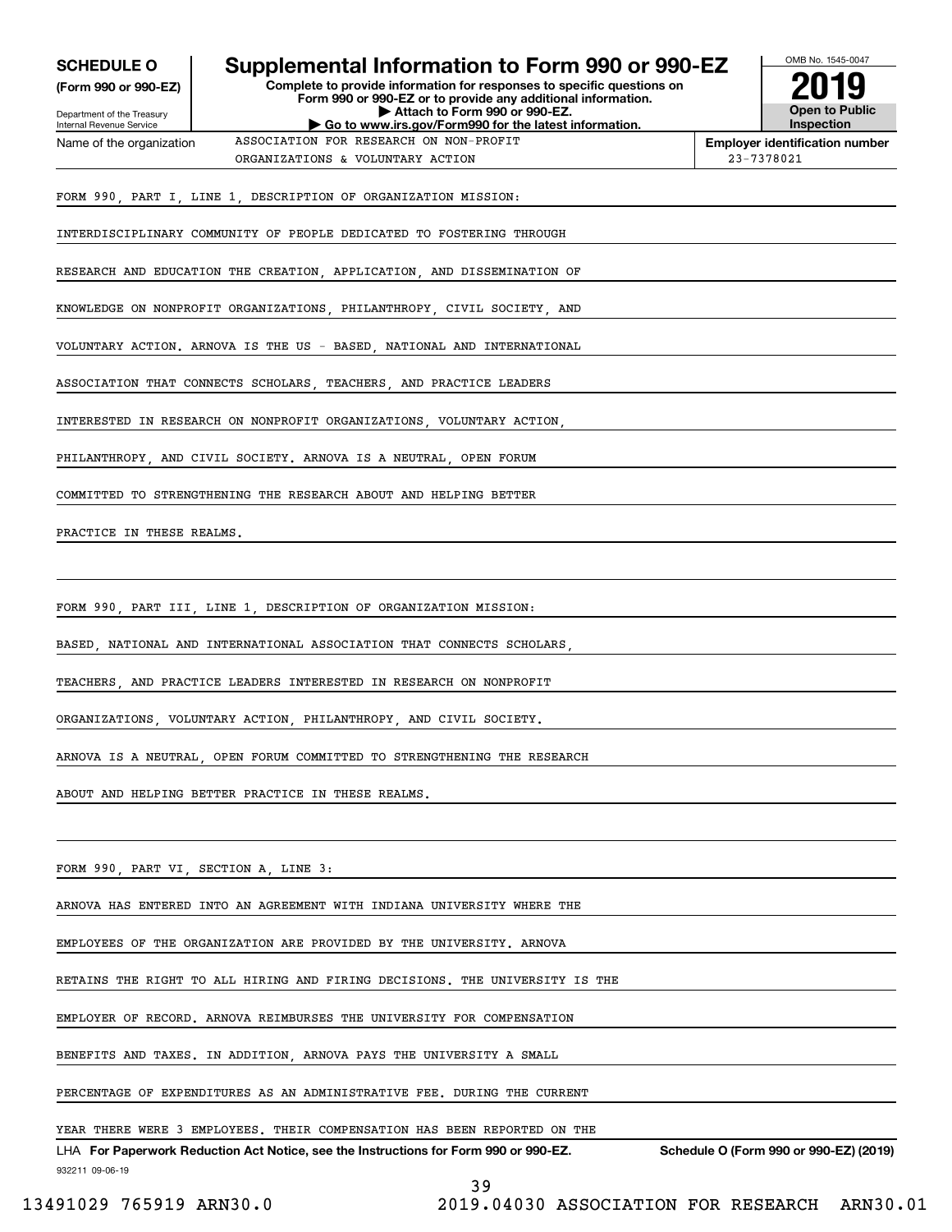**SCHEDULE O**
**(Form 990 or 990-EZ)**

Department of the Treasury
Internal Revenue Service

# Supplemental Information to Form 990 or 990-EZ

**Complete to provide information for responses to specific questions on Form 990 or 990-EZ or to provide any additional information.**
**▶ Attach to Form 990 or 990-EZ.**
**▶ Go to www.irs.gov/Form990 for the latest information.**

OMB No. 1545-0047
**2019**
**Open to Public Inspection**

Name of the organization: ASSOCIATION FOR RESEARCH ON NON-PROFIT ORGANIZATIONS & VOLUNTARY ACTION

**Employer identification number** 23-7378021

FORM 990, PART I, LINE 1, DESCRIPTION OF ORGANIZATION MISSION:

INTERDISCIPLINARY COMMUNITY OF PEOPLE DEDICATED TO FOSTERING THROUGH RESEARCH AND EDUCATION THE CREATION, APPLICATION, AND DISSEMINATION OF KNOWLEDGE ON NONPROFIT ORGANIZATIONS, PHILANTHROPY, CIVIL SOCIETY, AND VOLUNTARY ACTION. ARNOVA IS THE US - BASED, NATIONAL AND INTERNATIONAL ASSOCIATION THAT CONNECTS SCHOLARS, TEACHERS, AND PRACTICE LEADERS INTERESTED IN RESEARCH ON NONPROFIT ORGANIZATIONS, VOLUNTARY ACTION, PHILANTHROPY, AND CIVIL SOCIETY. ARNOVA IS A NEUTRAL, OPEN FORUM COMMITTED TO STRENGTHENING THE RESEARCH ABOUT AND HELPING BETTER PRACTICE IN THESE REALMS.

FORM 990, PART III, LINE 1, DESCRIPTION OF ORGANIZATION MISSION:

BASED, NATIONAL AND INTERNATIONAL ASSOCIATION THAT CONNECTS SCHOLARS, TEACHERS, AND PRACTICE LEADERS INTERESTED IN RESEARCH ON NONPROFIT ORGANIZATIONS, VOLUNTARY ACTION, PHILANTHROPY, AND CIVIL SOCIETY. ARNOVA IS A NEUTRAL, OPEN FORUM COMMITTED TO STRENGTHENING THE RESEARCH ABOUT AND HELPING BETTER PRACTICE IN THESE REALMS.

FORM 990, PART VI, SECTION A, LINE 3:

ARNOVA HAS ENTERED INTO AN AGREEMENT WITH INDIANA UNIVERSITY WHERE THE EMPLOYEES OF THE ORGANIZATION ARE PROVIDED BY THE UNIVERSITY. ARNOVA RETAINS THE RIGHT TO ALL HIRING AND FIRING DECISIONS. THE UNIVERSITY IS THE EMPLOYER OF RECORD. ARNOVA REIMBURSES THE UNIVERSITY FOR COMPENSATION BENEFITS AND TAXES. IN ADDITION, ARNOVA PAYS THE UNIVERSITY A SMALL PERCENTAGE OF EXPENDITURES AS AN ADMINISTRATIVE FEE. DURING THE CURRENT YEAR THERE WERE 3 EMPLOYEES. THEIR COMPENSATION HAS BEEN REPORTED ON THE

LHA **For Paperwork Reduction Act Notice, see the Instructions for Form 990 or 990-EZ.** **Schedule O (Form 990 or 990-EZ) (2019)**

932211 09-06-19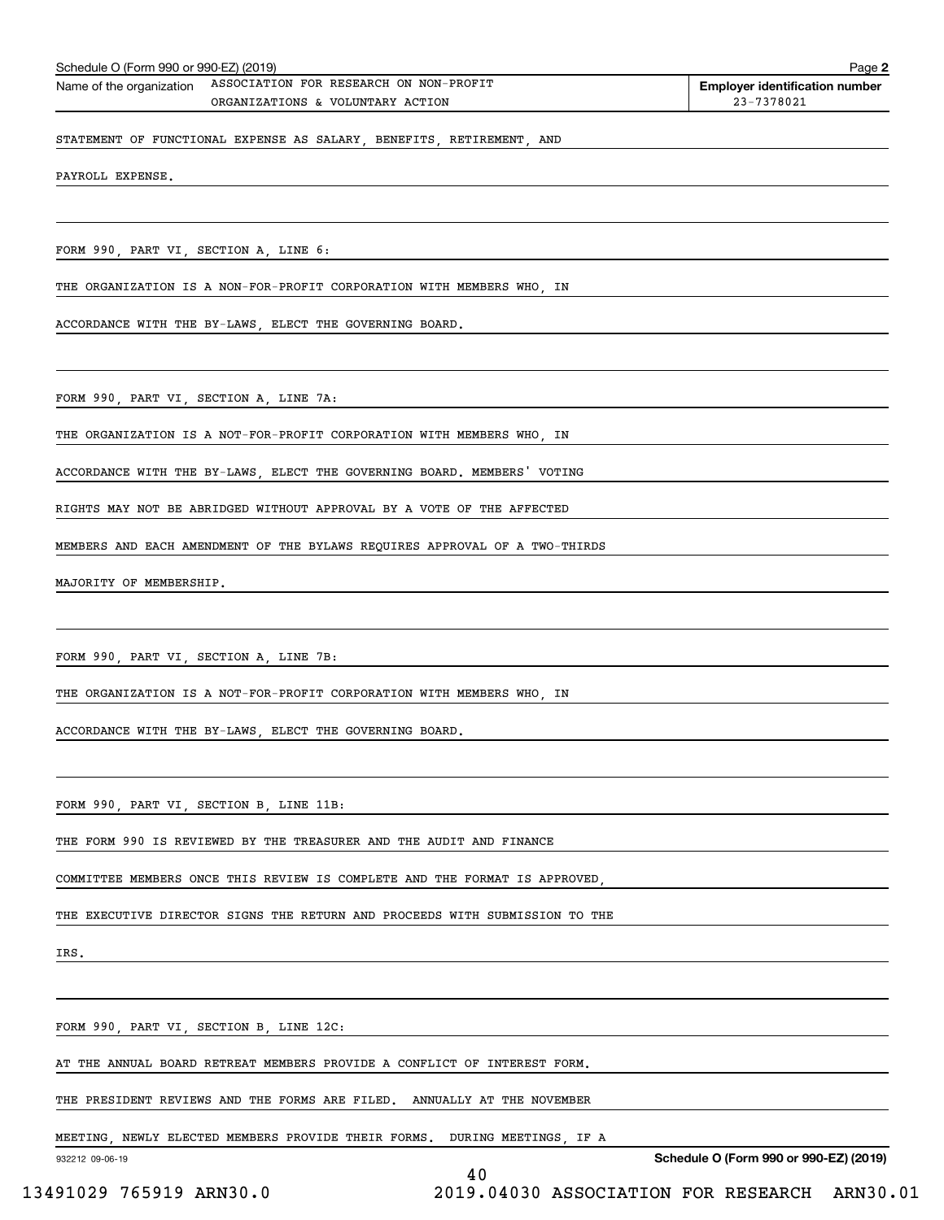Schedule O (Form 990 or 990-EZ) (2019)

Name of the organization: ASSOCIATION FOR RESEARCH ON NON-PROFIT ORGANIZATIONS & VOLUNTARY ACTION

**Employer identification number** 23-7378021

STATEMENT OF FUNCTIONAL EXPENSE AS SALARY, BENEFITS, RETIREMENT, AND PAYROLL EXPENSE.

FORM 990, PART VI, SECTION A, LINE 6:

THE ORGANIZATION IS A NON-FOR-PROFIT CORPORATION WITH MEMBERS WHO, IN ACCORDANCE WITH THE BY-LAWS, ELECT THE GOVERNING BOARD.

FORM 990, PART VI, SECTION A, LINE 7A:

THE ORGANIZATION IS A NOT-FOR-PROFIT CORPORATION WITH MEMBERS WHO, IN ACCORDANCE WITH THE BY-LAWS, ELECT THE GOVERNING BOARD. MEMBERS' VOTING RIGHTS MAY NOT BE ABRIDGED WITHOUT APPROVAL BY A VOTE OF THE AFFECTED MEMBERS AND EACH AMENDMENT OF THE BYLAWS REQUIRES APPROVAL OF A TWO-THIRDS MAJORITY OF MEMBERSHIP.

FORM 990, PART VI, SECTION A, LINE 7B:

THE ORGANIZATION IS A NOT-FOR-PROFIT CORPORATION WITH MEMBERS WHO, IN ACCORDANCE WITH THE BY-LAWS, ELECT THE GOVERNING BOARD.

FORM 990, PART VI, SECTION B, LINE 11B:

THE FORM 990 IS REVIEWED BY THE TREASURER AND THE AUDIT AND FINANCE COMMITTEE MEMBERS ONCE THIS REVIEW IS COMPLETE AND THE FORMAT IS APPROVED, THE EXECUTIVE DIRECTOR SIGNS THE RETURN AND PROCEEDS WITH SUBMISSION TO THE IRS.

FORM 990, PART VI, SECTION B, LINE 12C:

AT THE ANNUAL BOARD RETREAT MEMBERS PROVIDE A CONFLICT OF INTEREST FORM. THE PRESIDENT REVIEWS AND THE FORMS ARE FILED. ANNUALLY AT THE NOVEMBER MEETING, NEWLY ELECTED MEMBERS PROVIDE THEIR FORMS. DURING MEETINGS, IF A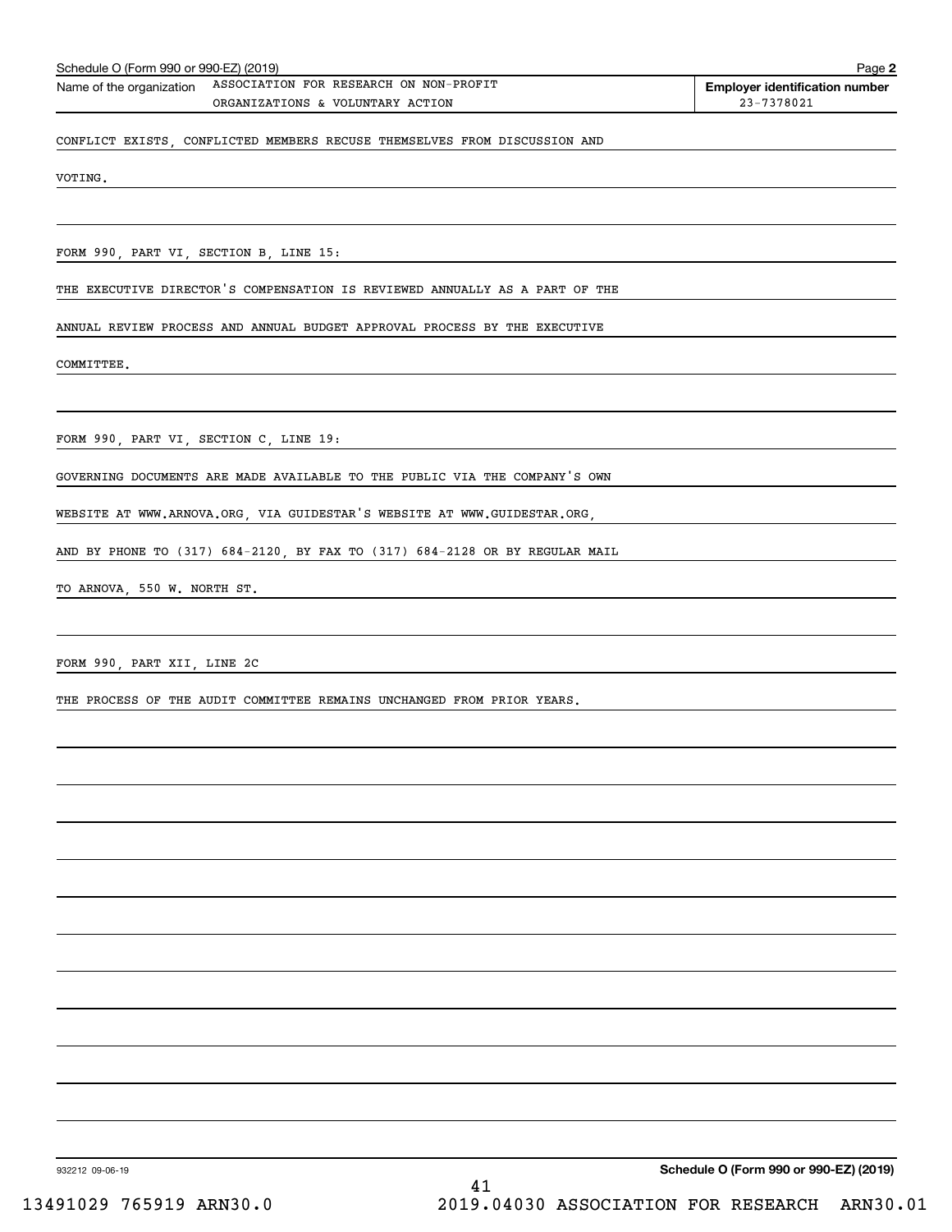Schedule O (Form 990 or 990-EZ) (2019)

Name of the organization: ASSOCIATION FOR RESEARCH ON NON-PROFIT ORGANIZATIONS & VOLUNTARY ACTION

**Employer identification number** 23-7378021

CONFLICT EXISTS, CONFLICTED MEMBERS RECUSE THEMSELVES FROM DISCUSSION AND VOTING.

FORM 990, PART VI, SECTION B, LINE 15:

THE EXECUTIVE DIRECTOR'S COMPENSATION IS REVIEWED ANNUALLY AS A PART OF THE ANNUAL REVIEW PROCESS AND ANNUAL BUDGET APPROVAL PROCESS BY THE EXECUTIVE COMMITTEE.

FORM 990, PART VI, SECTION C, LINE 19:

GOVERNING DOCUMENTS ARE MADE AVAILABLE TO THE PUBLIC VIA THE COMPANY'S OWN WEBSITE AT WWW.ARNOVA.ORG, VIA GUIDESTAR'S WEBSITE AT WWW.GUIDESTAR.ORG, AND BY PHONE TO (317) 684-2120, BY FAX TO (317) 684-2128 OR BY REGULAR MAIL TO ARNOVA, 550 W. NORTH ST.

FORM 990, PART XII, LINE 2C

THE PROCESS OF THE AUDIT COMMITTEE REMAINS UNCHANGED FROM PRIOR YEARS.

932212 09-06-19

**Schedule O (Form 990 or 990-EZ) (2019)**

13491029 765919 ARN30.0 2019.04030 ASSOCIATION FOR RESEARCH ARN30.01